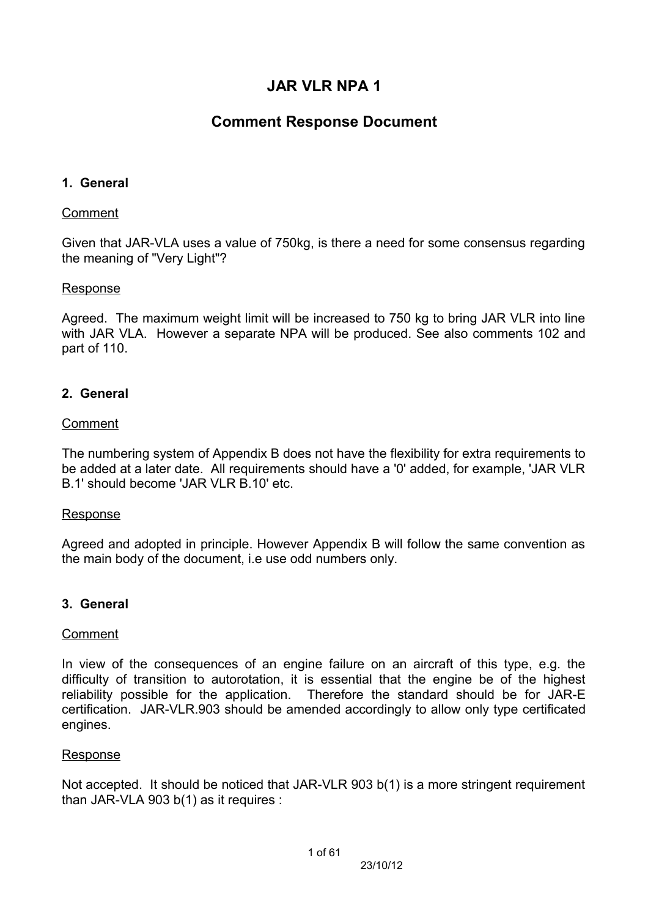# JAR VLR NPA 1

## Comment Response Document

### 1. General

Comment

Given that JAR-VLA uses a value of 750kg, is there a need for some consensus regarding the meaning of "Very Light"?

Response

Agreed. The maximum weight limit will be increased to 750 kg to bring JAR VLR into line with JAR VLA. However a separate NPA will be produced. See also comments 102 and part of 110.

### 2. General

Comment

The numbering system of Appendix B does not have the flexibility for extra requirements to be added at a later date. All requirements should have a '0' added, for example, 'JAR VLR B.1' should become 'JAR VLR B.10' etc.

Response

Agreed and adopted in principle. However Appendix B will follow the same convention as the main body of the document, i.e use odd numbers only.

### 3. General

Comment

In view of the consequences of an engine failure on an aircraft of this type, e.g. the difficulty of transition to autorotation, it is essential that the engine be of the highest reliability possible for the application. Therefore the standard should be for JAR-E certification. JAR-VLR.903 should be amended accordingly to allow only type certificated engines.

Response

Not accepted. It should be noticed that JAR-VLR 903 b(1) is a more stringent requirement than JAR-VLA 903 b(1) as it requires :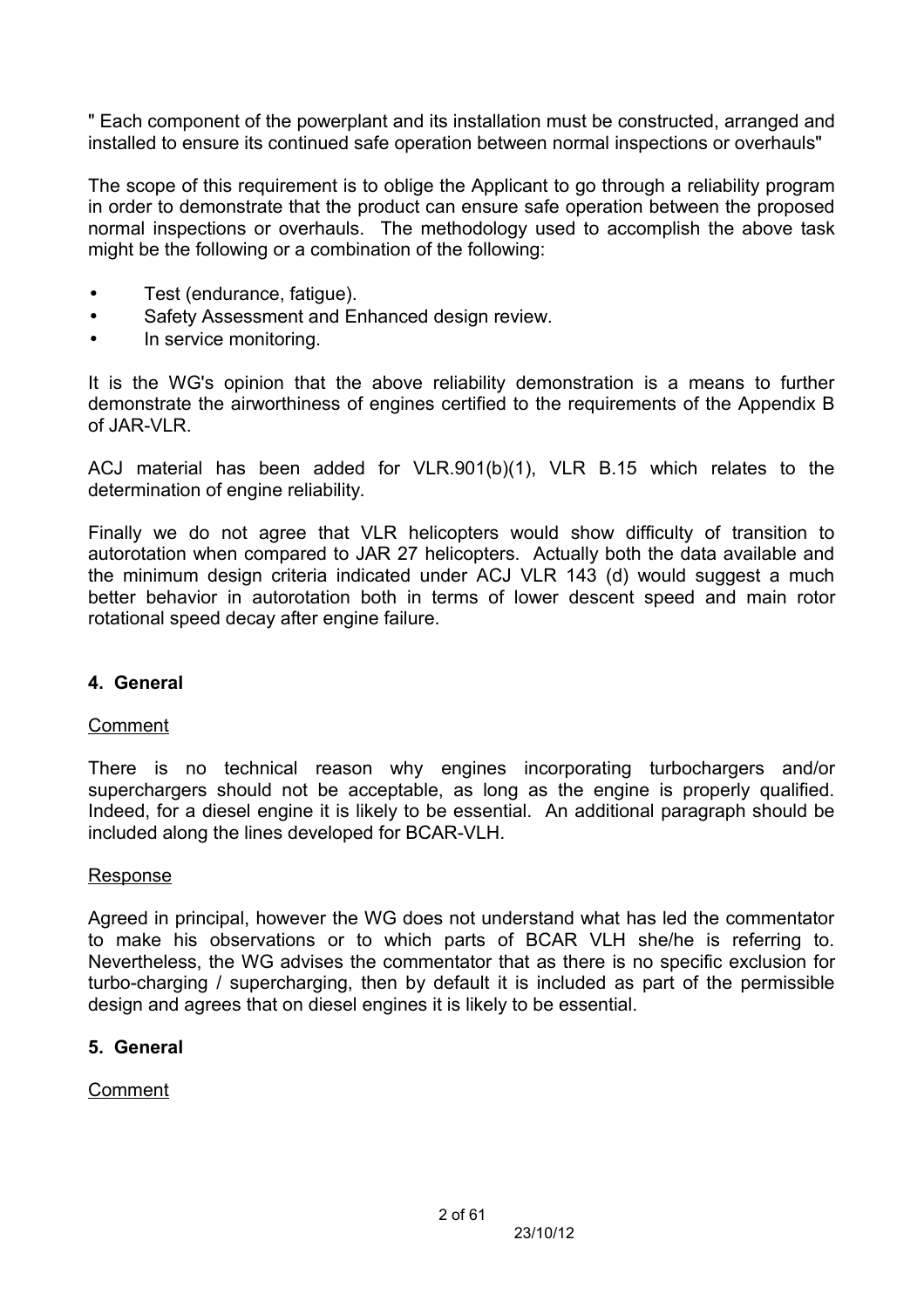" Each component of the powerplant and its installation must be constructed, arranged and installed to ensure its continued safe operation between normal inspections or overhauls"

The scope of this requirement is to oblige the Applicant to go through a reliability program in order to demonstrate that the product can ensure safe operation between the proposed normal inspections or overhauls. The methodology used to accomplish the above task might be the following or a combination of the following:

- Test (endurance, fatigue).
- Safety Assessment and Enhanced design review.
- In service monitoring.

It is the WG's opinion that the above reliability demonstration is a means to further demonstrate the airworthiness of engines certified to the requirements of the Appendix B of JAR-VLR.

ACJ material has been added for VLR.901(b)(1), VLR B.15 which relates to the determination of engine reliability.

Finally we do not agree that VLR helicopters would show difficulty of transition to autorotation when compared to JAR 27 helicopters. Actually both the data available and the minimum design criteria indicated under ACJ VLR 143 (d) would suggest a much better behavior in autorotation both in terms of lower descent speed and main rotor rotational speed decay after engine failure.

## 4. General

Comment

There is no technical reason why engines incorporating turbochargers and/or superchargers should not be acceptable, as long as the engine is properly qualified. Indeed, for a diesel engine it is likely to be essential. An additional paragraph should be included along the lines developed for BCAR-VLH.

Response

Agreed in principal, however the WG does not understand what has led the commentator to make his observations or to which parts of BCAR VLH she/he is referring to. Nevertheless, the WG advises the commentator that as there is no specific exclusion for turbo-charging / supercharging, then by default it is included as part of the permissible design and agrees that on diesel engines it is likely to be essential.

## 5. General

Comment

23/10/12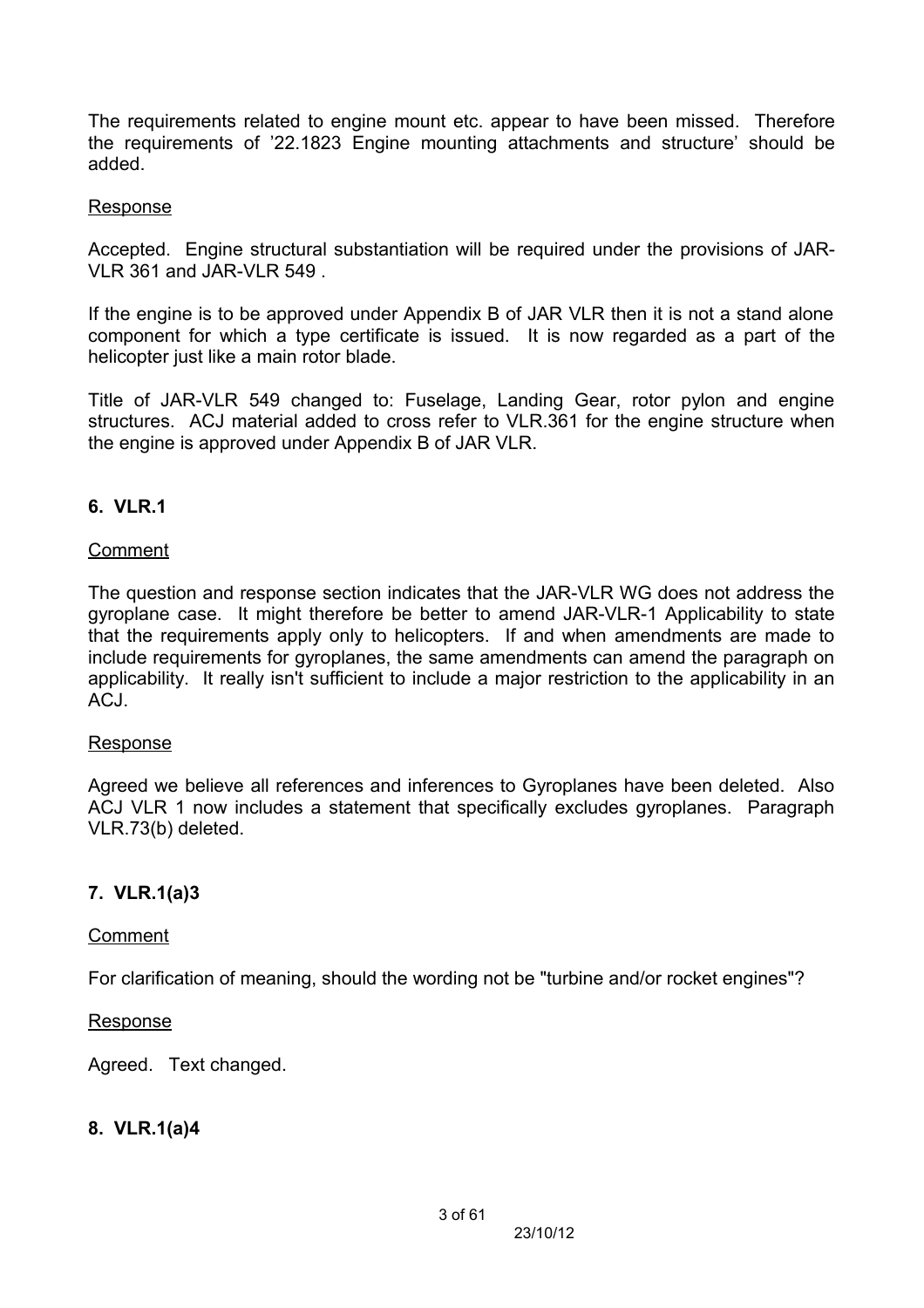The requirements related to engine mount etc. appear to have been missed. Therefore the requirements of '22.1823 Engine mounting attachments and structure' should be added.

Response

Accepted. Engine structural substantiation will be required under the provisions of JAR-VLR 361 and JAR-VLR 549 .

If the engine is to be approved under Appendix B of JAR VLR then it is not a stand alone component for which a type certificate is issued. It is now regarded as a part of the helicopter just like a main rotor blade.

Title of JAR-VLR 549 changed to: Fuselage, Landing Gear, rotor pylon and engine structures. ACJ material added to cross refer to VLR.361 for the engine structure when the engine is approved under Appendix B of JAR VLR.

### 6. VLR.1

Comment

The question and response section indicates that the JAR-VLR WG does not address the gyroplane case. It might therefore be better to amend JAR-VLR-1 Applicability to state that the requirements apply only to helicopters. If and when amendments are made to include requirements for gyroplanes, the same amendments can amend the paragraph on applicability. It really isn't sufficient to include a major restriction to the applicability in an ACJ.

Response

Agreed we believe all references and inferences to Gyroplanes have been deleted. Also ACJ VLR 1 now includes a statement that specifically excludes gyroplanes. Paragraph VLR.73(b) deleted.

### 7. VLR.1(a)3

Comment

For clarification of meaning, should the wording not be "turbine and/or rocket engines"?

Response

Agreed. Text changed.

### 8. VLR.1(a)4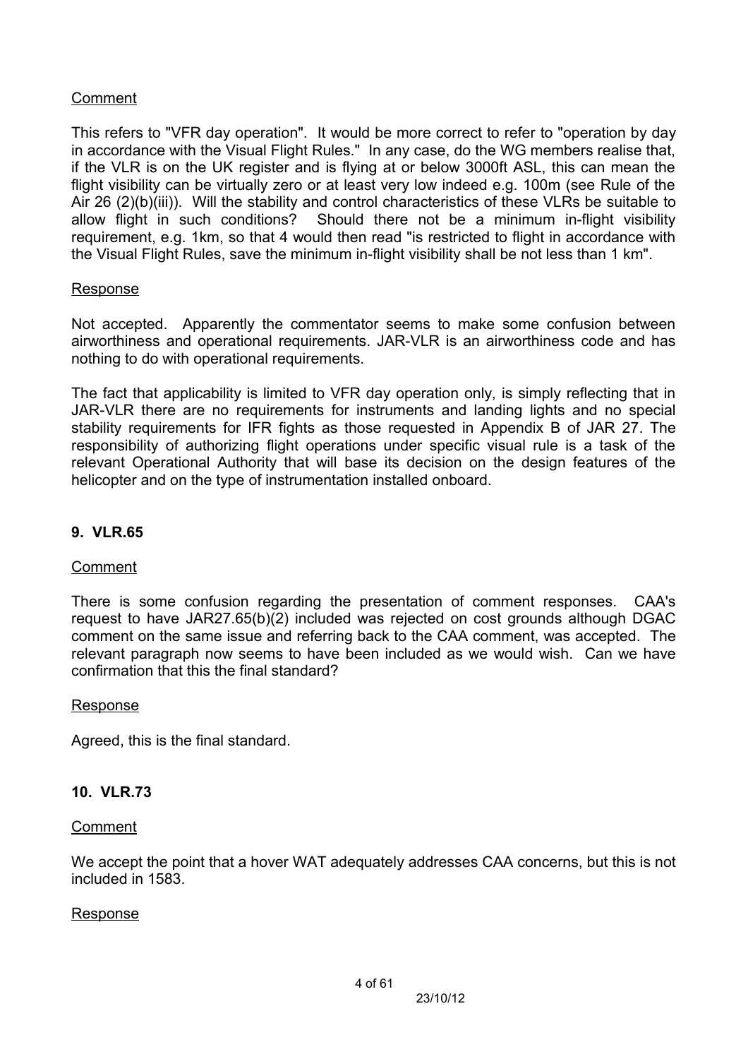Comment

This refers to "VFR day operation". It would be more correct to refer to "operation by day in accordance with the Visual Flight Rules." In any case, do the WG members realise that, if the VLR is on the UK register and is flying at or below 3000ft ASL, this can mean the flight visibility can be virtually zero or at least very low indeed e.g. 100m (see Rule of the Air 26 (2)(b)(iii)). Will the stability and control characteristics of these VLRs be suitable to allow flight in such conditions? Should there not be a minimum in-flight visibility requirement, e.g. 1km, so that 4 would then read "is restricted to flight in accordance with the Visual Flight Rules, save the minimum in-flight visibility shall be not less than 1 km".

Response

Not accepted. Apparently the commentator seems to make some confusion between airworthiness and operational requirements. JAR-VLR is an airworthiness code and has nothing to do with operational requirements.

The fact that applicability is limited to VFR day operation only, is simply reflecting that in JAR-VLR there are no requirements for instruments and landing lights and no special stability requirements for IFR fights as those requested in Appendix B of JAR 27. The responsibility of authorizing flight operations under specific visual rule is a task of the relevant Operational Authority that will base its decision on the design features of the helicopter and on the type of instrumentation installed onboard.

## 9. VLR.65

Comment

There is some confusion regarding the presentation of comment responses. CAA's request to have JAR27.65(b)(2) included was rejected on cost grounds although DGAC comment on the same issue and referring back to the CAA comment, was accepted. The relevant paragraph now seems to have been included as we would wish. Can we have confirmation that this the final standard?

Response

Agreed, this is the final standard.

## 10. VLR.73

Comment

We accept the point that a hover WAT adequately addresses CAA concerns, but this is not included in 1583.

Response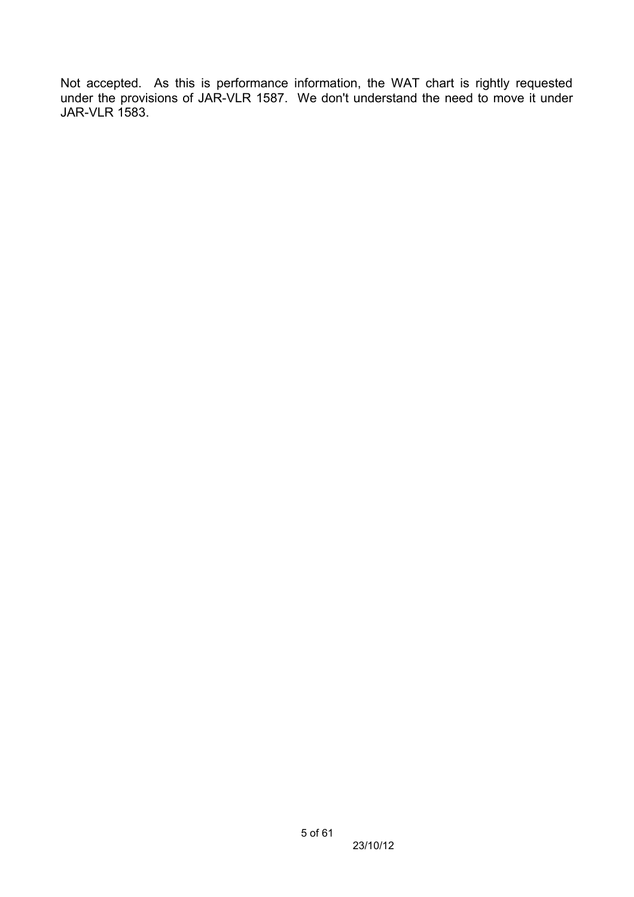Not accepted. As this is performance information, the WAT chart is rightly requested under the provisions of JAR-VLR 1587. We don't understand the need to move it under JAR-VLR 1583.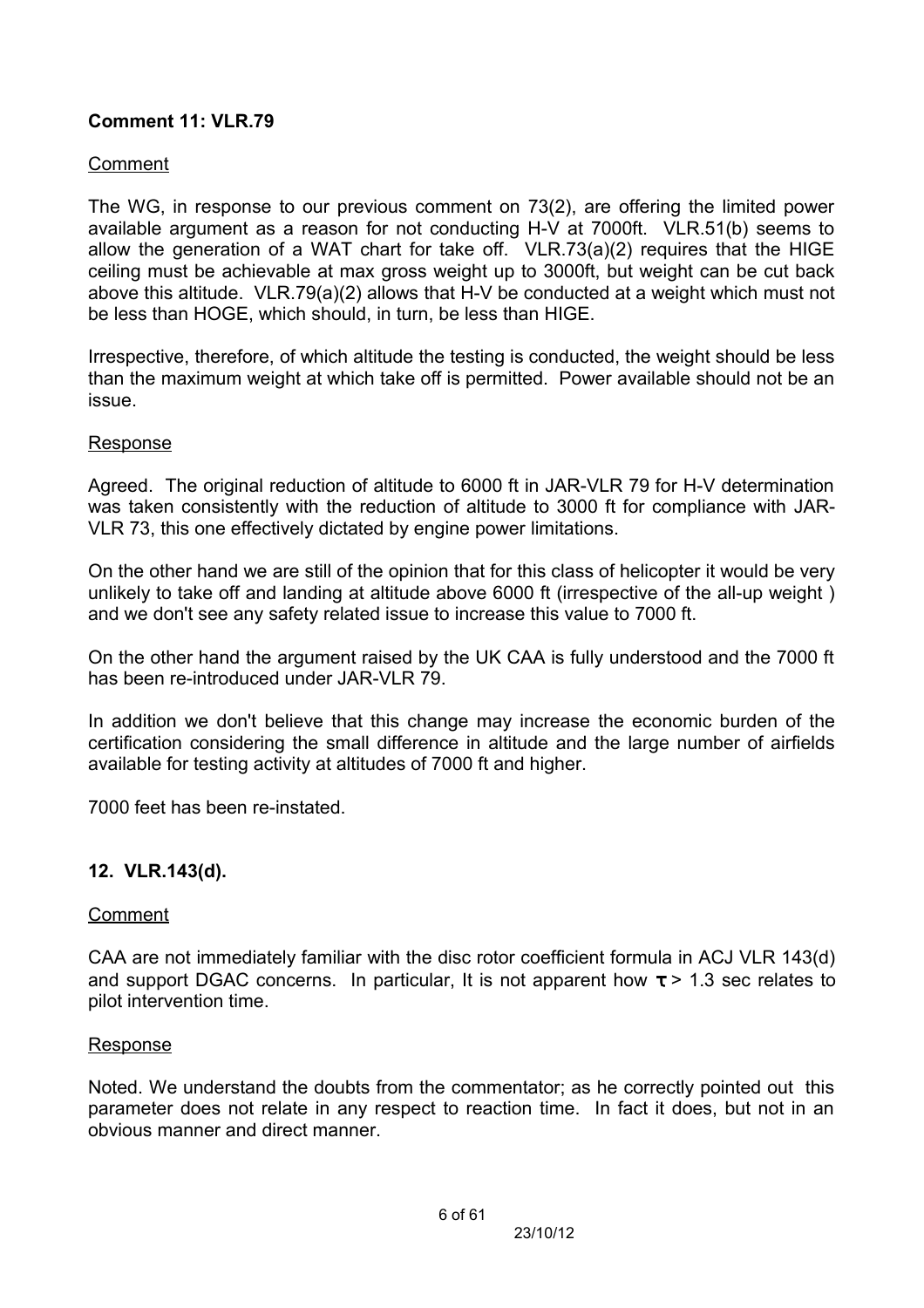**Comment 11: VLR.79**

Comment

The WG, in response to our previous comment on 73(2), are offering the limited power available argument as a reason for not conducting H-V at 7000ft. VLR.51(b) seems to allow the generation of a WAT chart for take off. VLR.73(a)(2) requires that the HIGE ceiling must be achievable at max gross weight up to 3000ft, but weight can be cut back above this altitude. VLR.79(a)(2) allows that H-V be conducted at a weight which must not be less than HOGE, which should, in turn, be less than HIGE.

Irrespective, therefore, of which altitude the testing is conducted, the weight should be less than the maximum weight at which take off is permitted. Power available should not be an issue.

Response

Agreed. The original reduction of altitude to 6000 ft in JAR-VLR 79 for H-V determination was taken consistently with the reduction of altitude to 3000 ft for compliance with JAR-VLR 73, this one effectively dictated by engine power limitations.

On the other hand we are still of the opinion that for this class of helicopter it would be very unlikely to take off and landing at altitude above 6000 ft (irrespective of the all-up weight ) and we don't see any safety related issue to increase this value to 7000 ft.

On the other hand the argument raised by the UK CAA is fully understood and the 7000 ft has been re-introduced under JAR-VLR 79.

In addition we don't believe that this change may increase the economic burden of the certification considering the small difference in altitude and the large number of airfields available for testing activity at altitudes of 7000 ft and higher.

7000 feet has been re-instated.

**12. VLR.143(d).**

Comment

CAA are not immediately familiar with the disc rotor coefficient formula in ACJ VLR 143(d) and support DGAC concerns. In particular, It is not apparent how $\tau > 1.3$ sec relates to pilot intervention time.

Response

Noted. We understand the doubts from the commentator; as he correctly pointed out this parameter does not relate in any respect to reaction time. In fact it does, but not in an obvious manner and direct manner.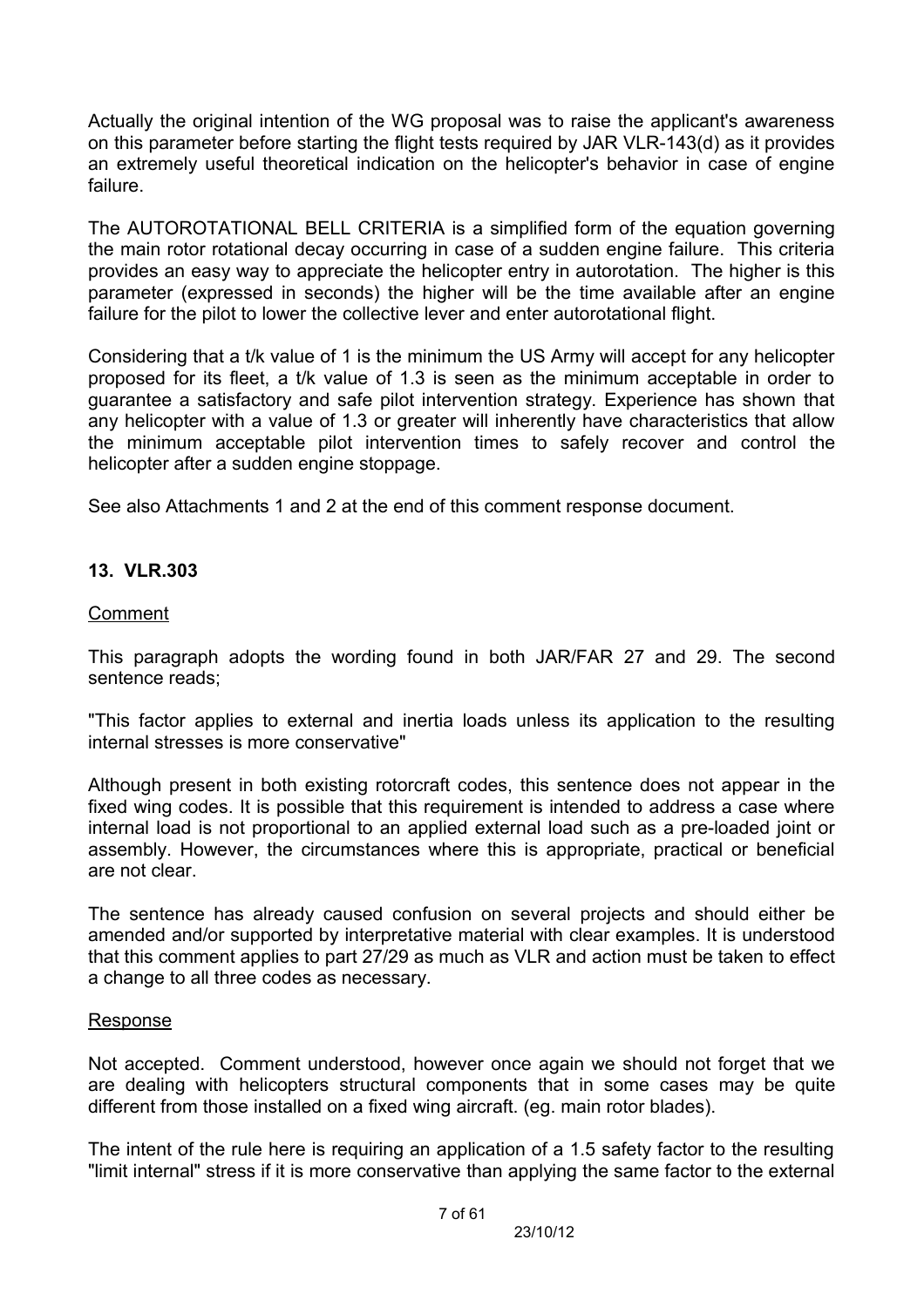Actually the original intention of the WG proposal was to raise the applicant's awareness on this parameter before starting the flight tests required by JAR VLR-143(d) as it provides an extremely useful theoretical indication on the helicopter's behavior in case of engine failure.

The AUTOROTATIONAL BELL CRITERIA is a simplified form of the equation governing the main rotor rotational decay occurring in case of a sudden engine failure. This criteria provides an easy way to appreciate the helicopter entry in autorotation. The higher is this parameter (expressed in seconds) the higher will be the time available after an engine failure for the pilot to lower the collective lever and enter autorotational flight.

Considering that a t/k value of 1 is the minimum the US Army will accept for any helicopter proposed for its fleet, a t/k value of 1.3 is seen as the minimum acceptable in order to guarantee a satisfactory and safe pilot intervention strategy. Experience has shown that any helicopter with a value of 1.3 or greater will inherently have characteristics that allow the minimum acceptable pilot intervention times to safely recover and control the helicopter after a sudden engine stoppage.

See also Attachments 1 and 2 at the end of this comment response document.

### 13. VLR.303

Comment

This paragraph adopts the wording found in both JAR/FAR 27 and 29. The second sentence reads;

"This factor applies to external and inertia loads unless its application to the resulting internal stresses is more conservative"

Although present in both existing rotorcraft codes, this sentence does not appear in the fixed wing codes. It is possible that this requirement is intended to address a case where internal load is not proportional to an applied external load such as a pre-loaded joint or assembly. However, the circumstances where this is appropriate, practical or beneficial are not clear.

The sentence has already caused confusion on several projects and should either be amended and/or supported by interpretative material with clear examples. It is understood that this comment applies to part 27/29 as much as VLR and action must be taken to effect a change to all three codes as necessary.

Response

Not accepted. Comment understood, however once again we should not forget that we are dealing with helicopters structural components that in some cases may be quite different from those installed on a fixed wing aircraft. (eg. main rotor blades).

The intent of the rule here is requiring an application of a 1.5 safety factor to the resulting "limit internal" stress if it is more conservative than applying the same factor to the external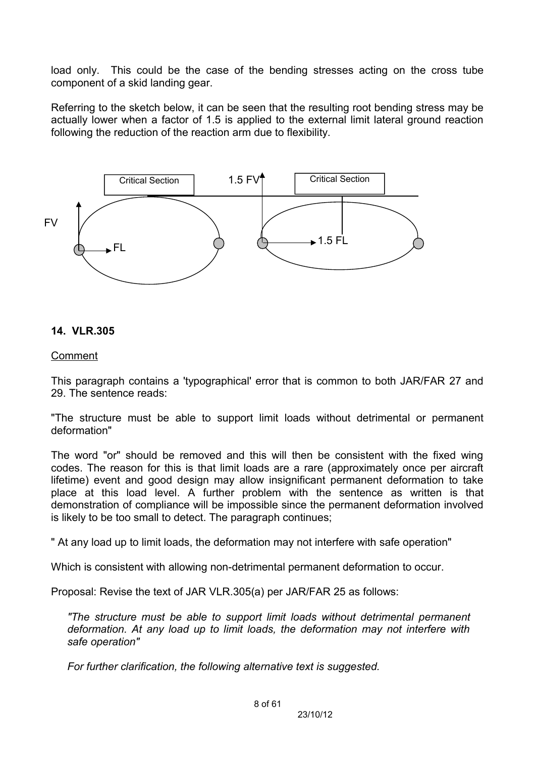load only. This could be the case of the bending stresses acting on the cross tube component of a skid landing gear.

Referring to the sketch below, it can be seen that the resulting root bending stress may be actually lower when a factor of 1.5 is applied to the external limit lateral ground reaction following the reduction of the reaction arm due to flexibility.

Critical Section | 1.5 FV | Critical Section

FV | FL | 1.5 FL

## 14. VLR.305

Comment

This paragraph contains a 'typographical' error that is common to both JAR/FAR 27 and 29. The sentence reads:

"The structure must be able to support limit loads without detrimental or permanent deformation"

The word "or" should be removed and this will then be consistent with the fixed wing codes. The reason for this is that limit loads are a rare (approximately once per aircraft lifetime) event and good design may allow insignificant permanent deformation to take place at this load level. A further problem with the sentence as written is that demonstration of compliance will be impossible since the permanent deformation involved is likely to be too small to detect. The paragraph continues;

" At any load up to limit loads, the deformation may not interfere with safe operation"

Which is consistent with allowing non-detrimental permanent deformation to occur.

Proposal: Revise the text of JAR VLR.305(a) per JAR/FAR 25 as follows:

> *"The structure must be able to support limit loads without detrimental permanent deformation. At any load up to limit loads, the deformation may not interfere with safe operation"*
>
> *For further clarification, the following alternative text is suggested.*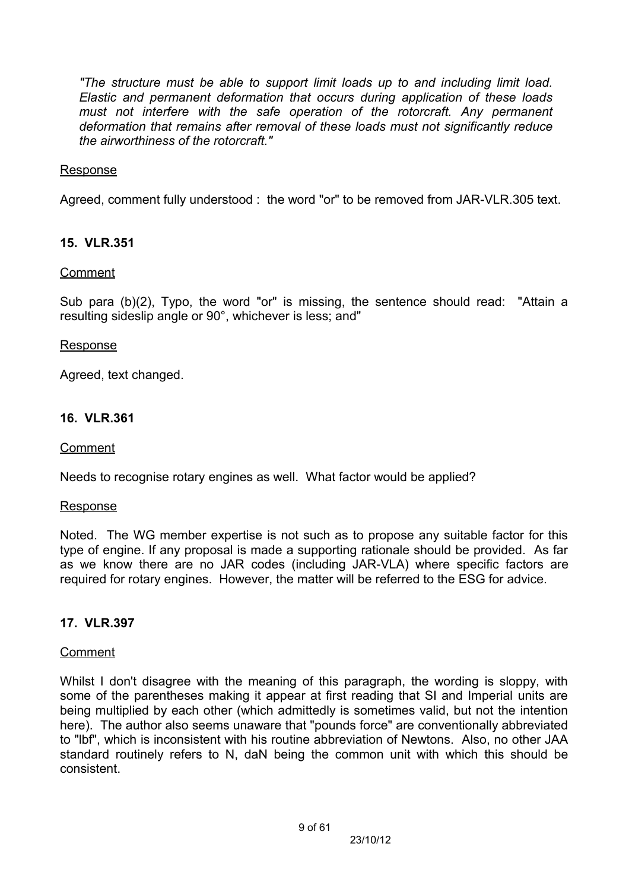*"The structure must be able to support limit loads up to and including limit load. Elastic and permanent deformation that occurs during application of these loads must not interfere with the safe operation of the rotorcraft. Any permanent deformation that remains after removal of these loads must not significantly reduce the airworthiness of the rotorcraft."*

Response

Agreed, comment fully understood : the word "or" to be removed from JAR-VLR.305 text.

## 15. VLR.351

Comment

Sub para (b)(2), Typo, the word "or" is missing, the sentence should read: "Attain a resulting sideslip angle or 90°, whichever is less; and"

Response

Agreed, text changed.

## 16. VLR.361

Comment

Needs to recognise rotary engines as well. What factor would be applied?

Response

Noted. The WG member expertise is not such as to propose any suitable factor for this type of engine. If any proposal is made a supporting rationale should be provided. As far as we know there are no JAR codes (including JAR-VLA) where specific factors are required for rotary engines. However, the matter will be referred to the ESG for advice.

## 17. VLR.397

Comment

Whilst I don't disagree with the meaning of this paragraph, the wording is sloppy, with some of the parentheses making it appear at first reading that SI and Imperial units are being multiplied by each other (which admittedly is sometimes valid, but not the intention here). The author also seems unaware that "pounds force" are conventionally abbreviated to "lbf", which is inconsistent with his routine abbreviation of Newtons. Also, no other JAA standard routinely refers to N, daN being the common unit with which this should be consistent.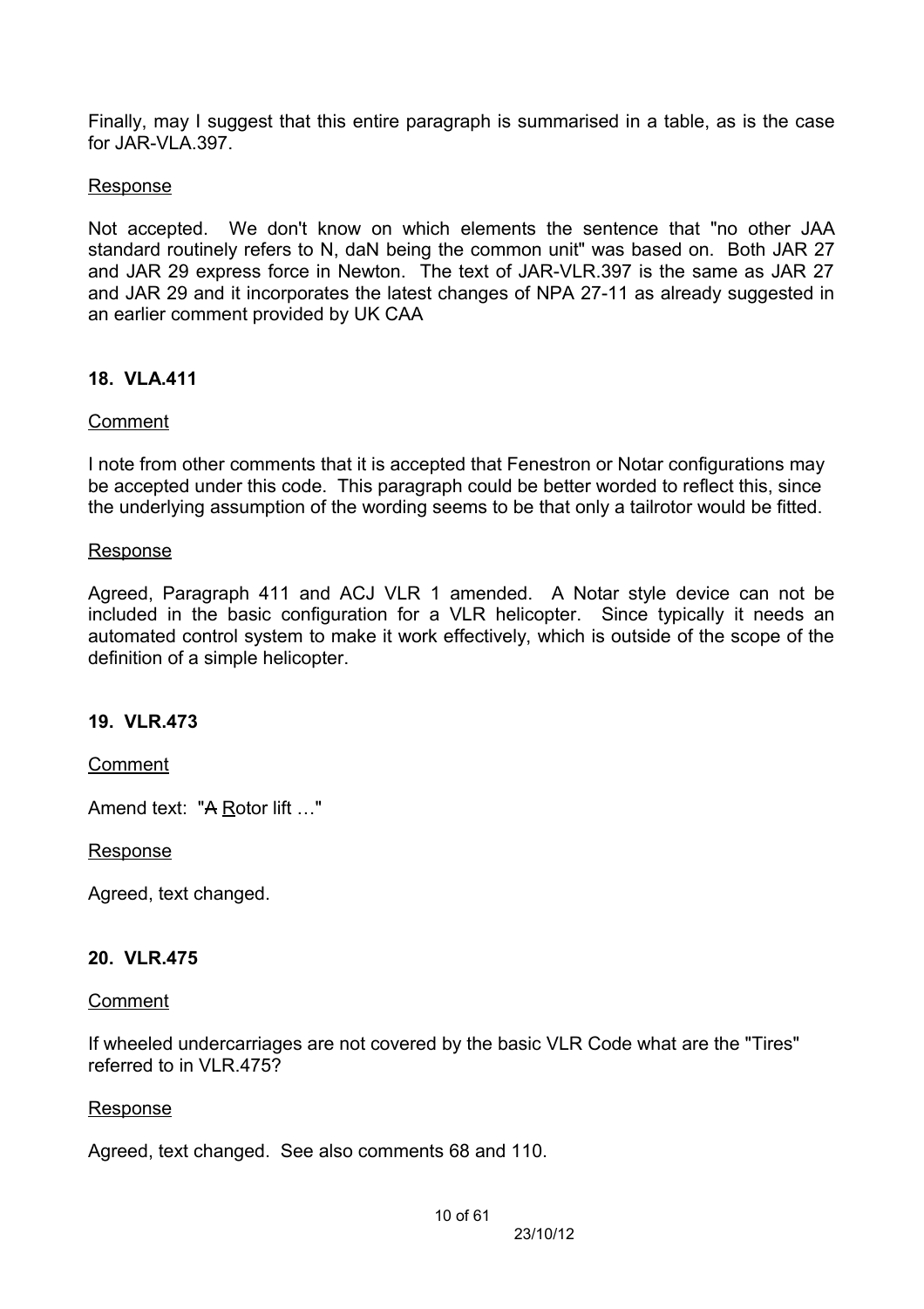Finally, may I suggest that this entire paragraph is summarised in a table, as is the case for JAR-VLA.397.

Response

Not accepted. We don't know on which elements the sentence that "no other JAA standard routinely refers to N, daN being the common unit" was based on. Both JAR 27 and JAR 29 express force in Newton. The text of JAR-VLR.397 is the same as JAR 27 and JAR 29 and it incorporates the latest changes of NPA 27-11 as already suggested in an earlier comment provided by UK CAA

## 18. VLA.411

Comment

I note from other comments that it is accepted that Fenestron or Notar configurations may be accepted under this code. This paragraph could be better worded to reflect this, since the underlying assumption of the wording seems to be that only a tailrotor would be fitted.

Response

Agreed, Paragraph 411 and ACJ VLR 1 amended. A Notar style device can not be included in the basic configuration for a VLR helicopter. Since typically it needs an automated control system to make it work effectively, which is outside of the scope of the definition of a simple helicopter.

## 19. VLR.473

Comment

Amend text: "~~A~~ Rotor lift …"

Response

Agreed, text changed.

## 20. VLR.475

Comment

If wheeled undercarriages are not covered by the basic VLR Code what are the "Tires" referred to in VLR.475?

Response

Agreed, text changed. See also comments 68 and 110.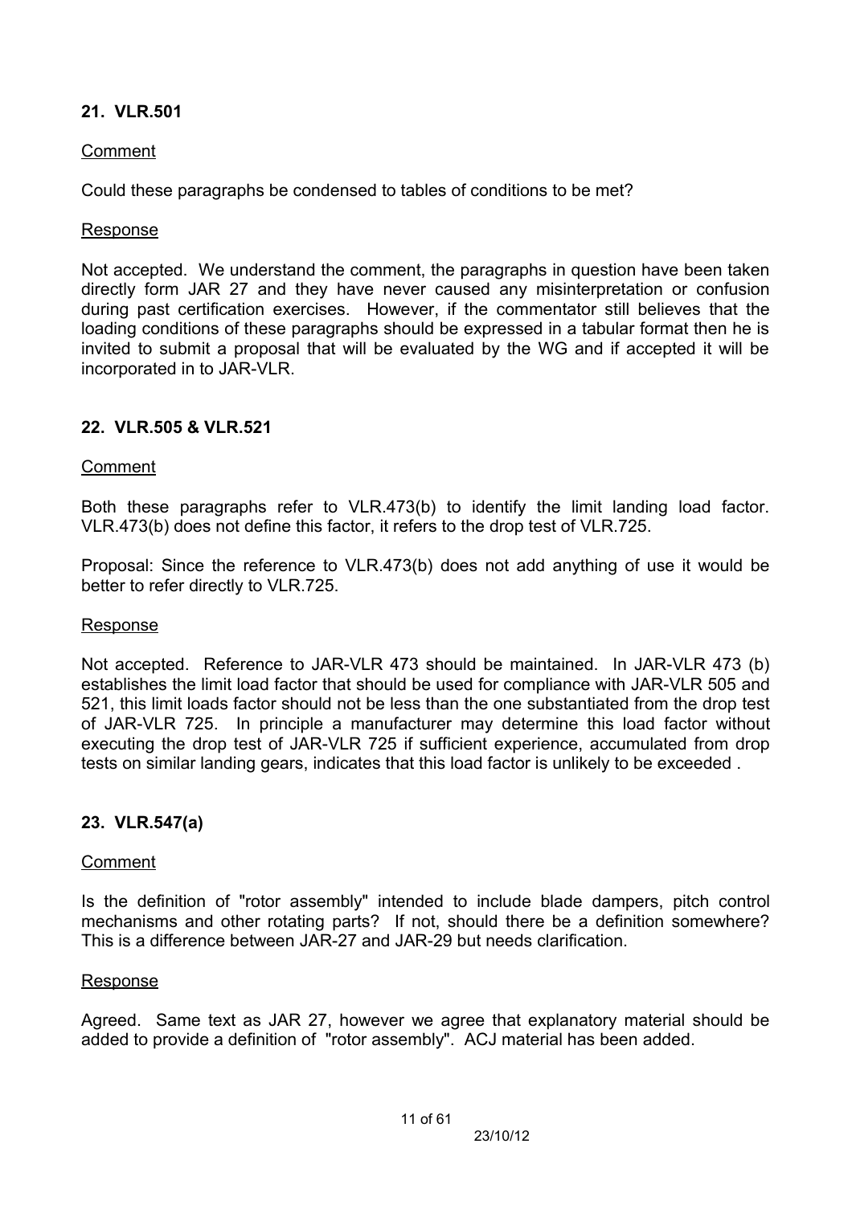## 21. VLR.501

Comment

Could these paragraphs be condensed to tables of conditions to be met?

Response

Not accepted. We understand the comment, the paragraphs in question have been taken directly form JAR 27 and they have never caused any misinterpretation or confusion during past certification exercises. However, if the commentator still believes that the loading conditions of these paragraphs should be expressed in a tabular format then he is invited to submit a proposal that will be evaluated by the WG and if accepted it will be incorporated in to JAR-VLR.

## 22. VLR.505 & VLR.521

Comment

Both these paragraphs refer to VLR.473(b) to identify the limit landing load factor. VLR.473(b) does not define this factor, it refers to the drop test of VLR.725.

Proposal: Since the reference to VLR.473(b) does not add anything of use it would be better to refer directly to VLR.725.

Response

Not accepted. Reference to JAR-VLR 473 should be maintained. In JAR-VLR 473 (b) establishes the limit load factor that should be used for compliance with JAR-VLR 505 and 521, this limit loads factor should not be less than the one substantiated from the drop test of JAR-VLR 725. In principle a manufacturer may determine this load factor without executing the drop test of JAR-VLR 725 if sufficient experience, accumulated from drop tests on similar landing gears, indicates that this load factor is unlikely to be exceeded .

## 23. VLR.547(a)

Comment

Is the definition of "rotor assembly" intended to include blade dampers, pitch control mechanisms and other rotating parts? If not, should there be a definition somewhere? This is a difference between JAR-27 and JAR-29 but needs clarification.

Response

Agreed. Same text as JAR 27, however we agree that explanatory material should be added to provide a definition of "rotor assembly". ACJ material has been added.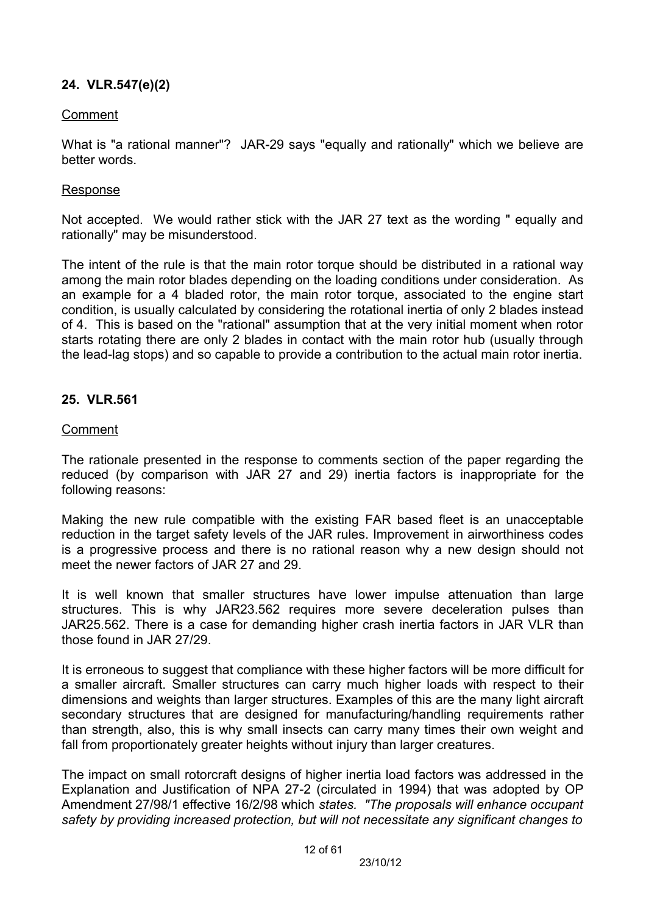## 24. VLR.547(e)(2)

Comment

What is "a rational manner"? JAR-29 says "equally and rationally" which we believe are better words.

Response

Not accepted. We would rather stick with the JAR 27 text as the wording " equally and rationally" may be misunderstood.

The intent of the rule is that the main rotor torque should be distributed in a rational way among the main rotor blades depending on the loading conditions under consideration. As an example for a 4 bladed rotor, the main rotor torque, associated to the engine start condition, is usually calculated by considering the rotational inertia of only 2 blades instead of 4. This is based on the "rational" assumption that at the very initial moment when rotor starts rotating there are only 2 blades in contact with the main rotor hub (usually through the lead-lag stops) and so capable to provide a contribution to the actual main rotor inertia.

## 25. VLR.561

Comment

The rationale presented in the response to comments section of the paper regarding the reduced (by comparison with JAR 27 and 29) inertia factors is inappropriate for the following reasons:

Making the new rule compatible with the existing FAR based fleet is an unacceptable reduction in the target safety levels of the JAR rules. Improvement in airworthiness codes is a progressive process and there is no rational reason why a new design should not meet the newer factors of JAR 27 and 29.

It is well known that smaller structures have lower impulse attenuation than large structures. This is why JAR23.562 requires more severe deceleration pulses than JAR25.562. There is a case for demanding higher crash inertia factors in JAR VLR than those found in JAR 27/29.

It is erroneous to suggest that compliance with these higher factors will be more difficult for a smaller aircraft. Smaller structures can carry much higher loads with respect to their dimensions and weights than larger structures. Examples of this are the many light aircraft secondary structures that are designed for manufacturing/handling requirements rather than strength, also, this is why small insects can carry many times their own weight and fall from proportionately greater heights without injury than larger creatures.

The impact on small rotorcraft designs of higher inertia load factors was addressed in the Explanation and Justification of NPA 27-2 (circulated in 1994) that was adopted by OP Amendment 27/98/1 effective 16/2/98 which *states. "The proposals will enhance occupant safety by providing increased protection, but will not necessitate any significant changes to*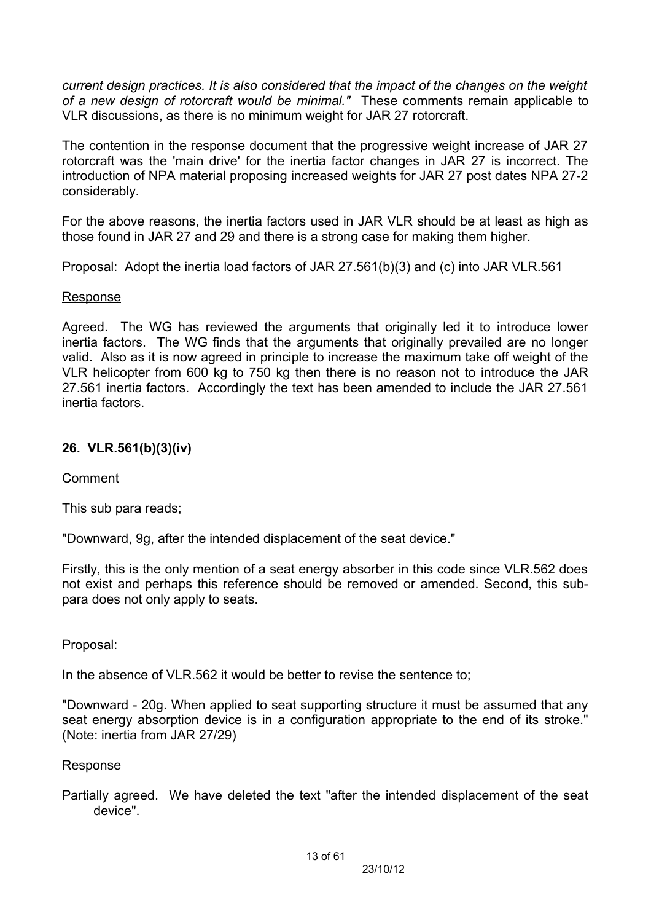*current design practices. It is also considered that the impact of the changes on the weight of a new design of rotorcraft would be minimal."* These comments remain applicable to VLR discussions, as there is no minimum weight for JAR 27 rotorcraft.

The contention in the response document that the progressive weight increase of JAR 27 rotorcraft was the 'main drive' for the inertia factor changes in JAR 27 is incorrect. The introduction of NPA material proposing increased weights for JAR 27 post dates NPA 27-2 considerably.

For the above reasons, the inertia factors used in JAR VLR should be at least as high as those found in JAR 27 and 29 and there is a strong case for making them higher.

Proposal: Adopt the inertia load factors of JAR 27.561(b)(3) and (c) into JAR VLR.561

Response

Agreed. The WG has reviewed the arguments that originally led it to introduce lower inertia factors. The WG finds that the arguments that originally prevailed are no longer valid. Also as it is now agreed in principle to increase the maximum take off weight of the VLR helicopter from 600 kg to 750 kg then there is no reason not to introduce the JAR 27.561 inertia factors. Accordingly the text has been amended to include the JAR 27.561 inertia factors.

## 26. VLR.561(b)(3)(iv)

Comment

This sub para reads;

"Downward, 9g, after the intended displacement of the seat device."

Firstly, this is the only mention of a seat energy absorber in this code since VLR.562 does not exist and perhaps this reference should be removed or amended. Second, this sub-para does not only apply to seats.

Proposal:

In the absence of VLR.562 it would be better to revise the sentence to;

"Downward - 20g. When applied to seat supporting structure it must be assumed that any seat energy absorption device is in a configuration appropriate to the end of its stroke." (Note: inertia from JAR 27/29)

Response

Partially agreed. We have deleted the text "after the intended displacement of the seat device".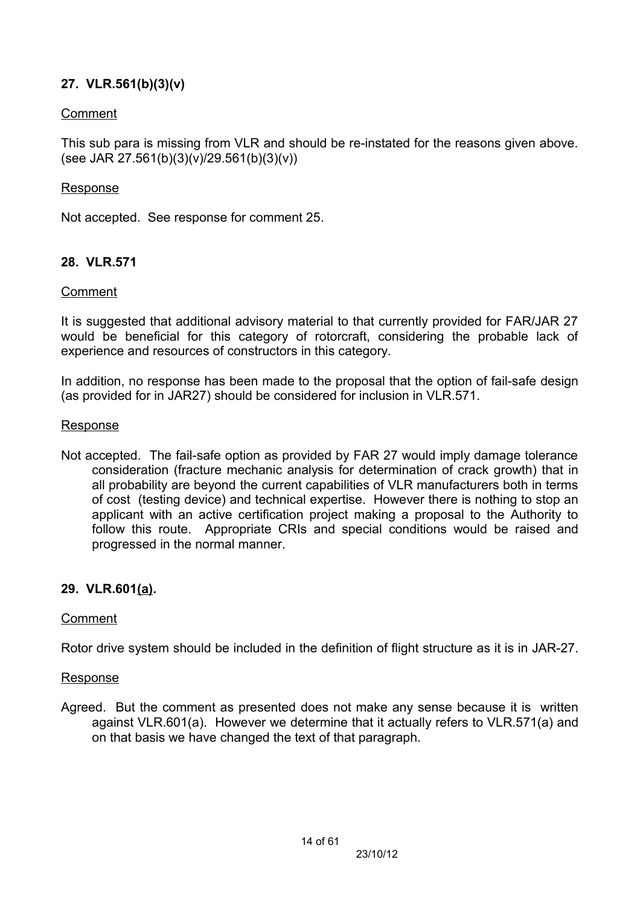### 27. VLR.561(b)(3)(v)

Comment

This sub para is missing from VLR and should be re-instated for the reasons given above. (see JAR 27.561(b)(3)(v)/29.561(b)(3)(v))

Response

Not accepted. See response for comment 25.

### 28. VLR.571

Comment

It is suggested that additional advisory material to that currently provided for FAR/JAR 27 would be beneficial for this category of rotorcraft, considering the probable lack of experience and resources of constructors in this category.

In addition, no response has been made to the proposal that the option of fail-safe design (as provided for in JAR27) should be considered for inclusion in VLR.571.

Response

Not accepted. The fail-safe option as provided by FAR 27 would imply damage tolerance consideration (fracture mechanic analysis for determination of crack growth) that in all probability are beyond the current capabilities of VLR manufacturers both in terms of cost (testing device) and technical expertise. However there is nothing to stop an applicant with an active certification project making a proposal to the Authority to follow this route. Appropriate CRIs and special conditions would be raised and progressed in the normal manner.

### 29. VLR.601(a).

Comment

Rotor drive system should be included in the definition of flight structure as it is in JAR-27.

Response

Agreed. But the comment as presented does not make any sense because it is written against VLR.601(a). However we determine that it actually refers to VLR.571(a) and on that basis we have changed the text of that paragraph.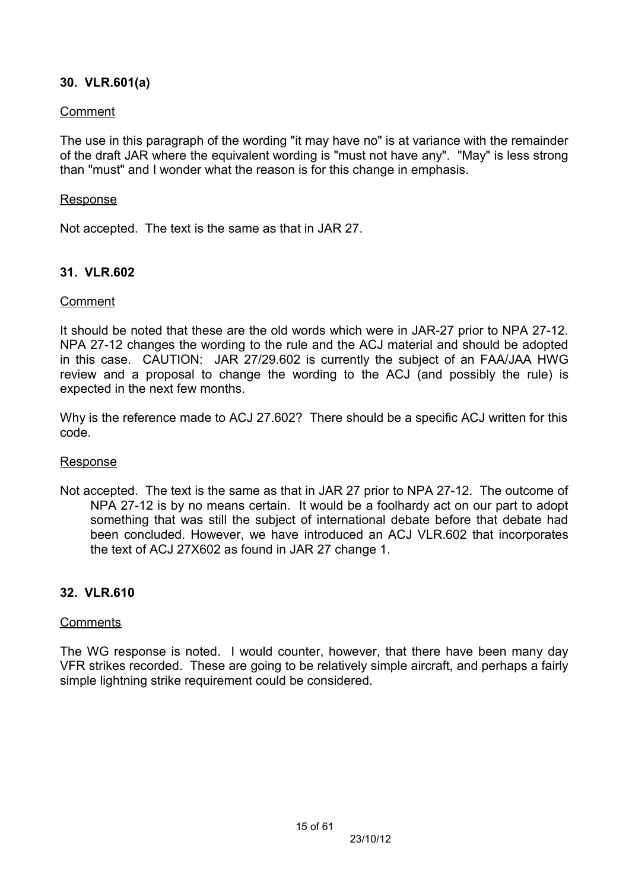### 30. VLR.601(a)

<u>Comment</u>

The use in this paragraph of the wording "it may have no" is at variance with the remainder of the draft JAR where the equivalent wording is "must not have any". "May" is less strong than "must" and I wonder what the reason is for this change in emphasis.

<u>Response</u>

Not accepted. The text is the same as that in JAR 27.

### 31. VLR.602

<u>Comment</u>

It should be noted that these are the old words which were in JAR-27 prior to NPA 27-12. NPA 27-12 changes the wording to the rule and the ACJ material and should be adopted in this case. CAUTION: JAR 27/29.602 is currently the subject of an FAA/JAA HWG review and a proposal to change the wording to the ACJ (and possibly the rule) is expected in the next few months.

Why is the reference made to ACJ 27.602? There should be a specific ACJ written for this code.

<u>Response</u>

Not accepted. The text is the same as that in JAR 27 prior to NPA 27-12. The outcome of NPA 27-12 is by no means certain. It would be a foolhardy act on our part to adopt something that was still the subject of international debate before that debate had been concluded. However, we have introduced an ACJ VLR.602 that incorporates the text of ACJ 27X602 as found in JAR 27 change 1.

### 32. VLR.610

<u>Comments</u>

The WG response is noted. I would counter, however, that there have been many day VFR strikes recorded. These are going to be relatively simple aircraft, and perhaps a fairly simple lightning strike requirement could be considered.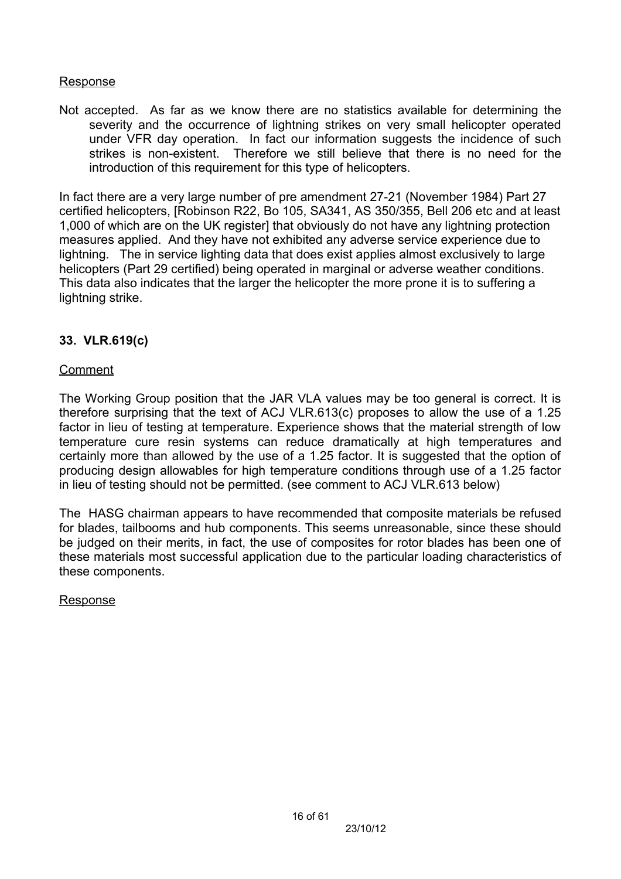Response

Not accepted. As far as we know there are no statistics available for determining the severity and the occurrence of lightning strikes on very small helicopter operated under VFR day operation. In fact our information suggests the incidence of such strikes is non-existent. Therefore we still believe that there is no need for the introduction of this requirement for this type of helicopters.

In fact there are a very large number of pre amendment 27-21 (November 1984) Part 27 certified helicopters, [Robinson R22, Bo 105, SA341, AS 350/355, Bell 206 etc and at least 1,000 of which are on the UK register] that obviously do not have any lightning protection measures applied. And they have not exhibited any adverse service experience due to lightning. The in service lighting data that does exist applies almost exclusively to large helicopters (Part 29 certified) being operated in marginal or adverse weather conditions. This data also indicates that the larger the helicopter the more prone it is to suffering a lightning strike.

**33. VLR.619(c)**

Comment

The Working Group position that the JAR VLA values may be too general is correct. It is therefore surprising that the text of ACJ VLR.613(c) proposes to allow the use of a 1.25 factor in lieu of testing at temperature. Experience shows that the material strength of low temperature cure resin systems can reduce dramatically at high temperatures and certainly more than allowed by the use of a 1.25 factor. It is suggested that the option of producing design allowables for high temperature conditions through use of a 1.25 factor in lieu of testing should not be permitted. (see comment to ACJ VLR.613 below)

The HASG chairman appears to have recommended that composite materials be refused for blades, tailbooms and hub components. This seems unreasonable, since these should be judged on their merits, in fact, the use of composites for rotor blades has been one of these materials most successful application due to the particular loading characteristics of these components.

Response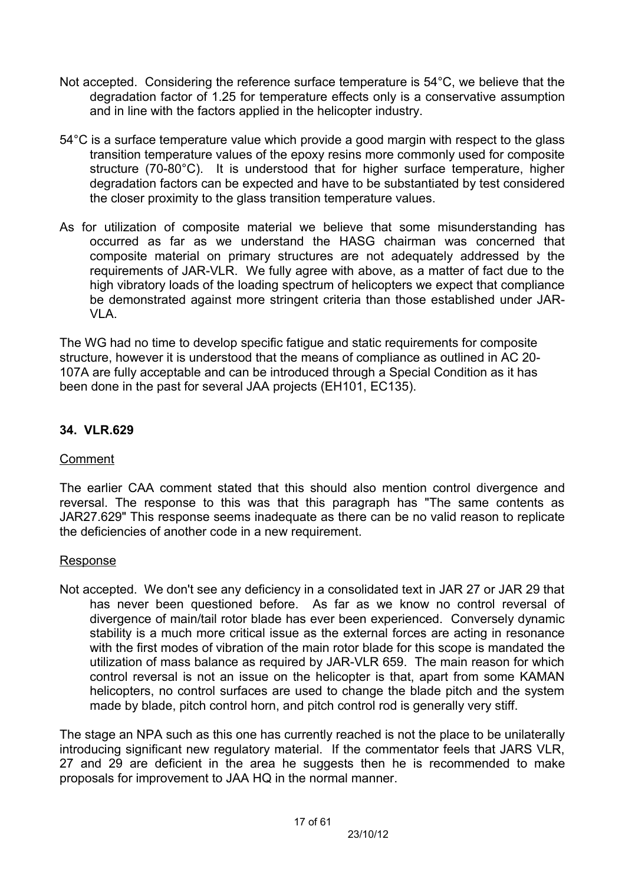Not accepted. Considering the reference surface temperature is 54°C, we believe that the degradation factor of 1.25 for temperature effects only is a conservative assumption and in line with the factors applied in the helicopter industry.

54°C is a surface temperature value which provide a good margin with respect to the glass transition temperature values of the epoxy resins more commonly used for composite structure (70-80°C). It is understood that for higher surface temperature, higher degradation factors can be expected and have to be substantiated by test considered the closer proximity to the glass transition temperature values.

As for utilization of composite material we believe that some misunderstanding has occurred as far as we understand the HASG chairman was concerned that composite material on primary structures are not adequately addressed by the requirements of JAR-VLR. We fully agree with above, as a matter of fact due to the high vibratory loads of the loading spectrum of helicopters we expect that compliance be demonstrated against more stringent criteria than those established under JAR-VLA.

The WG had no time to develop specific fatigue and static requirements for composite structure, however it is understood that the means of compliance as outlined in AC 20-107A are fully acceptable and can be introduced through a Special Condition as it has been done in the past for several JAA projects (EH101, EC135).

### 34. VLR.629

Comment

The earlier CAA comment stated that this should also mention control divergence and reversal. The response to this was that this paragraph has "The same contents as JAR27.629" This response seems inadequate as there can be no valid reason to replicate the deficiencies of another code in a new requirement.

Response

Not accepted. We don't see any deficiency in a consolidated text in JAR 27 or JAR 29 that has never been questioned before. As far as we know no control reversal of divergence of main/tail rotor blade has ever been experienced. Conversely dynamic stability is a much more critical issue as the external forces are acting in resonance with the first modes of vibration of the main rotor blade for this scope is mandated the utilization of mass balance as required by JAR-VLR 659. The main reason for which control reversal is not an issue on the helicopter is that, apart from some KAMAN helicopters, no control surfaces are used to change the blade pitch and the system made by blade, pitch control horn, and pitch control rod is generally very stiff.

The stage an NPA such as this one has currently reached is not the place to be unilaterally introducing significant new regulatory material. If the commentator feels that JARS VLR, 27 and 29 are deficient in the area he suggests then he is recommended to make proposals for improvement to JAA HQ in the normal manner.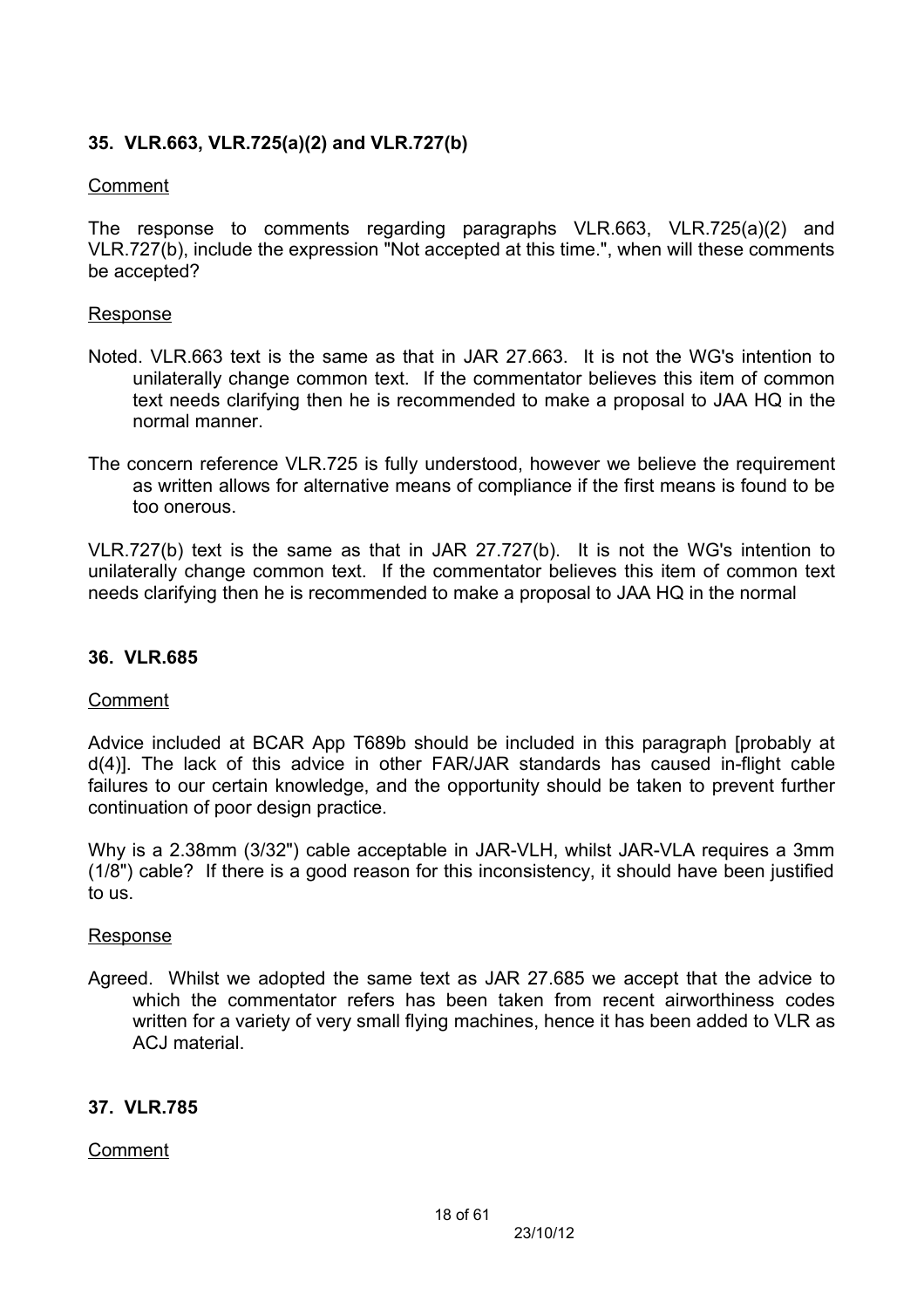### 35. VLR.663, VLR.725(a)(2) and VLR.727(b)

Comment

The response to comments regarding paragraphs VLR.663, VLR.725(a)(2) and VLR.727(b), include the expression "Not accepted at this time.", when will these comments be accepted?

Response

Noted. VLR.663 text is the same as that in JAR 27.663. It is not the WG's intention to unilaterally change common text. If the commentator believes this item of common text needs clarifying then he is recommended to make a proposal to JAA HQ in the normal manner.

The concern reference VLR.725 is fully understood, however we believe the requirement as written allows for alternative means of compliance if the first means is found to be too onerous.

VLR.727(b) text is the same as that in JAR 27.727(b). It is not the WG's intention to unilaterally change common text. If the commentator believes this item of common text needs clarifying then he is recommended to make a proposal to JAA HQ in the normal

### 36. VLR.685

Comment

Advice included at BCAR App T689b should be included in this paragraph [probably at d(4)]. The lack of this advice in other FAR/JAR standards has caused in-flight cable failures to our certain knowledge, and the opportunity should be taken to prevent further continuation of poor design practice.

Why is a 2.38mm (3/32") cable acceptable in JAR-VLH, whilst JAR-VLA requires a 3mm (1/8") cable? If there is a good reason for this inconsistency, it should have been justified to us.

Response

Agreed. Whilst we adopted the same text as JAR 27.685 we accept that the advice to which the commentator refers has been taken from recent airworthiness codes written for a variety of very small flying machines, hence it has been added to VLR as ACJ material.

### 37. VLR.785

Comment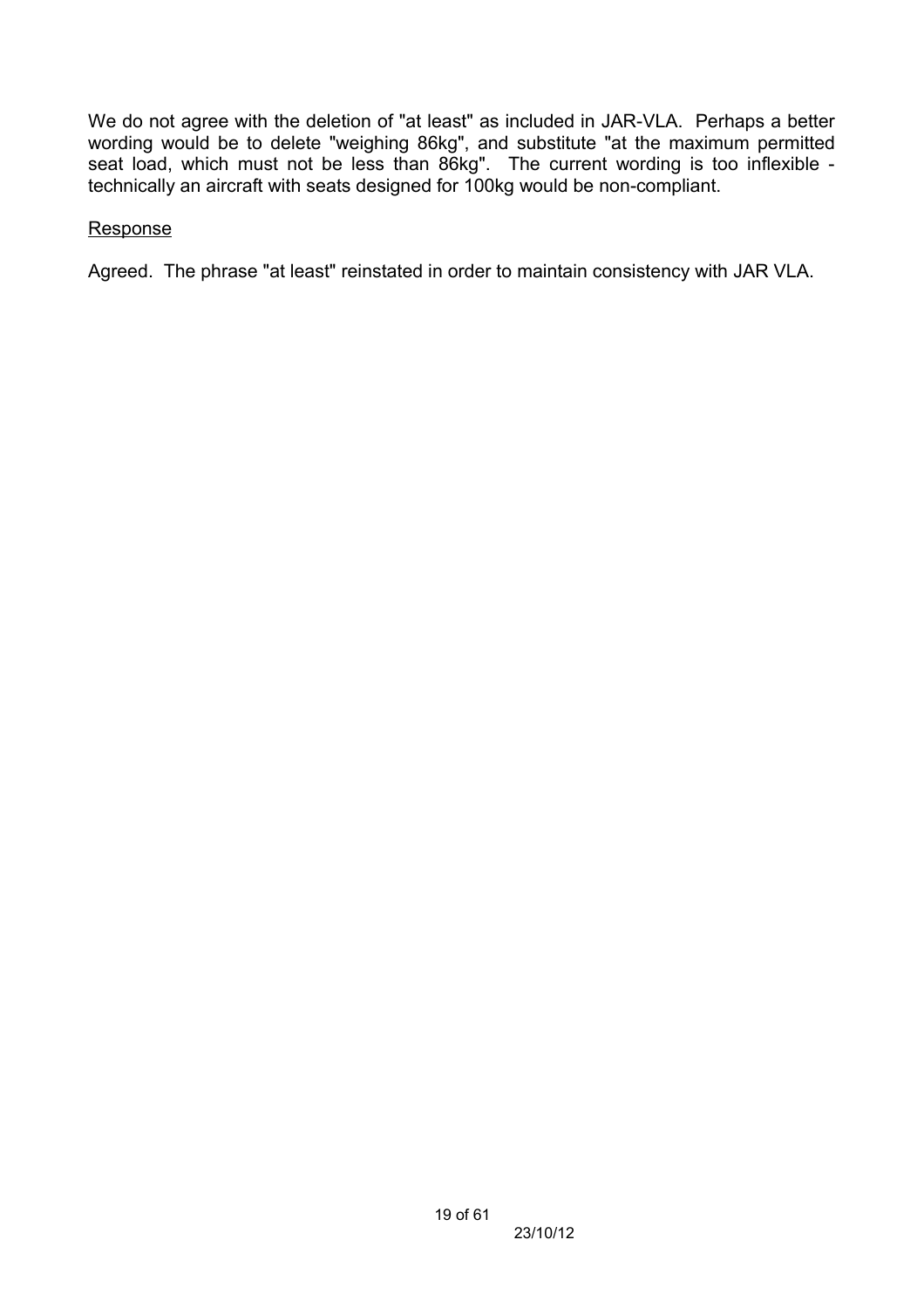We do not agree with the deletion of "at least" as included in JAR-VLA. Perhaps a better wording would be to delete "weighing 86kg", and substitute "at the maximum permitted seat load, which must not be less than 86kg". The current wording is too inflexible - technically an aircraft with seats designed for 100kg would be non-compliant.

<u>Response</u>

Agreed. The phrase "at least" reinstated in order to maintain consistency with JAR VLA.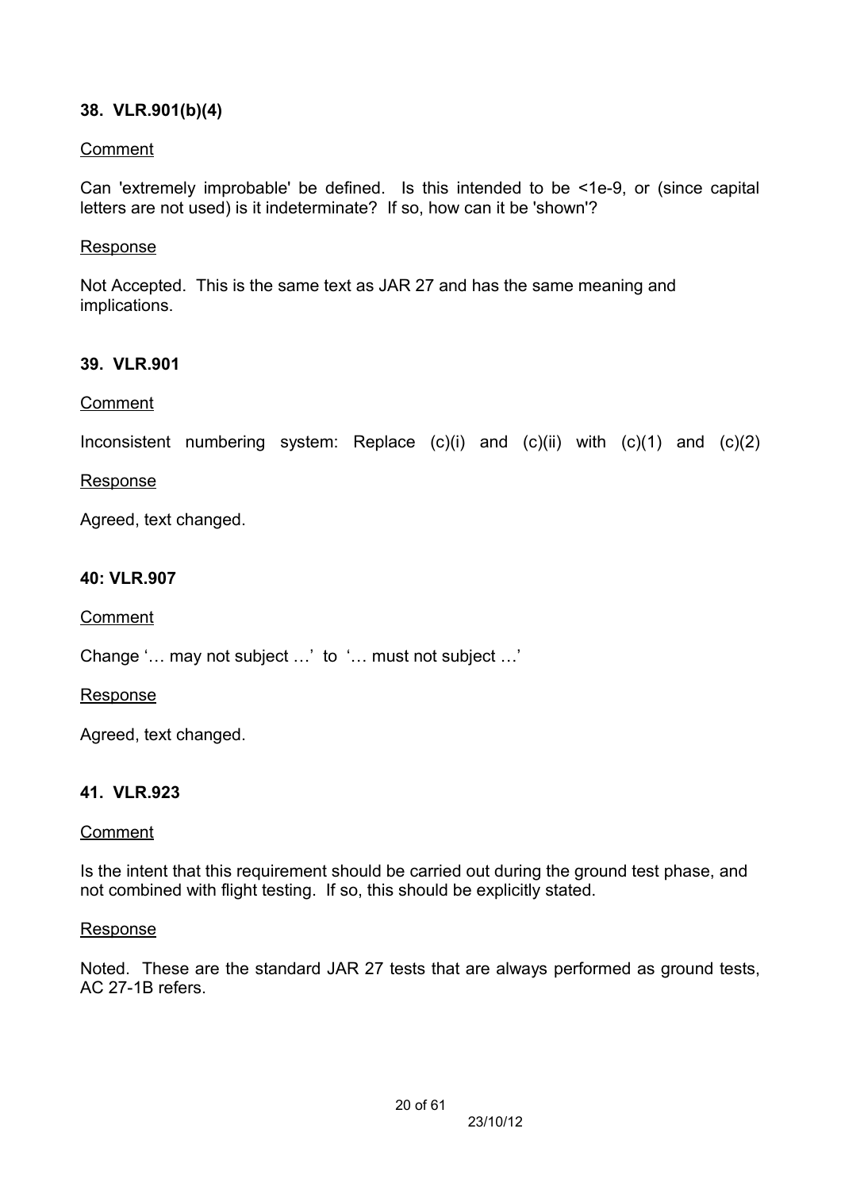### 38. VLR.901(b)(4)

Comment

Can 'extremely improbable' be defined. Is this intended to be <1e-9, or (since capital letters are not used) is it indeterminate? If so, how can it be 'shown'?

Response

Not Accepted. This is the same text as JAR 27 and has the same meaning and implications.

### 39. VLR.901

Comment

Inconsistent numbering system: Replace (c)(i) and (c)(ii) with (c)(1) and (c)(2)

Response

Agreed, text changed.

### 40: VLR.907

Comment

Change '… may not subject …' to '… must not subject …'

Response

Agreed, text changed.

### 41. VLR.923

Comment

Is the intent that this requirement should be carried out during the ground test phase, and not combined with flight testing. If so, this should be explicitly stated.

Response

Noted. These are the standard JAR 27 tests that are always performed as ground tests, AC 27-1B refers.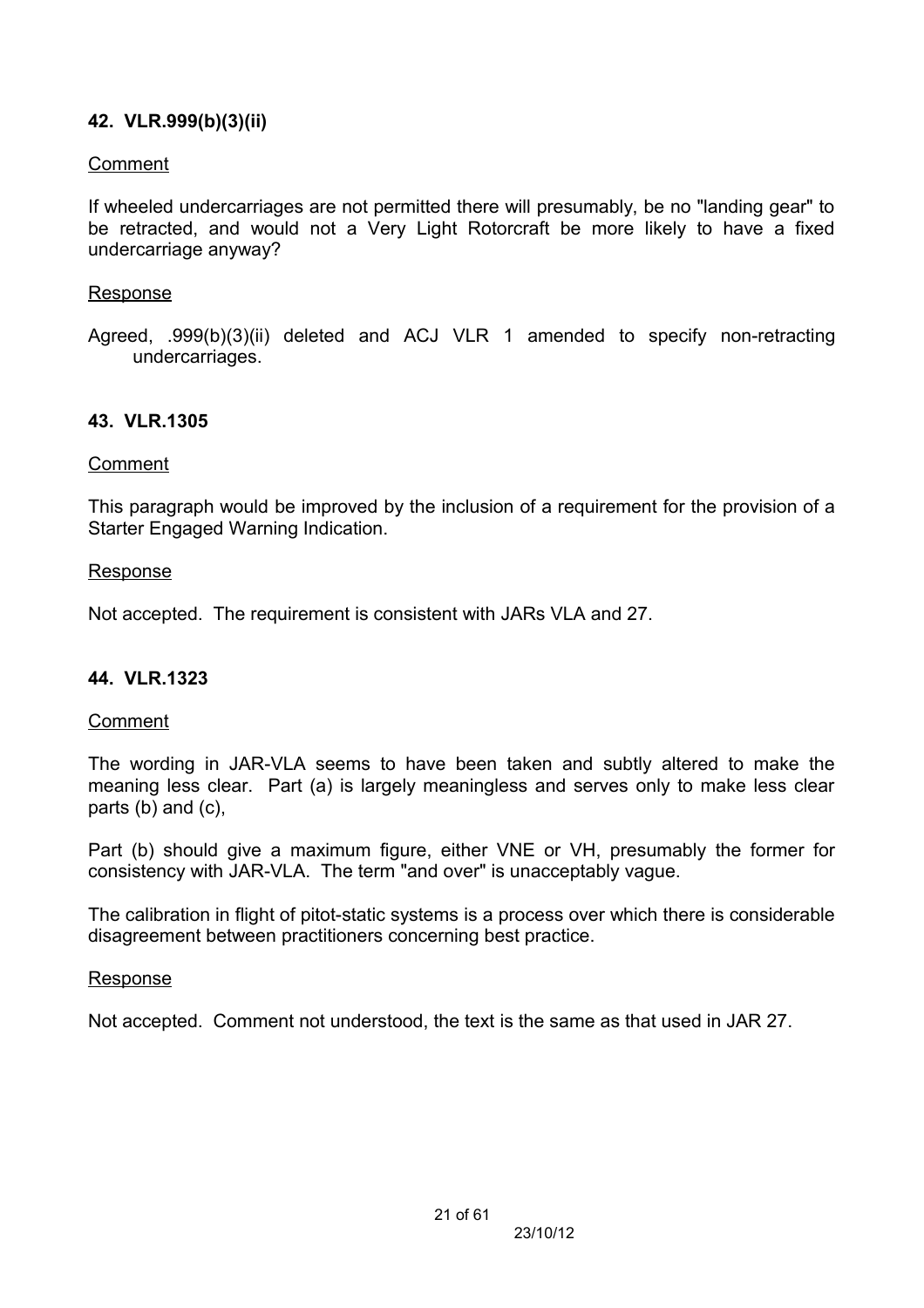### 42. VLR.999(b)(3)(ii)

Comment

If wheeled undercarriages are not permitted there will presumably, be no "landing gear" to be retracted, and would not a Very Light Rotorcraft be more likely to have a fixed undercarriage anyway?

Response

Agreed, .999(b)(3)(ii) deleted and ACJ VLR 1 amended to specify non-retracting undercarriages.

### 43. VLR.1305

Comment

This paragraph would be improved by the inclusion of a requirement for the provision of a Starter Engaged Warning Indication.

Response

Not accepted. The requirement is consistent with JARs VLA and 27.

### 44. VLR.1323

Comment

The wording in JAR-VLA seems to have been taken and subtly altered to make the meaning less clear. Part (a) is largely meaningless and serves only to make less clear parts (b) and (c),

Part (b) should give a maximum figure, either VNE or VH, presumably the former for consistency with JAR-VLA. The term "and over" is unacceptably vague.

The calibration in flight of pitot-static systems is a process over which there is considerable disagreement between practitioners concerning best practice.

Response

Not accepted. Comment not understood, the text is the same as that used in JAR 27.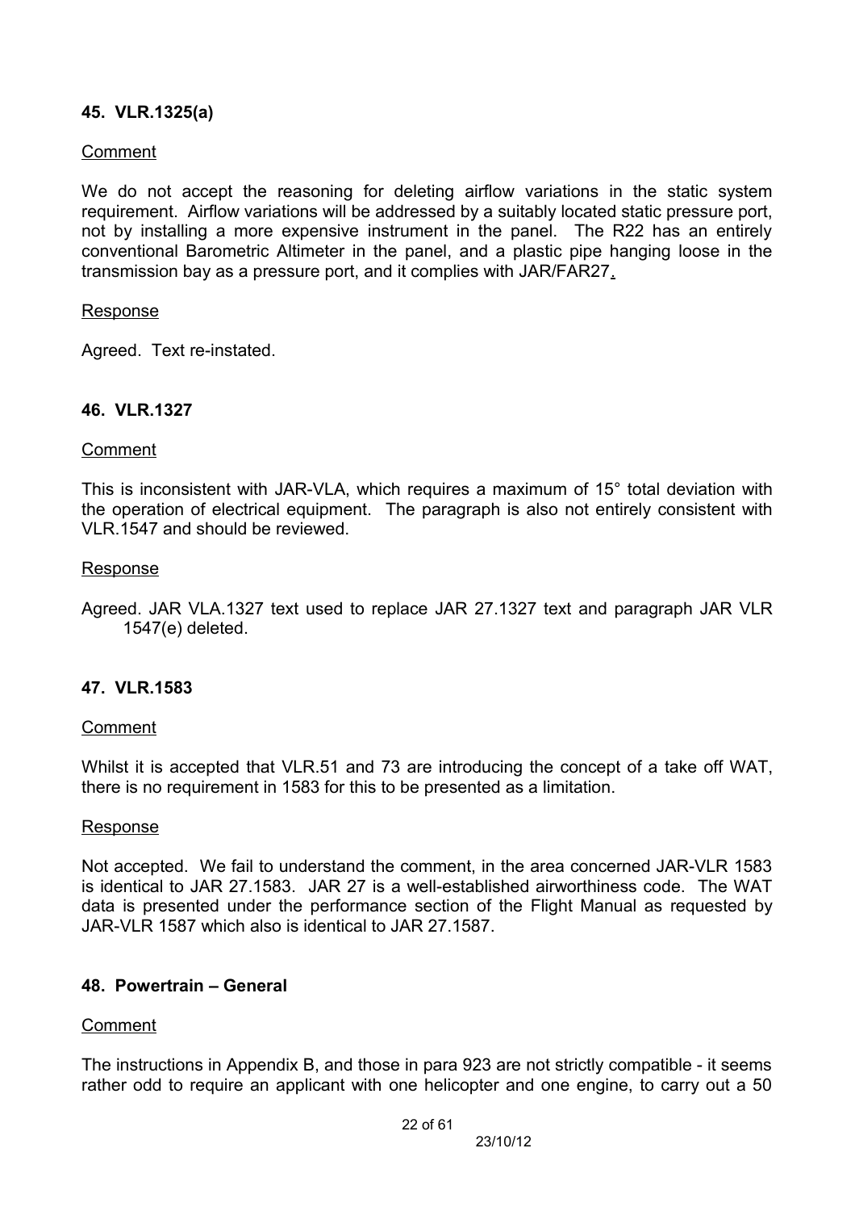## 45. VLR.1325(a)

Comment

We do not accept the reasoning for deleting airflow variations in the static system requirement. Airflow variations will be addressed by a suitably located static pressure port, not by installing a more expensive instrument in the panel. The R22 has an entirely conventional Barometric Altimeter in the panel, and a plastic pipe hanging loose in the transmission bay as a pressure port, and it complies with JAR/FAR27.

Response

Agreed. Text re-instated.

## 46. VLR.1327

Comment

This is inconsistent with JAR-VLA, which requires a maximum of 15° total deviation with the operation of electrical equipment. The paragraph is also not entirely consistent with VLR.1547 and should be reviewed.

Response

Agreed. JAR VLA.1327 text used to replace JAR 27.1327 text and paragraph JAR VLR 1547(e) deleted.

## 47. VLR.1583

Comment

Whilst it is accepted that VLR.51 and 73 are introducing the concept of a take off WAT, there is no requirement in 1583 for this to be presented as a limitation.

Response

Not accepted. We fail to understand the comment, in the area concerned JAR-VLR 1583 is identical to JAR 27.1583. JAR 27 is a well-established airworthiness code. The WAT data is presented under the performance section of the Flight Manual as requested by JAR-VLR 1587 which also is identical to JAR 27.1587.

## 48. Powertrain – General

Comment

The instructions in Appendix B, and those in para 923 are not strictly compatible - it seems rather odd to require an applicant with one helicopter and one engine, to carry out a 50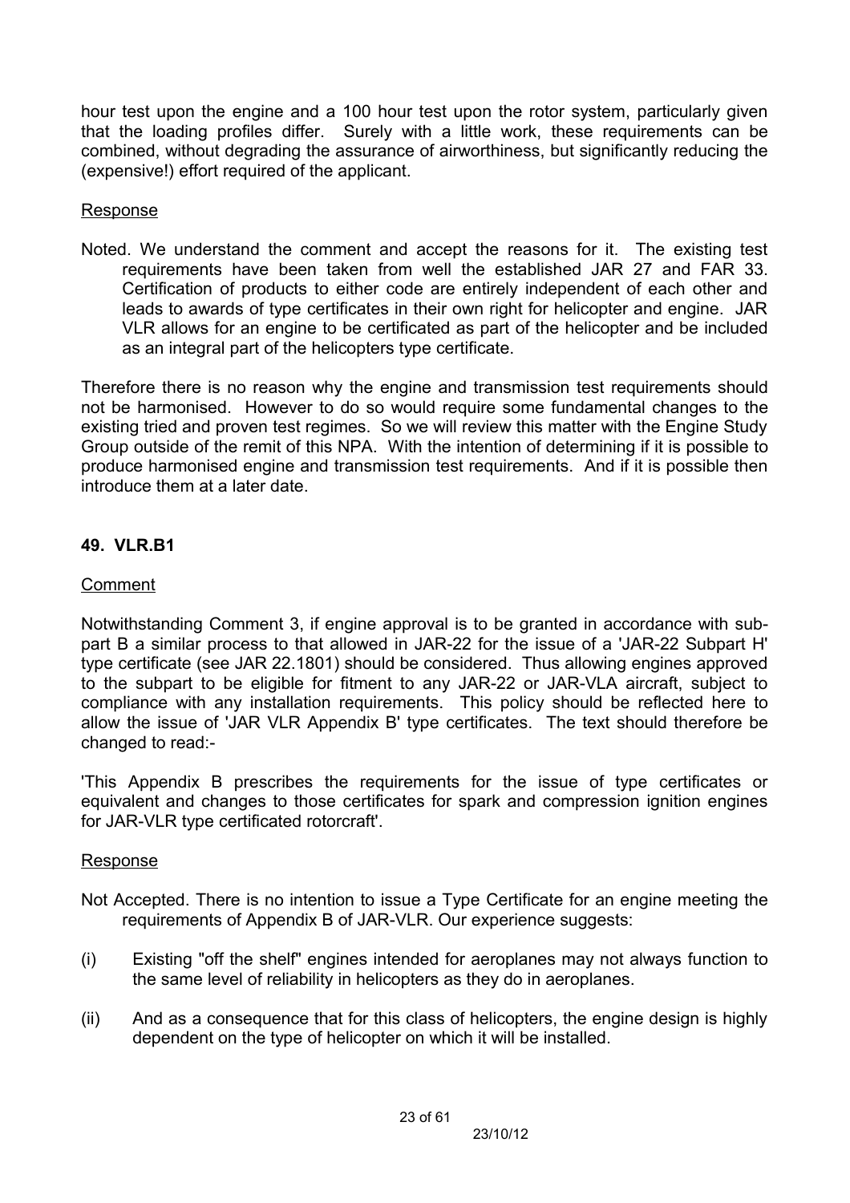hour test upon the engine and a 100 hour test upon the rotor system, particularly given that the loading profiles differ. Surely with a little work, these requirements can be combined, without degrading the assurance of airworthiness, but significantly reducing the (expensive!) effort required of the applicant.

Response

Noted. We understand the comment and accept the reasons for it. The existing test requirements have been taken from well the established JAR 27 and FAR 33. Certification of products to either code are entirely independent of each other and leads to awards of type certificates in their own right for helicopter and engine. JAR VLR allows for an engine to be certificated as part of the helicopter and be included as an integral part of the helicopters type certificate.

Therefore there is no reason why the engine and transmission test requirements should not be harmonised. However to do so would require some fundamental changes to the existing tried and proven test regimes. So we will review this matter with the Engine Study Group outside of the remit of this NPA. With the intention of determining if it is possible to produce harmonised engine and transmission test requirements. And if it is possible then introduce them at a later date.

## 49. VLR.B1

Comment

Notwithstanding Comment 3, if engine approval is to be granted in accordance with sub-part B a similar process to that allowed in JAR-22 for the issue of a 'JAR-22 Subpart H' type certificate (see JAR 22.1801) should be considered. Thus allowing engines approved to the subpart to be eligible for fitment to any JAR-22 or JAR-VLA aircraft, subject to compliance with any installation requirements. This policy should be reflected here to allow the issue of 'JAR VLR Appendix B' type certificates. The text should therefore be changed to read:-

'This Appendix B prescribes the requirements for the issue of type certificates or equivalent and changes to those certificates for spark and compression ignition engines for JAR-VLR type certificated rotorcraft'.

Response

Not Accepted. There is no intention to issue a Type Certificate for an engine meeting the requirements of Appendix B of JAR-VLR. Our experience suggests:

(i) Existing "off the shelf" engines intended for aeroplanes may not always function to the same level of reliability in helicopters as they do in aeroplanes.

(ii) And as a consequence that for this class of helicopters, the engine design is highly dependent on the type of helicopter on which it will be installed.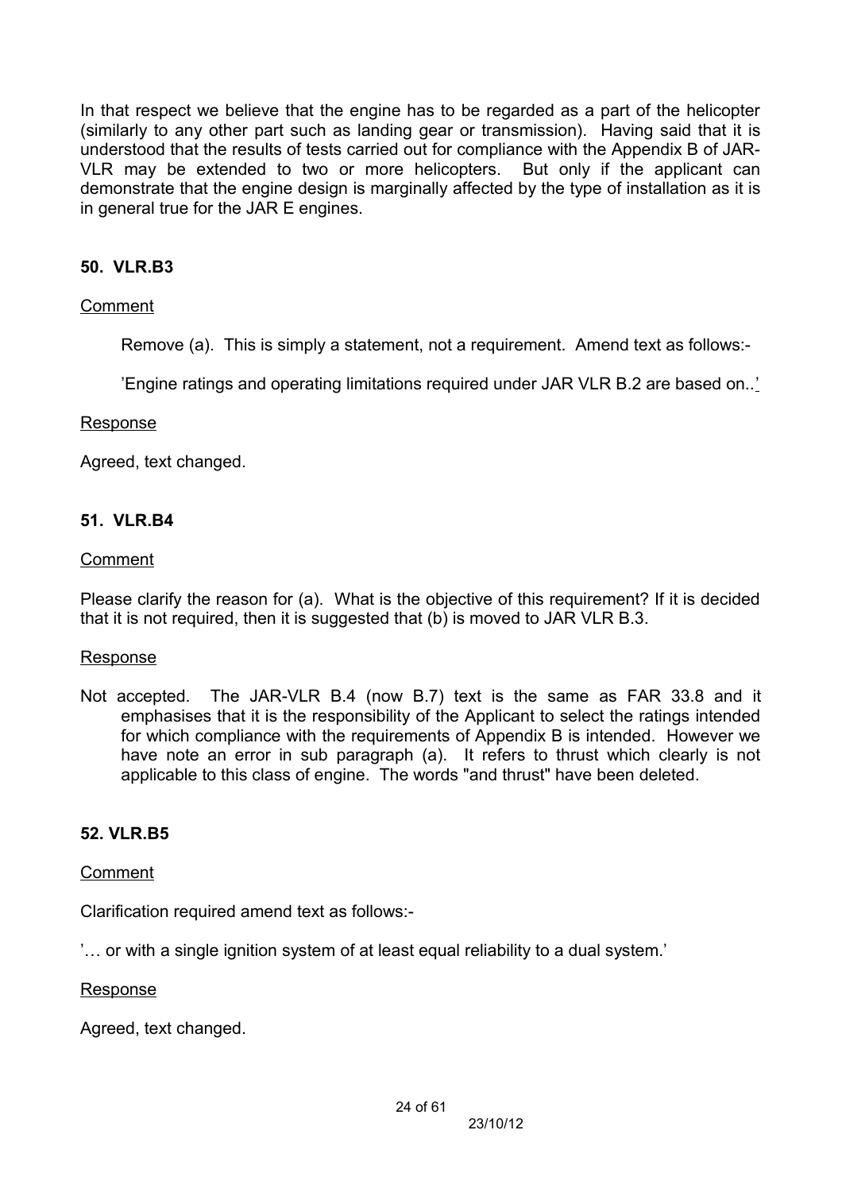In that respect we believe that the engine has to be regarded as a part of the helicopter (similarly to any other part such as landing gear or transmission). Having said that it is understood that the results of tests carried out for compliance with the Appendix B of JAR-VLR may be extended to two or more helicopters. But only if the applicant can demonstrate that the engine design is marginally affected by the type of installation as it is in general true for the JAR E engines.

### 50. VLR.B3

Comment

Remove (a). This is simply a statement, not a requirement. Amend text as follows:-

'Engine ratings and operating limitations required under JAR VLR B.2 are based on..'

Response

Agreed, text changed.

### 51. VLR.B4

Comment

Please clarify the reason for (a). What is the objective of this requirement? If it is decided that it is not required, then it is suggested that (b) is moved to JAR VLR B.3.

Response

Not accepted. The JAR-VLR B.4 (now B.7) text is the same as FAR 33.8 and it emphasises that it is the responsibility of the Applicant to select the ratings intended for which compliance with the requirements of Appendix B is intended. However we have note an error in sub paragraph (a). It refers to thrust which clearly is not applicable to this class of engine. The words "and thrust" have been deleted.

### 52. VLR.B5

Comment

Clarification required amend text as follows:-

'… or with a single ignition system of at least equal reliability to a dual system.'

Response

Agreed, text changed.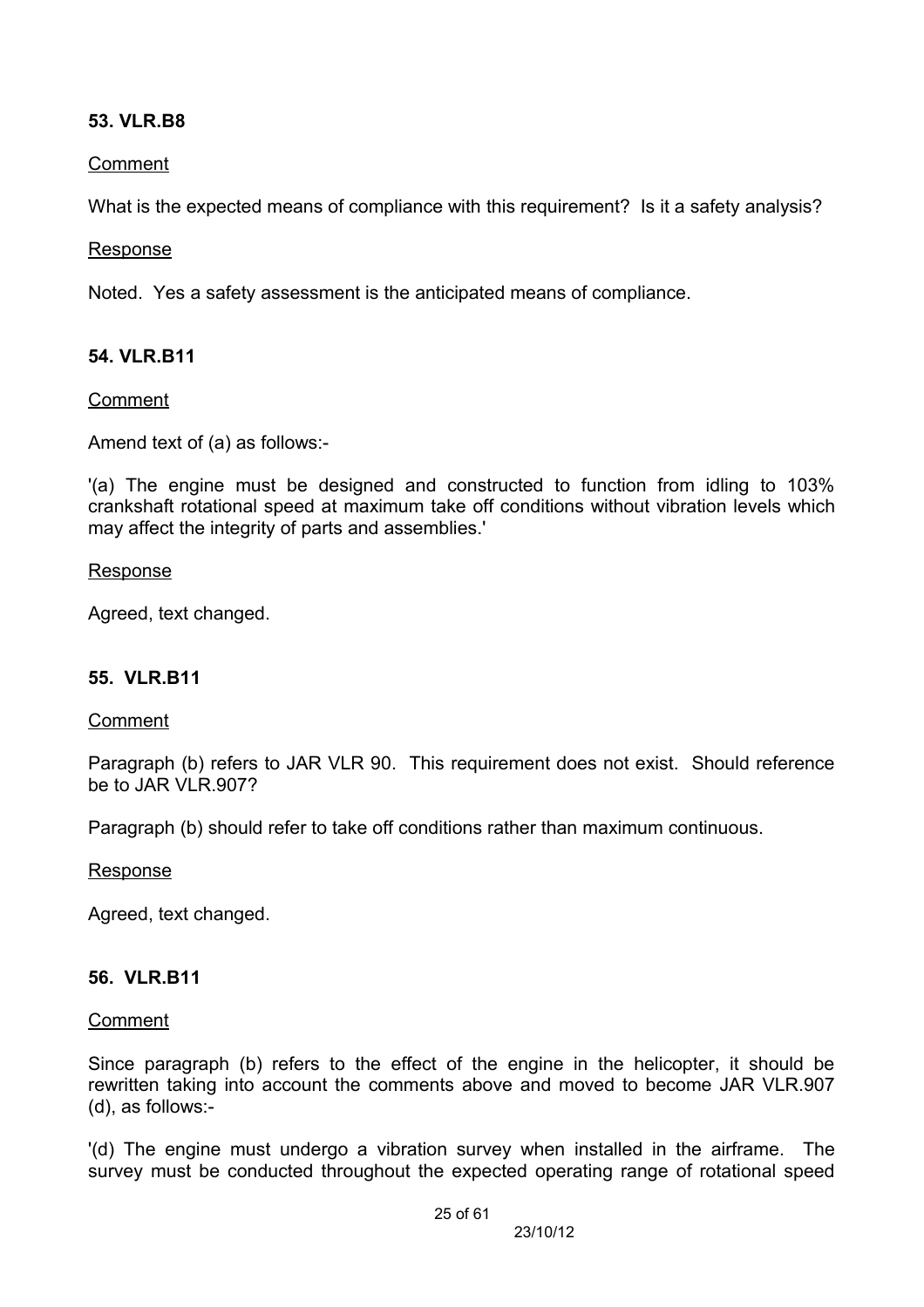### 53. VLR.B8

Comment

What is the expected means of compliance with this requirement? Is it a safety analysis?

Response

Noted. Yes a safety assessment is the anticipated means of compliance.

### 54. VLR.B11

Comment

Amend text of (a) as follows:-

'(a) The engine must be designed and constructed to function from idling to 103% crankshaft rotational speed at maximum take off conditions without vibration levels which may affect the integrity of parts and assemblies.'

Response

Agreed, text changed.

### 55. VLR.B11

Comment

Paragraph (b) refers to JAR VLR 90. This requirement does not exist. Should reference be to JAR VLR.907?

Paragraph (b) should refer to take off conditions rather than maximum continuous.

Response

Agreed, text changed.

### 56. VLR.B11

Comment

Since paragraph (b) refers to the effect of the engine in the helicopter, it should be rewritten taking into account the comments above and moved to become JAR VLR.907 (d), as follows:-

'(d) The engine must undergo a vibration survey when installed in the airframe. The survey must be conducted throughout the expected operating range of rotational speed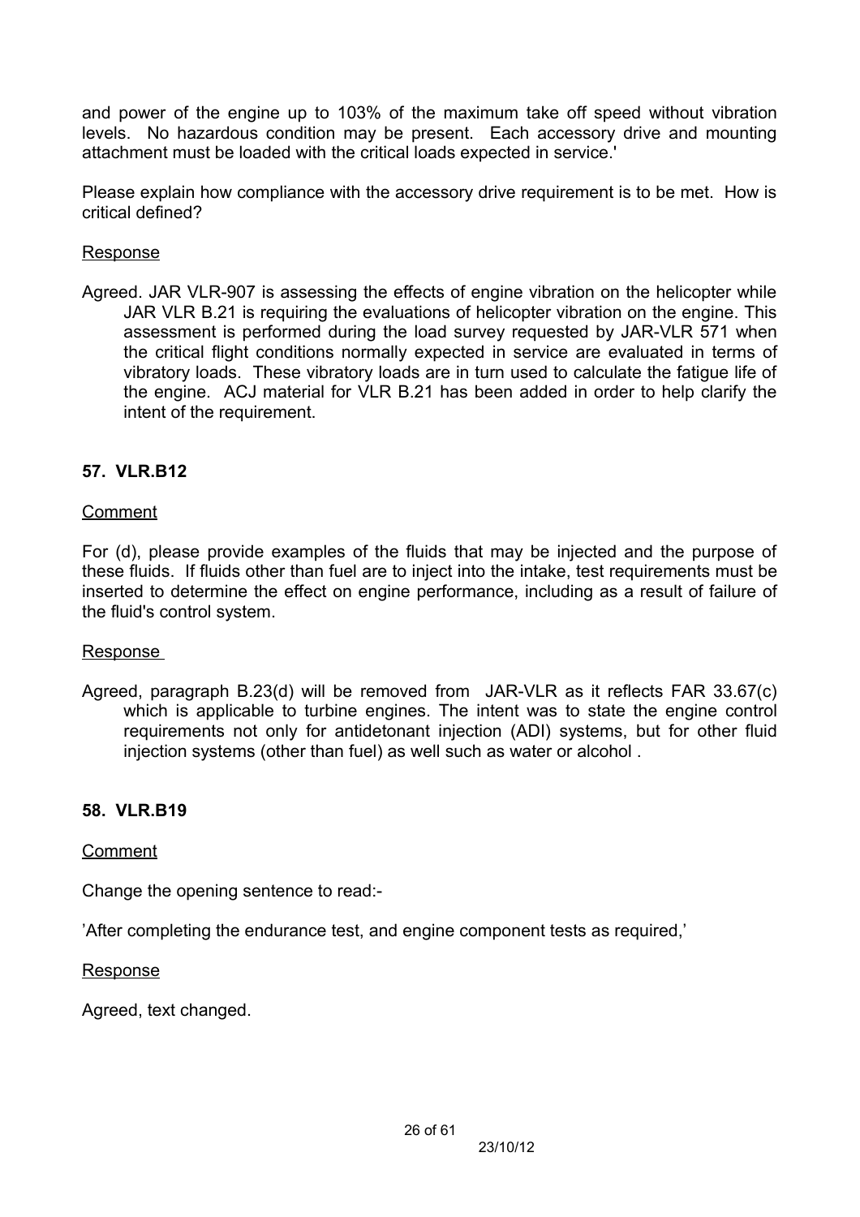and power of the engine up to 103% of the maximum take off speed without vibration levels. No hazardous condition may be present. Each accessory drive and mounting attachment must be loaded with the critical loads expected in service.'

Please explain how compliance with the accessory drive requirement is to be met. How is critical defined?

Response

Agreed. JAR VLR-907 is assessing the effects of engine vibration on the helicopter while JAR VLR B.21 is requiring the evaluations of helicopter vibration on the engine. This assessment is performed during the load survey requested by JAR-VLR 571 when the critical flight conditions normally expected in service are evaluated in terms of vibratory loads. These vibratory loads are in turn used to calculate the fatigue life of the engine. ACJ material for VLR B.21 has been added in order to help clarify the intent of the requirement.

## 57. VLR.B12

Comment

For (d), please provide examples of the fluids that may be injected and the purpose of these fluids. If fluids other than fuel are to inject into the intake, test requirements must be inserted to determine the effect on engine performance, including as a result of failure of the fluid's control system.

Response

Agreed, paragraph B.23(d) will be removed from JAR-VLR as it reflects FAR 33.67(c) which is applicable to turbine engines. The intent was to state the engine control requirements not only for antidetonant injection (ADI) systems, but for other fluid injection systems (other than fuel) as well such as water or alcohol .

## 58. VLR.B19

Comment

Change the opening sentence to read:-

'After completing the endurance test, and engine component tests as required,'

Response

Agreed, text changed.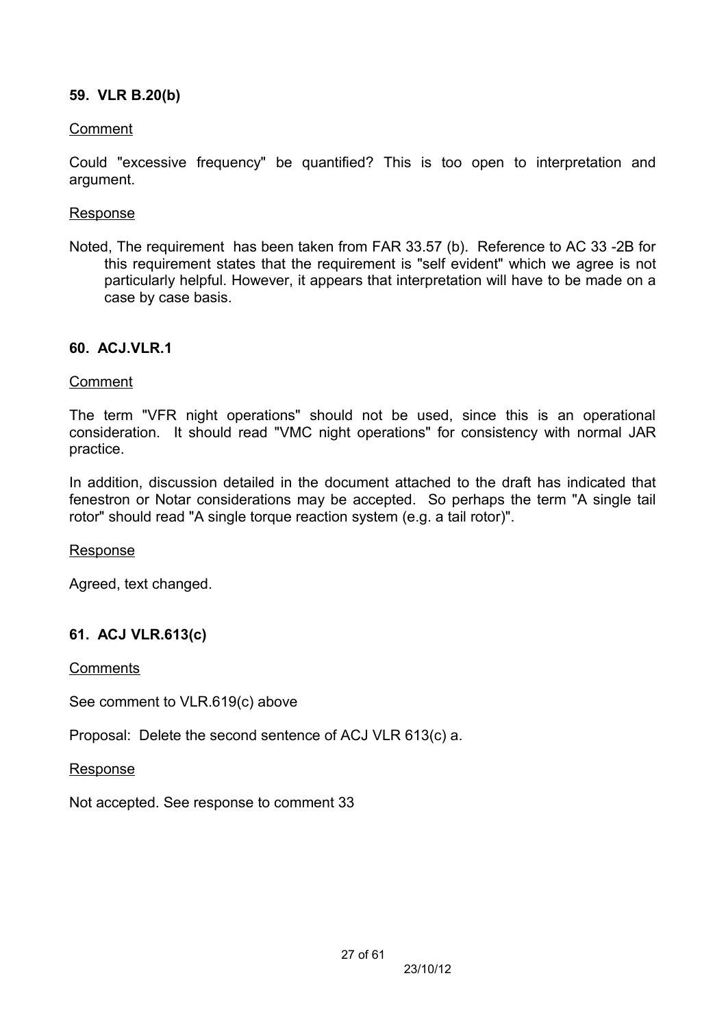### 59. VLR B.20(b)

Comment

Could "excessive frequency" be quantified? This is too open to interpretation and argument.

Response

Noted, The requirement has been taken from FAR 33.57 (b). Reference to AC 33 -2B for this requirement states that the requirement is "self evident" which we agree is not particularly helpful. However, it appears that interpretation will have to be made on a case by case basis.

### 60. ACJ.VLR.1

Comment

The term "VFR night operations" should not be used, since this is an operational consideration. It should read "VMC night operations" for consistency with normal JAR practice.

In addition, discussion detailed in the document attached to the draft has indicated that fenestron or Notar considerations may be accepted. So perhaps the term "A single tail rotor" should read "A single torque reaction system (e.g. a tail rotor)".

Response

Agreed, text changed.

### 61. ACJ VLR.613(c)

Comments

See comment to VLR.619(c) above

Proposal: Delete the second sentence of ACJ VLR 613(c) a.

Response

Not accepted. See response to comment 33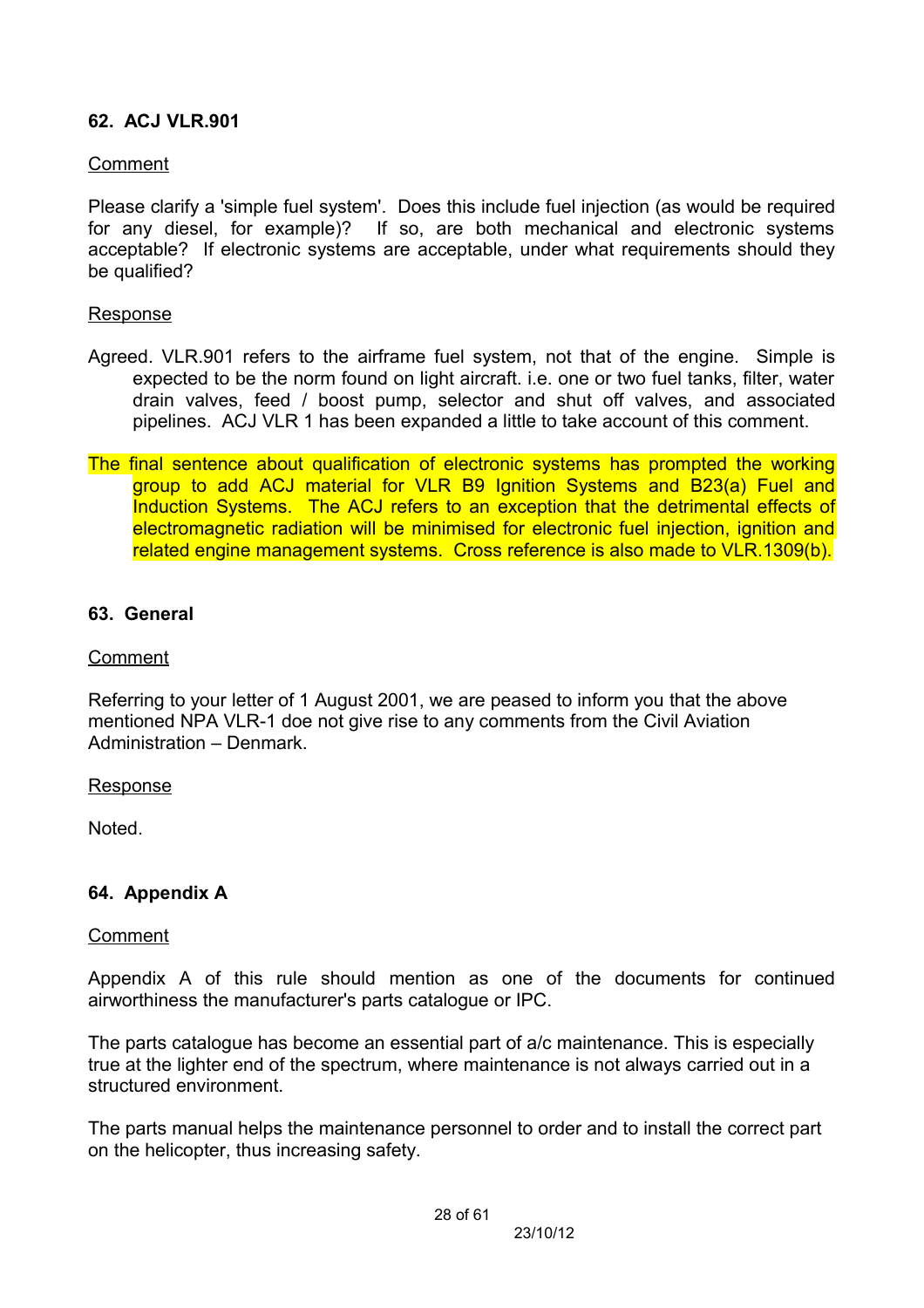### 62. ACJ VLR.901

Comment

Please clarify a 'simple fuel system'. Does this include fuel injection (as would be required for any diesel, for example)? If so, are both mechanical and electronic systems acceptable? If electronic systems are acceptable, under what requirements should they be qualified?

Response

Agreed. VLR.901 refers to the airframe fuel system, not that of the engine. Simple is expected to be the norm found on light aircraft. i.e. one or two fuel tanks, filter, water drain valves, feed / boost pump, selector and shut off valves, and associated pipelines. ACJ VLR 1 has been expanded a little to take account of this comment.

The final sentence about qualification of electronic systems has prompted the working group to add ACJ material for VLR B9 Ignition Systems and B23(a) Fuel and Induction Systems. The ACJ refers to an exception that the detrimental effects of electromagnetic radiation will be minimised for electronic fuel injection, ignition and related engine management systems. Cross reference is also made to VLR.1309(b).

### 63. General

Comment

Referring to your letter of 1 August 2001, we are peased to inform you that the above mentioned NPA VLR-1 doe not give rise to any comments from the Civil Aviation Administration – Denmark.

Response

Noted.

### 64. Appendix A

Comment

Appendix A of this rule should mention as one of the documents for continued airworthiness the manufacturer's parts catalogue or IPC.

The parts catalogue has become an essential part of a/c maintenance. This is especially true at the lighter end of the spectrum, where maintenance is not always carried out in a structured environment.

The parts manual helps the maintenance personnel to order and to install the correct part on the helicopter, thus increasing safety.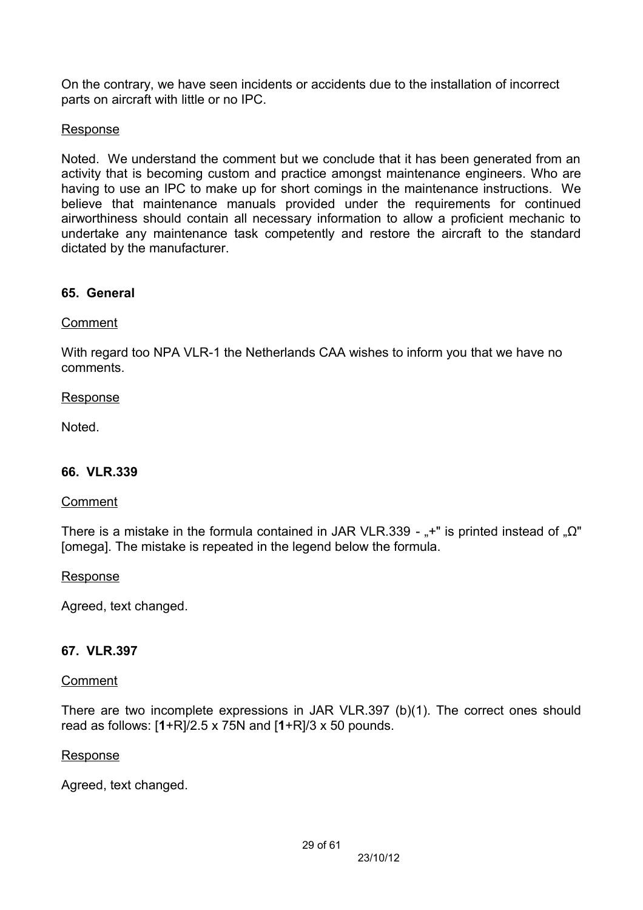On the contrary, we have seen incidents or accidents due to the installation of incorrect parts on aircraft with little or no IPC.

Response

Noted. We understand the comment but we conclude that it has been generated from an activity that is becoming custom and practice amongst maintenance engineers. Who are having to use an IPC to make up for short comings in the maintenance instructions. We believe that maintenance manuals provided under the requirements for continued airworthiness should contain all necessary information to allow a proficient mechanic to undertake any maintenance task competently and restore the aircraft to the standard dictated by the manufacturer.

**65. General**

Comment

With regard too NPA VLR-1 the Netherlands CAA wishes to inform you that we have no comments.

Response

Noted.

**66. VLR.339**

Comment

There is a mistake in the formula contained in JAR VLR.339 - „+" is printed instead of „Ω" [omega]. The mistake is repeated in the legend below the formula.

Response

Agreed, text changed.

**67. VLR.397**

Comment

There are two incomplete expressions in JAR VLR.397 (b)(1). The correct ones should read as follows: [**1**+R]/2.5 x 75N and [**1**+R]/3 x 50 pounds.

Response

Agreed, text changed.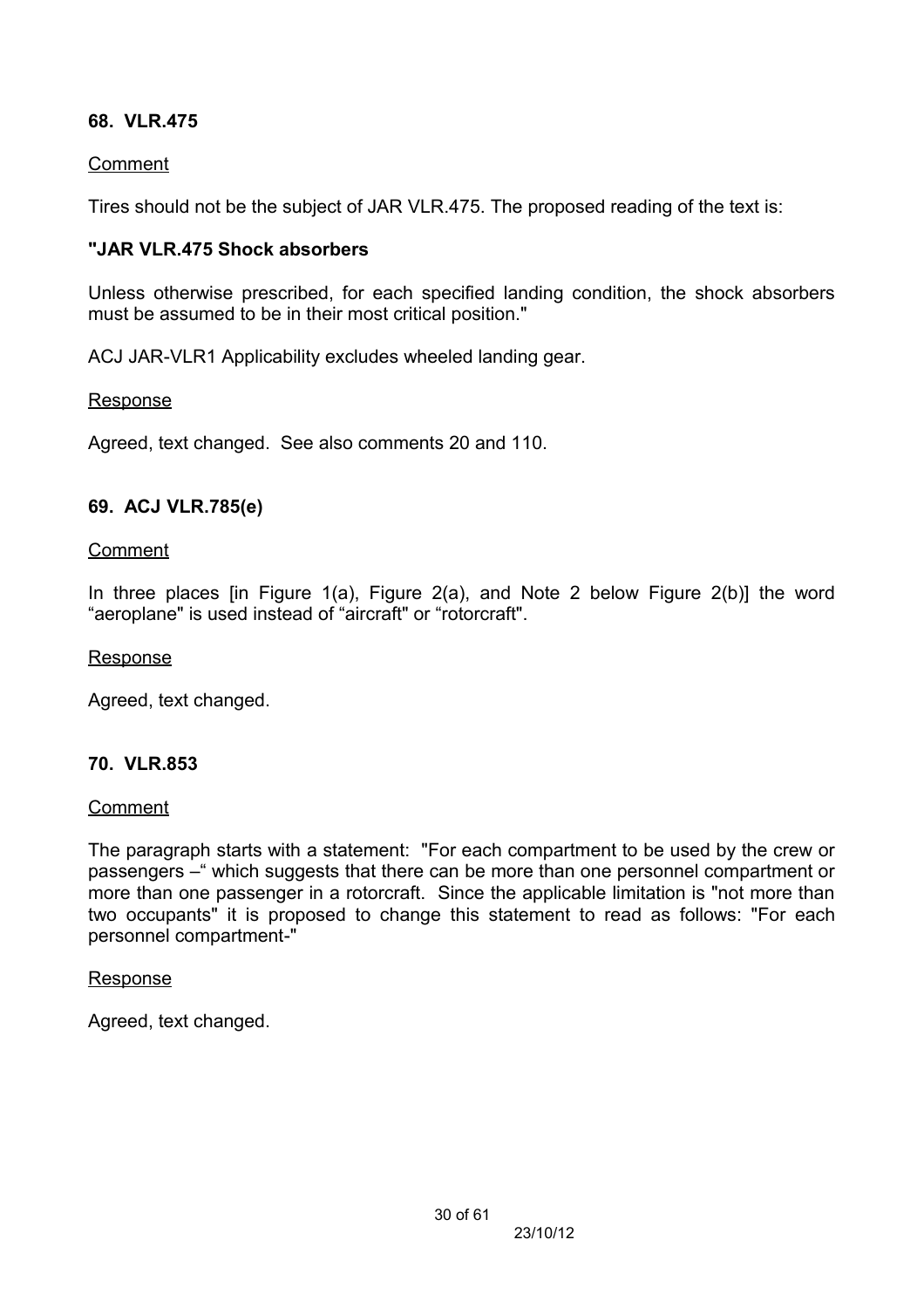### 68. VLR.475

Comment

Tires should not be the subject of JAR VLR.475. The proposed reading of the text is:

**"JAR VLR.475 Shock absorbers**

Unless otherwise prescribed, for each specified landing condition, the shock absorbers must be assumed to be in their most critical position."

ACJ JAR-VLR1 Applicability excludes wheeled landing gear.

Response

Agreed, text changed. See also comments 20 and 110.

### 69. ACJ VLR.785(e)

Comment

In three places [in Figure 1(a), Figure 2(a), and Note 2 below Figure 2(b)] the word "aeroplane" is used instead of "aircraft" or "rotorcraft".

Response

Agreed, text changed.

### 70. VLR.853

Comment

The paragraph starts with a statement: "For each compartment to be used by the crew or passengers –" which suggests that there can be more than one personnel compartment or more than one passenger in a rotorcraft. Since the applicable limitation is "not more than two occupants" it is proposed to change this statement to read as follows: "For each personnel compartment-"

Response

Agreed, text changed.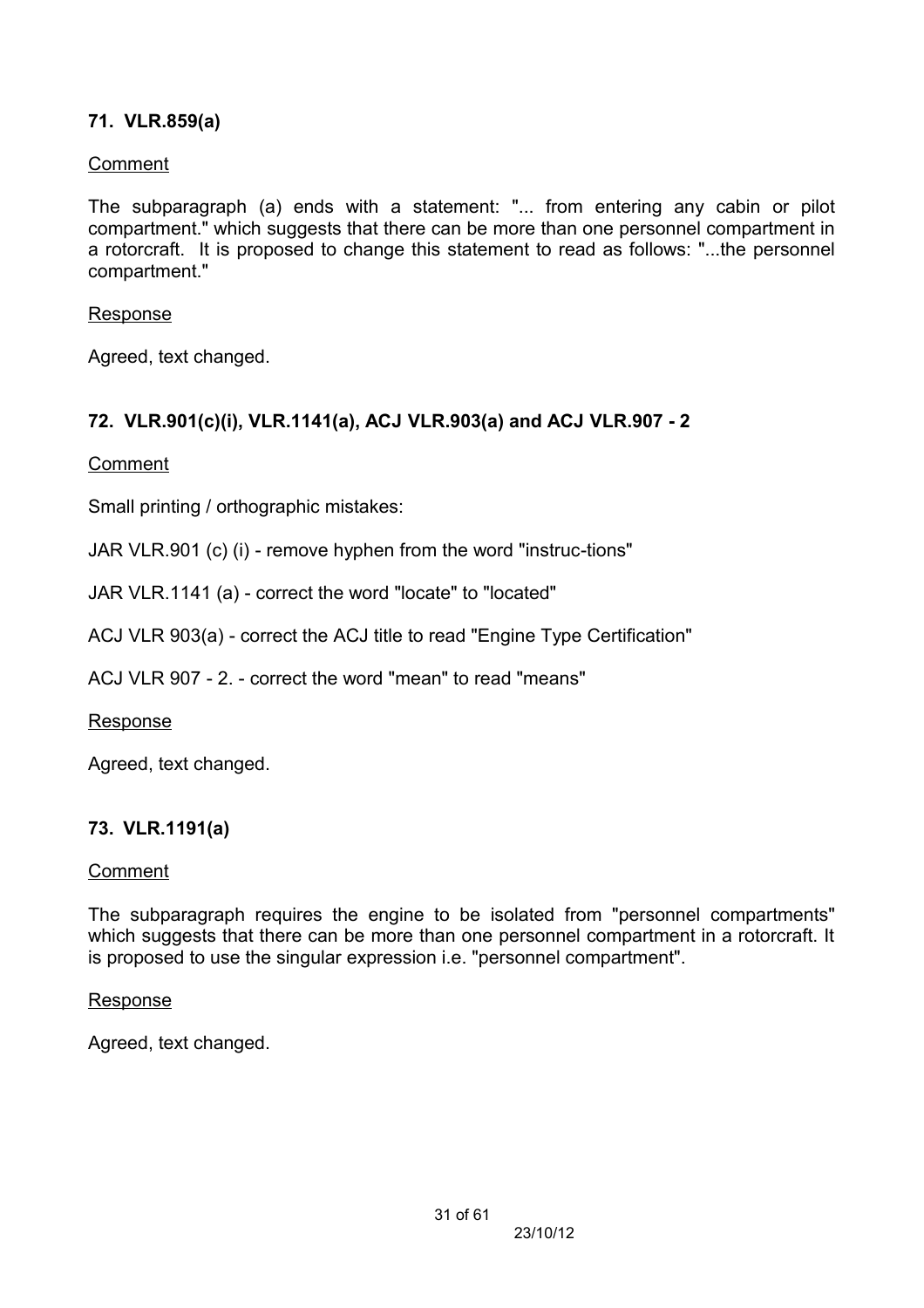### 71. VLR.859(a)

Comment

The subparagraph (a) ends with a statement: "... from entering any cabin or pilot compartment." which suggests that there can be more than one personnel compartment in a rotorcraft. It is proposed to change this statement to read as follows: "...the personnel compartment."

Response

Agreed, text changed.

### 72. VLR.901(c)(i), VLR.1141(a), ACJ VLR.903(a) and ACJ VLR.907 - 2

Comment

Small printing / orthographic mistakes:

JAR VLR.901 (c) (i) - remove hyphen from the word "instruc-tions"

JAR VLR.1141 (a) - correct the word "locate" to "located"

ACJ VLR 903(a) - correct the ACJ title to read "Engine Type Certification"

ACJ VLR 907 - 2. - correct the word "mean" to read "means"

Response

Agreed, text changed.

### 73. VLR.1191(a)

Comment

The subparagraph requires the engine to be isolated from "personnel compartments" which suggests that there can be more than one personnel compartment in a rotorcraft. It is proposed to use the singular expression i.e. "personnel compartment".

Response

Agreed, text changed.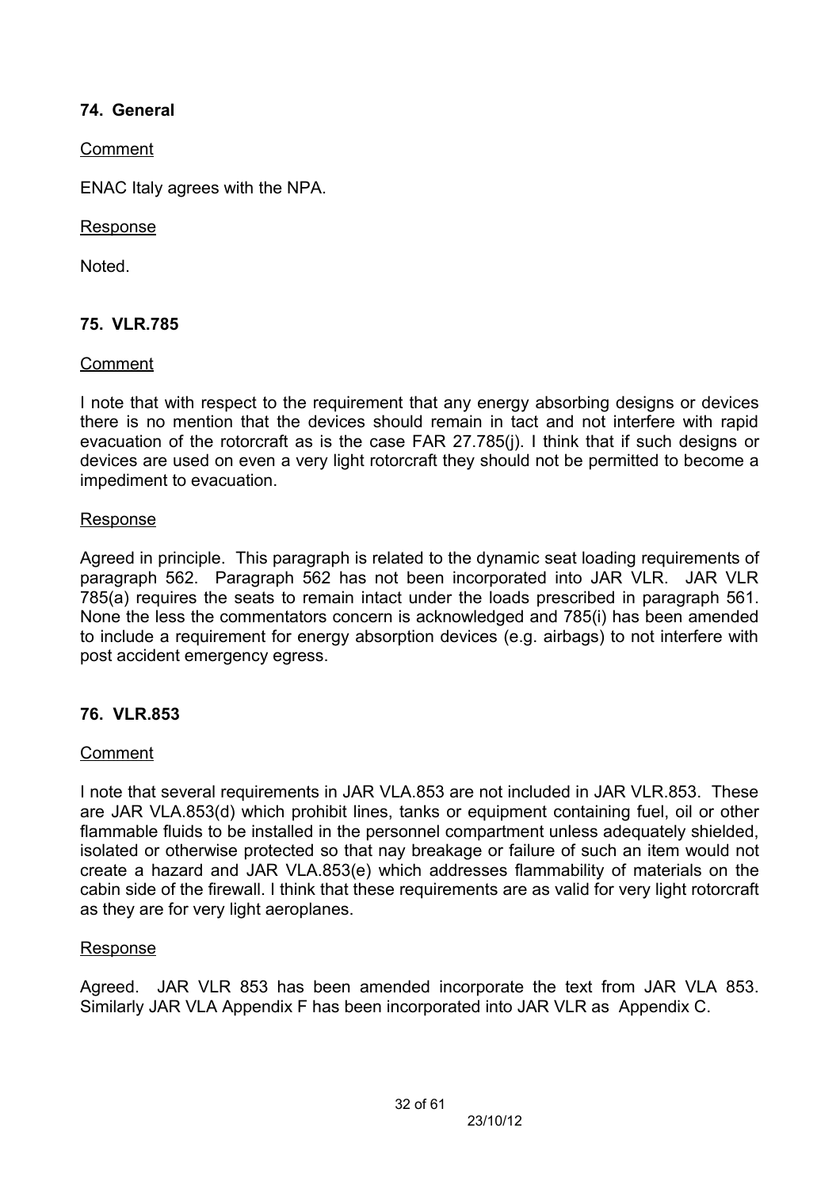### 74. General

Comment

ENAC Italy agrees with the NPA.

Response

Noted.

### 75. VLR.785

Comment

I note that with respect to the requirement that any energy absorbing designs or devices there is no mention that the devices should remain in tact and not interfere with rapid evacuation of the rotorcraft as is the case FAR 27.785(j). I think that if such designs or devices are used on even a very light rotorcraft they should not be permitted to become a impediment to evacuation.

Response

Agreed in principle. This paragraph is related to the dynamic seat loading requirements of paragraph 562. Paragraph 562 has not been incorporated into JAR VLR. JAR VLR 785(a) requires the seats to remain intact under the loads prescribed in paragraph 561. None the less the commentators concern is acknowledged and 785(i) has been amended to include a requirement for energy absorption devices (e.g. airbags) to not interfere with post accident emergency egress.

### 76. VLR.853

Comment

I note that several requirements in JAR VLA.853 are not included in JAR VLR.853. These are JAR VLA.853(d) which prohibit lines, tanks or equipment containing fuel, oil or other flammable fluids to be installed in the personnel compartment unless adequately shielded, isolated or otherwise protected so that nay breakage or failure of such an item would not create a hazard and JAR VLA.853(e) which addresses flammability of materials on the cabin side of the firewall. I think that these requirements are as valid for very light rotorcraft as they are for very light aeroplanes.

Response

Agreed. JAR VLR 853 has been amended incorporate the text from JAR VLA 853. Similarly JAR VLA Appendix F has been incorporated into JAR VLR as Appendix C.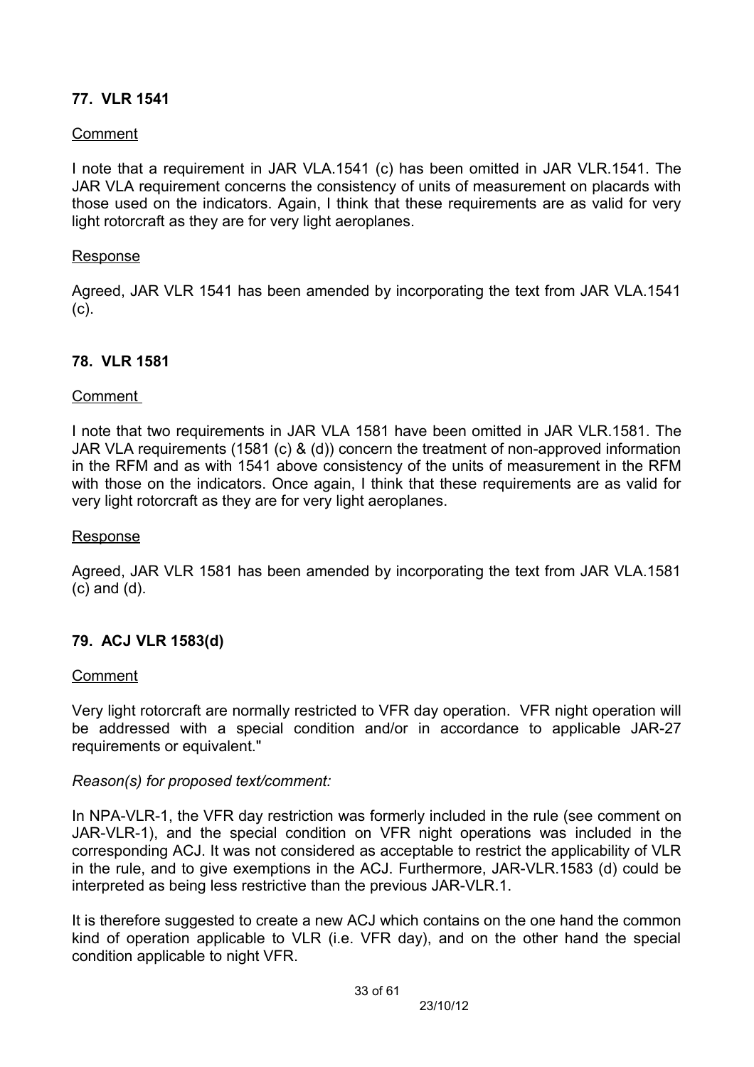### 77. VLR 1541

Comment

I note that a requirement in JAR VLA.1541 (c) has been omitted in JAR VLR.1541. The JAR VLA requirement concerns the consistency of units of measurement on placards with those used on the indicators. Again, I think that these requirements are as valid for very light rotorcraft as they are for very light aeroplanes.

Response

Agreed, JAR VLR 1541 has been amended by incorporating the text from JAR VLA.1541 (c).

### 78. VLR 1581

Comment

I note that two requirements in JAR VLA 1581 have been omitted in JAR VLR.1581. The JAR VLA requirements (1581 (c) & (d)) concern the treatment of non-approved information in the RFM and as with 1541 above consistency of the units of measurement in the RFM with those on the indicators. Once again, I think that these requirements are as valid for very light rotorcraft as they are for very light aeroplanes.

Response

Agreed, JAR VLR 1581 has been amended by incorporating the text from JAR VLA.1581 (c) and (d).

### 79. ACJ VLR 1583(d)

Comment

Very light rotorcraft are normally restricted to VFR day operation. VFR night operation will be addressed with a special condition and/or in accordance to applicable JAR-27 requirements or equivalent."

*Reason(s) for proposed text/comment:*

In NPA-VLR-1, the VFR day restriction was formerly included in the rule (see comment on JAR-VLR-1), and the special condition on VFR night operations was included in the corresponding ACJ. It was not considered as acceptable to restrict the applicability of VLR in the rule, and to give exemptions in the ACJ. Furthermore, JAR-VLR.1583 (d) could be interpreted as being less restrictive than the previous JAR-VLR.1.

It is therefore suggested to create a new ACJ which contains on the one hand the common kind of operation applicable to VLR (i.e. VFR day), and on the other hand the special condition applicable to night VFR.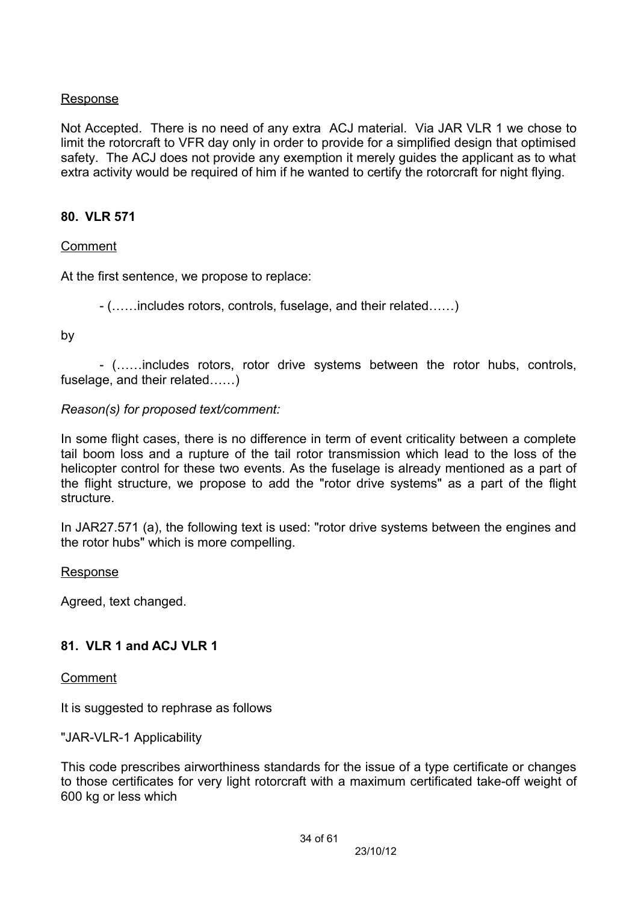Response

Not Accepted. There is no need of any extra ACJ material. Via JAR VLR 1 we chose to limit the rotorcraft to VFR day only in order to provide for a simplified design that optimised safety. The ACJ does not provide any exemption it merely guides the applicant as to what extra activity would be required of him if he wanted to certify the rotorcraft for night flying.

**80. VLR 571**

Comment

At the first sentence, we propose to replace:

- (……includes rotors, controls, fuselage, and their related……)

by

- (……includes rotors, rotor drive systems between the rotor hubs, controls, fuselage, and their related……)

*Reason(s) for proposed text/comment:*

In some flight cases, there is no difference in term of event criticality between a complete tail boom loss and a rupture of the tail rotor transmission which lead to the loss of the helicopter control for these two events. As the fuselage is already mentioned as a part of the flight structure, we propose to add the "rotor drive systems" as a part of the flight structure.

In JAR27.571 (a), the following text is used: "rotor drive systems between the engines and the rotor hubs" which is more compelling.

Response

Agreed, text changed.

**81. VLR 1 and ACJ VLR 1**

Comment

It is suggested to rephrase as follows

"JAR-VLR-1 Applicability

This code prescribes airworthiness standards for the issue of a type certificate or changes to those certificates for very light rotorcraft with a maximum certificated take-off weight of 600 kg or less which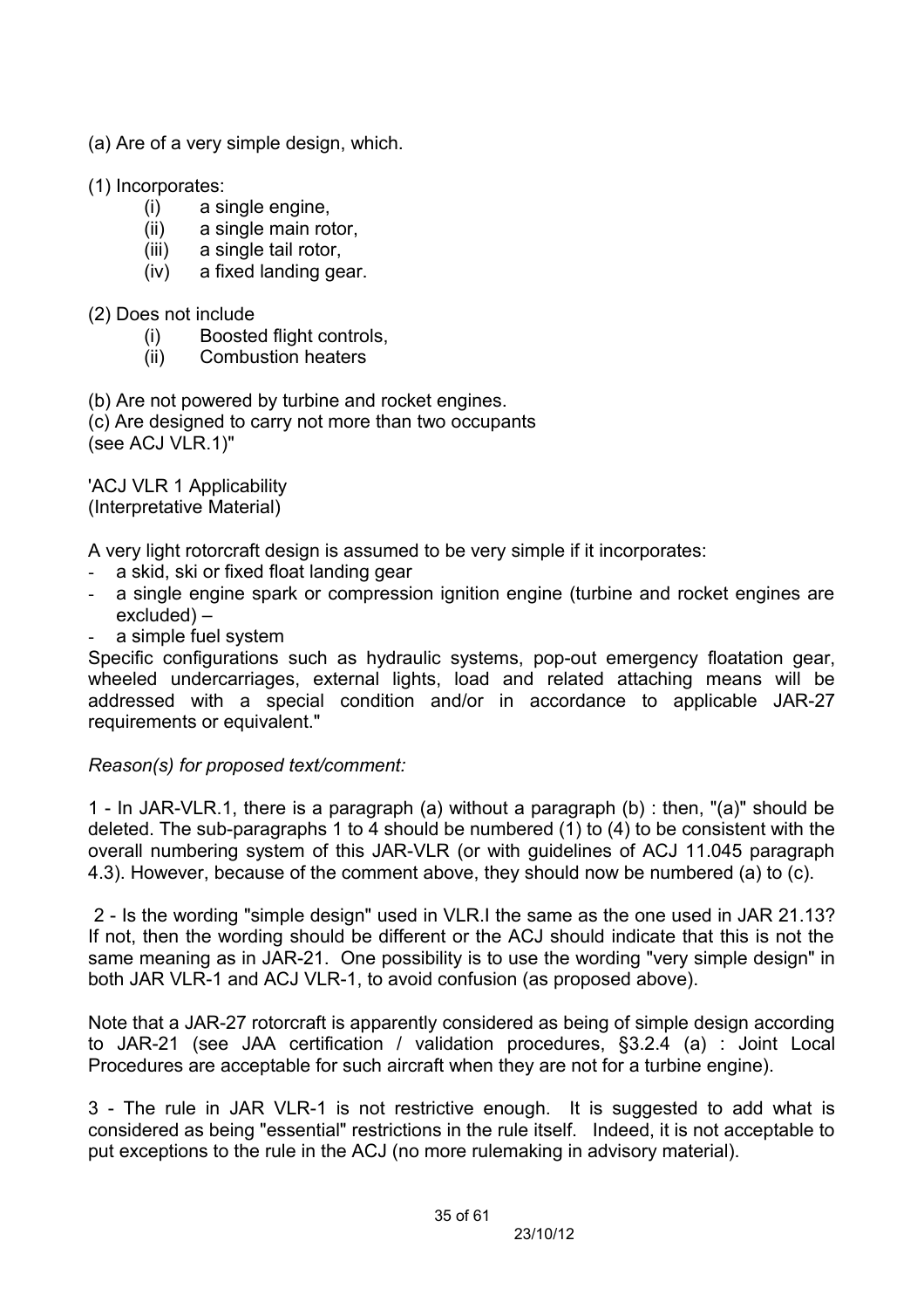(a) Are of a very simple design, which.

(1) Incorporates:

- (i) a single engine,
- (ii) a single main rotor,
- (iii) a single tail rotor,
- (iv) a fixed landing gear.

(2) Does not include

- (i) Boosted flight controls,
- (ii) Combustion heaters

(b) Are not powered by turbine and rocket engines.
(c) Are designed to carry not more than two occupants
(see ACJ VLR.1)"

'ACJ VLR 1 Applicability
(Interpretative Material)

A very light rotorcraft design is assumed to be very simple if it incorporates:

- a skid, ski or fixed float landing gear
- a single engine spark or compression ignition engine (turbine and rocket engines are excluded) –
- a simple fuel system

Specific configurations such as hydraulic systems, pop-out emergency floatation gear, wheeled undercarriages, external lights, load and related attaching means will be addressed with a special condition and/or in accordance to applicable JAR-27 requirements or equivalent."

*Reason(s) for proposed text/comment:*

1 - In JAR-VLR.1, there is a paragraph (a) without a paragraph (b) : then, "(a)" should be deleted. The sub-paragraphs 1 to 4 should be numbered (1) to (4) to be consistent with the overall numbering system of this JAR-VLR (or with guidelines of ACJ 11.045 paragraph 4.3). However, because of the comment above, they should now be numbered (a) to (c).

2 - Is the wording "simple design" used in VLR.I the same as the one used in JAR 21.13? If not, then the wording should be different or the ACJ should indicate that this is not the same meaning as in JAR-21. One possibility is to use the wording "very simple design" in both JAR VLR-1 and ACJ VLR-1, to avoid confusion (as proposed above).

Note that a JAR-27 rotorcraft is apparently considered as being of simple design according to JAR-21 (see JAA certification / validation procedures, §3.2.4 (a) : Joint Local Procedures are acceptable for such aircraft when they are not for a turbine engine).

3 - The rule in JAR VLR-1 is not restrictive enough. It is suggested to add what is considered as being "essential" restrictions in the rule itself. Indeed, it is not acceptable to put exceptions to the rule in the ACJ (no more rulemaking in advisory material).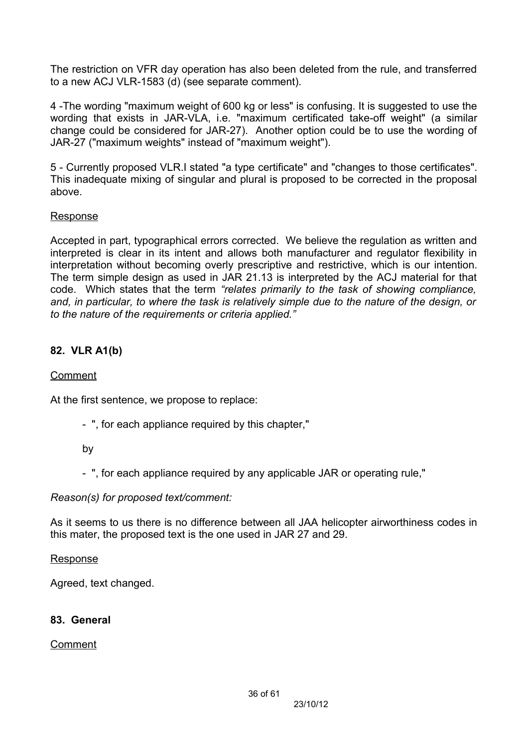The restriction on VFR day operation has also been deleted from the rule, and transferred to a new ACJ VLR-1583 (d) (see separate comment).

4 -The wording "maximum weight of 600 kg or less" is confusing. It is suggested to use the wording that exists in JAR-VLA, i.e. "maximum certificated take-off weight" (a similar change could be considered for JAR-27). Another option could be to use the wording of JAR-27 ("maximum weights" instead of "maximum weight").

5 - Currently proposed VLR.I stated "a type certificate" and "changes to those certificates". This inadequate mixing of singular and plural is proposed to be corrected in the proposal above.

<u>Response</u>

Accepted in part, typographical errors corrected. We believe the regulation as written and interpreted is clear in its intent and allows both manufacturer and regulator flexibility in interpretation without becoming overly prescriptive and restrictive, which is our intention. The term simple design as used in JAR 21.13 is interpreted by the ACJ material for that code. Which states that the term *"relates primarily to the task of showing compliance, and, in particular, to where the task is relatively simple due to the nature of the design, or to the nature of the requirements or criteria applied."*

### 82. VLR A1(b)

<u>Comment</u>

At the first sentence, we propose to replace:

- ", for each appliance required by this chapter,"

by

- ", for each appliance required by any applicable JAR or operating rule,"

*Reason(s) for proposed text/comment:*

As it seems to us there is no difference between all JAA helicopter airworthiness codes in this mater, the proposed text is the one used in JAR 27 and 29.

<u>Response</u>

Agreed, text changed.

### 83. General

<u>Comment</u>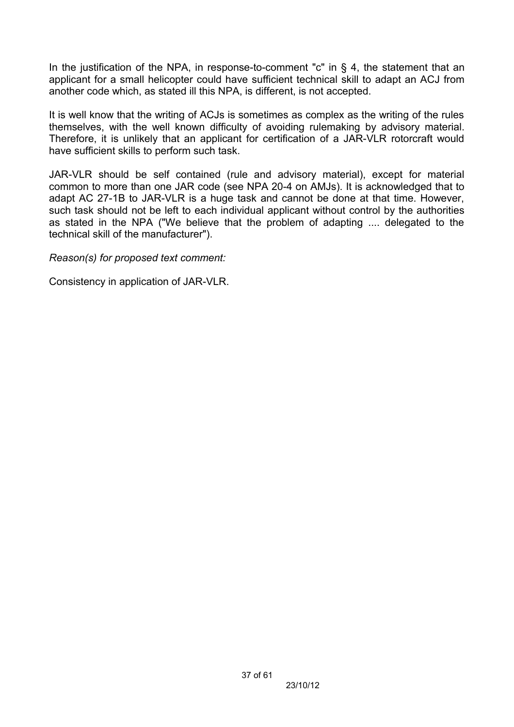In the justification of the NPA, in response-to-comment "c" in § 4, the statement that an applicant for a small helicopter could have sufficient technical skill to adapt an ACJ from another code which, as stated ill this NPA, is different, is not accepted.

It is well know that the writing of ACJs is sometimes as complex as the writing of the rules themselves, with the well known difficulty of avoiding rulemaking by advisory material. Therefore, it is unlikely that an applicant for certification of a JAR-VLR rotorcraft would have sufficient skills to perform such task.

JAR-VLR should be self contained (rule and advisory material), except for material common to more than one JAR code (see NPA 20-4 on AMJs). It is acknowledged that to adapt AC 27-1B to JAR-VLR is a huge task and cannot be done at that time. However, such task should not be left to each individual applicant without control by the authorities as stated in the NPA ("We believe that the problem of adapting .... delegated to the technical skill of the manufacturer").

*Reason(s) for proposed text comment:*

Consistency in application of JAR-VLR.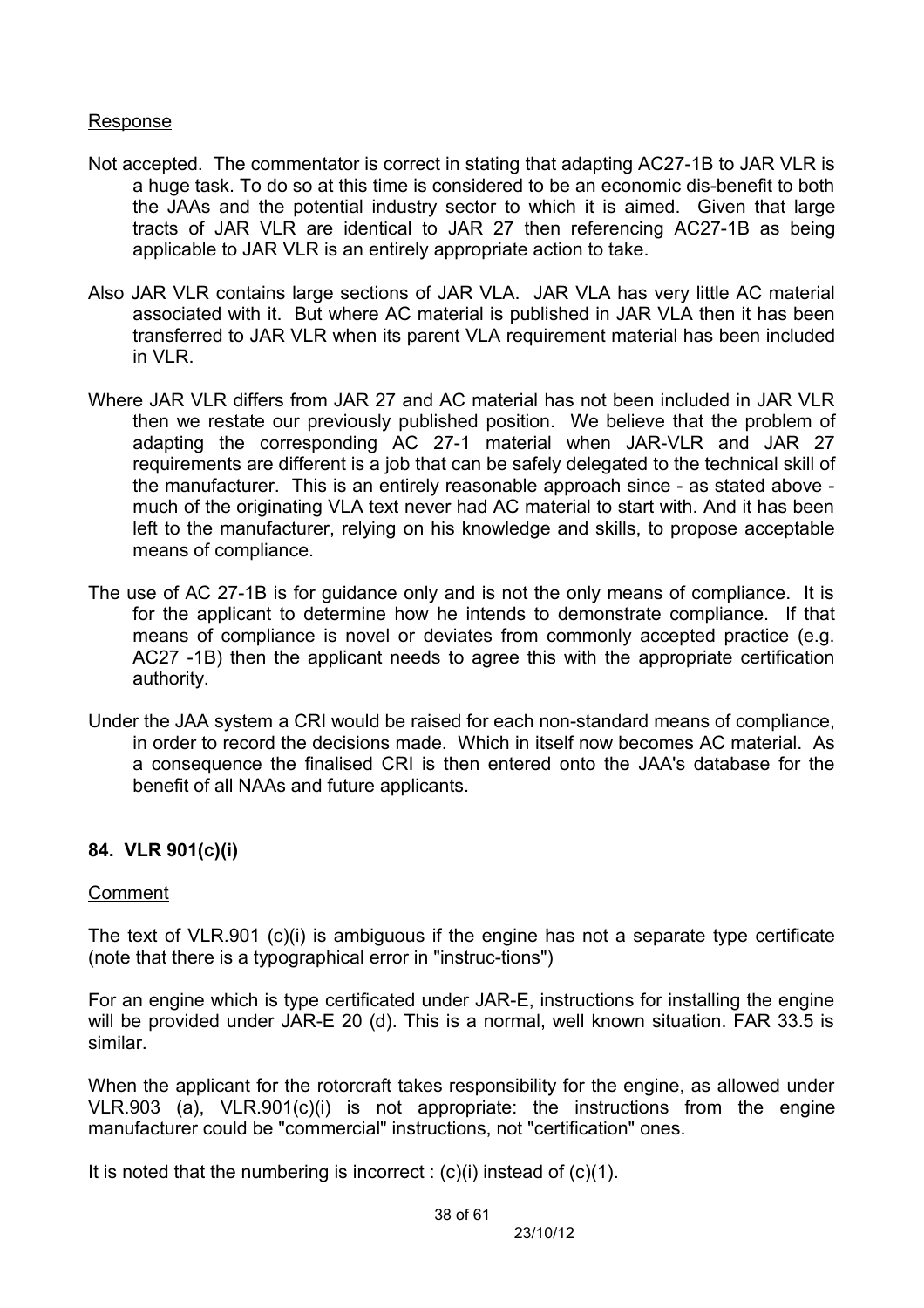Response

Not accepted. The commentator is correct in stating that adapting AC27-1B to JAR VLR is a huge task. To do so at this time is considered to be an economic dis-benefit to both the JAAs and the potential industry sector to which it is aimed. Given that large tracts of JAR VLR are identical to JAR 27 then referencing AC27-1B as being applicable to JAR VLR is an entirely appropriate action to take.

Also JAR VLR contains large sections of JAR VLA. JAR VLA has very little AC material associated with it. But where AC material is published in JAR VLA then it has been transferred to JAR VLR when its parent VLA requirement material has been included in VLR.

Where JAR VLR differs from JAR 27 and AC material has not been included in JAR VLR then we restate our previously published position. We believe that the problem of adapting the corresponding AC 27-1 material when JAR-VLR and JAR 27 requirements are different is a job that can be safely delegated to the technical skill of the manufacturer. This is an entirely reasonable approach since - as stated above - much of the originating VLA text never had AC material to start with. And it has been left to the manufacturer, relying on his knowledge and skills, to propose acceptable means of compliance.

The use of AC 27-1B is for guidance only and is not the only means of compliance. It is for the applicant to determine how he intends to demonstrate compliance. If that means of compliance is novel or deviates from commonly accepted practice (e.g. AC27 -1B) then the applicant needs to agree this with the appropriate certification authority.

Under the JAA system a CRI would be raised for each non-standard means of compliance, in order to record the decisions made. Which in itself now becomes AC material. As a consequence the finalised CRI is then entered onto the JAA's database for the benefit of all NAAs and future applicants.

**84. VLR 901(c)(i)**

Comment

The text of VLR.901 (c)(i) is ambiguous if the engine has not a separate type certificate (note that there is a typographical error in "instruc-tions")

For an engine which is type certificated under JAR-E, instructions for installing the engine will be provided under JAR-E 20 (d). This is a normal, well known situation. FAR 33.5 is similar.

When the applicant for the rotorcraft takes responsibility for the engine, as allowed under VLR.903 (a), VLR.901(c)(i) is not appropriate: the instructions from the engine manufacturer could be "commercial" instructions, not "certification" ones.

It is noted that the numbering is incorrect : (c)(i) instead of (c)(1).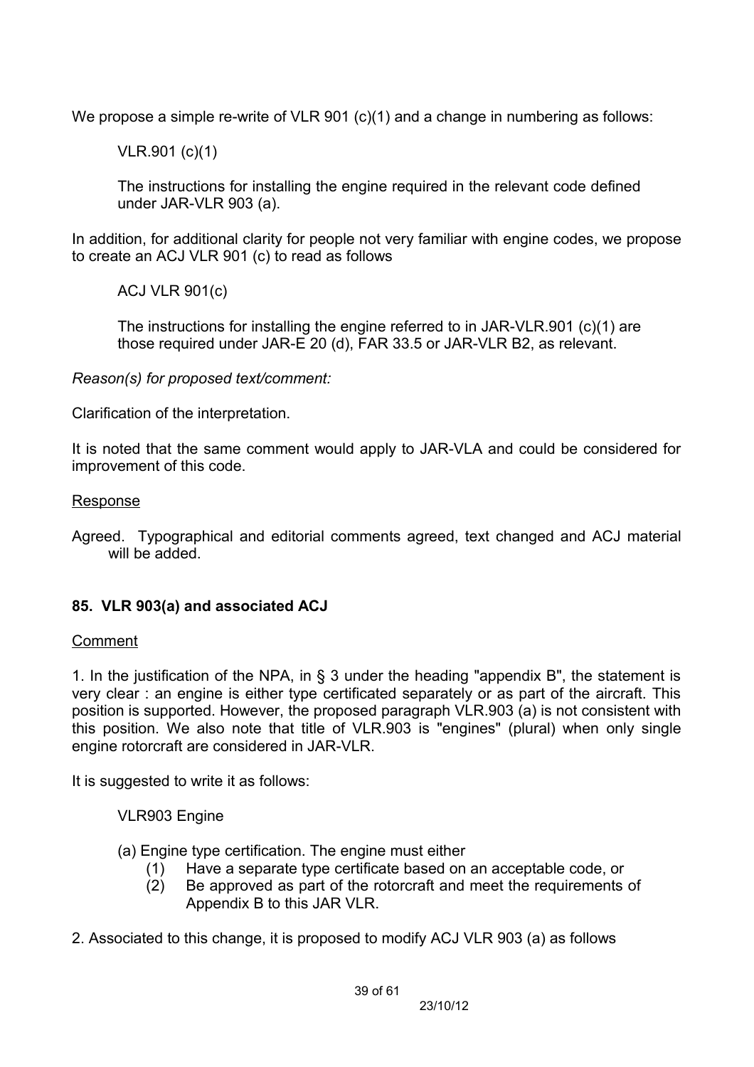We propose a simple re-write of VLR 901 (c)(1) and a change in numbering as follows:

> VLR.901 (c)(1)
>
> The instructions for installing the engine required in the relevant code defined under JAR-VLR 903 (a).

In addition, for additional clarity for people not very familiar with engine codes, we propose to create an ACJ VLR 901 (c) to read as follows

> ACJ VLR 901(c)
>
> The instructions for installing the engine referred to in JAR-VLR.901 (c)(1) are those required under JAR-E 20 (d), FAR 33.5 or JAR-VLR B2, as relevant.

*Reason(s) for proposed text/comment:*

Clarification of the interpretation.

It is noted that the same comment would apply to JAR-VLA and could be considered for improvement of this code.

Response

Agreed. Typographical and editorial comments agreed, text changed and ACJ material will be added.

### 85. VLR 903(a) and associated ACJ

Comment

1. In the justification of the NPA, in § 3 under the heading "appendix B", the statement is very clear : an engine is either type certificated separately or as part of the aircraft. This position is supported. However, the proposed paragraph VLR.903 (a) is not consistent with this position. We also note that title of VLR.903 is "engines" (plural) when only single engine rotorcraft are considered in JAR-VLR.

It is suggested to write it as follows:

> VLR903 Engine
>
> (a) Engine type certification. The engine must either
> (1) Have a separate type certificate based on an acceptable code, or
> (2) Be approved as part of the rotorcraft and meet the requirements of Appendix B to this JAR VLR.

2. Associated to this change, it is proposed to modify ACJ VLR 903 (a) as follows

23/10/12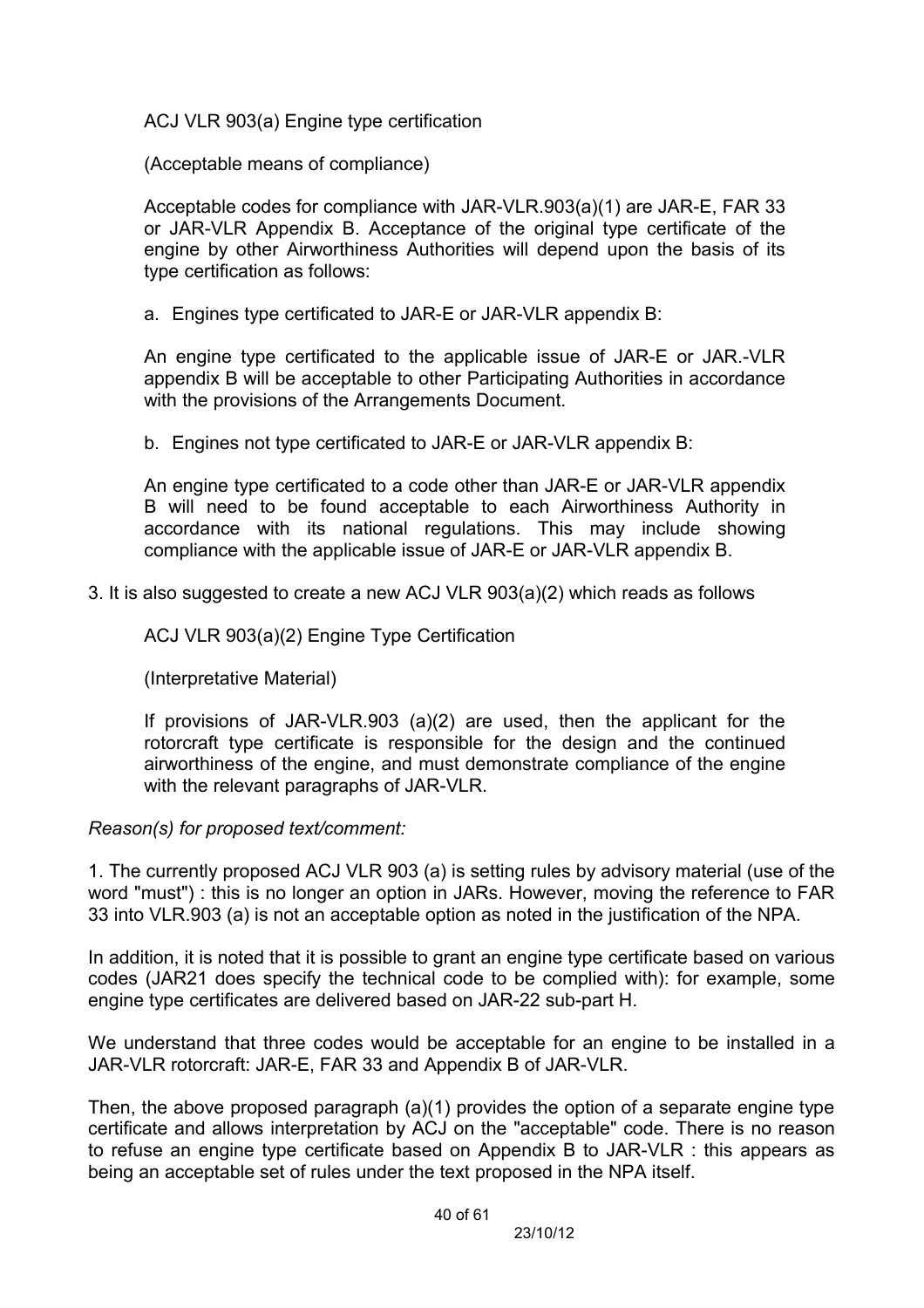ACJ VLR 903(a) Engine type certification

(Acceptable means of compliance)

Acceptable codes for compliance with JAR-VLR.903(a)(1) are JAR-E, FAR 33 or JAR-VLR Appendix B. Acceptance of the original type certificate of the engine by other Airworthiness Authorities will depend upon the basis of its type certification as follows:

a. Engines type certificated to JAR-E or JAR-VLR appendix B:

An engine type certificated to the applicable issue of JAR-E or JAR.-VLR appendix B will be acceptable to other Participating Authorities in accordance with the provisions of the Arrangements Document.

b. Engines not type certificated to JAR-E or JAR-VLR appendix B:

An engine type certificated to a code other than JAR-E or JAR-VLR appendix B will need to be found acceptable to each Airworthiness Authority in accordance with its national regulations. This may include showing compliance with the applicable issue of JAR-E or JAR-VLR appendix B.

3. It is also suggested to create a new ACJ VLR 903(a)(2) which reads as follows

ACJ VLR 903(a)(2) Engine Type Certification

(Interpretative Material)

If provisions of JAR-VLR.903 (a)(2) are used, then the applicant for the rotorcraft type certificate is responsible for the design and the continued airworthiness of the engine, and must demonstrate compliance of the engine with the relevant paragraphs of JAR-VLR.

*Reason(s) for proposed text/comment:*

1. The currently proposed ACJ VLR 903 (a) is setting rules by advisory material (use of the word "must") : this is no longer an option in JARs. However, moving the reference to FAR 33 into VLR.903 (a) is not an acceptable option as noted in the justification of the NPA.

In addition, it is noted that it is possible to grant an engine type certificate based on various codes (JAR21 does specify the technical code to be complied with): for example, some engine type certificates are delivered based on JAR-22 sub-part H.

We understand that three codes would be acceptable for an engine to be installed in a JAR-VLR rotorcraft: JAR-E, FAR 33 and Appendix B of JAR-VLR.

Then, the above proposed paragraph (a)(1) provides the option of a separate engine type certificate and allows interpretation by ACJ on the "acceptable" code. There is no reason to refuse an engine type certificate based on Appendix B to JAR-VLR : this appears as being an acceptable set of rules under the text proposed in the NPA itself.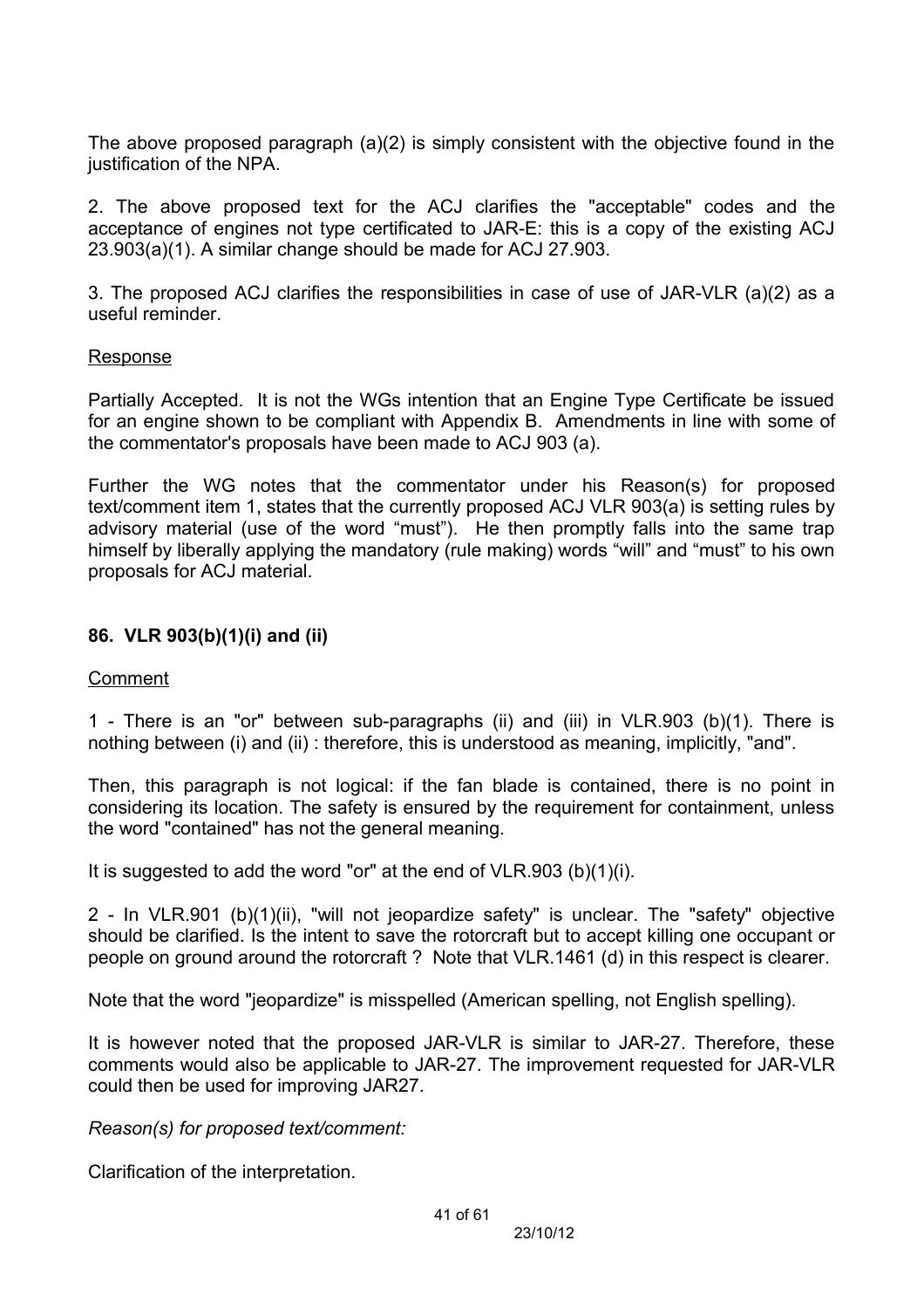The above proposed paragraph (a)(2) is simply consistent with the objective found in the justification of the NPA.

2. The above proposed text for the ACJ clarifies the "acceptable" codes and the acceptance of engines not type certificated to JAR-E: this is a copy of the existing ACJ 23.903(a)(1). A similar change should be made for ACJ 27.903.

3. The proposed ACJ clarifies the responsibilities in case of use of JAR-VLR (a)(2) as a useful reminder.

<u>Response</u>

Partially Accepted. It is not the WGs intention that an Engine Type Certificate be issued for an engine shown to be compliant with Appendix B. Amendments in line with some of the commentator's proposals have been made to ACJ 903 (a).

Further the WG notes that the commentator under his Reason(s) for proposed text/comment item 1, states that the currently proposed ACJ VLR 903(a) is setting rules by advisory material (use of the word "must"). He then promptly falls into the same trap himself by liberally applying the mandatory (rule making) words "will" and "must" to his own proposals for ACJ material.

**86. VLR 903(b)(1)(i) and (ii)**

<u>Comment</u>

1 - There is an "or" between sub-paragraphs (ii) and (iii) in VLR.903 (b)(1). There is nothing between (i) and (ii) : therefore, this is understood as meaning, implicitly, "and".

Then, this paragraph is not logical: if the fan blade is contained, there is no point in considering its location. The safety is ensured by the requirement for containment, unless the word "contained" has not the general meaning.

It is suggested to add the word "or" at the end of VLR.903 (b)(1)(i).

2 - In VLR.901 (b)(1)(ii), "will not jeopardize safety" is unclear. The "safety" objective should be clarified. Is the intent to save the rotorcraft but to accept killing one occupant or people on ground around the rotorcraft ? Note that VLR.1461 (d) in this respect is clearer.

Note that the word "jeopardize" is misspelled (American spelling, not English spelling).

It is however noted that the proposed JAR-VLR is similar to JAR-27. Therefore, these comments would also be applicable to JAR-27. The improvement requested for JAR-VLR could then be used for improving JAR27.

*Reason(s) for proposed text/comment:*

Clarification of the interpretation.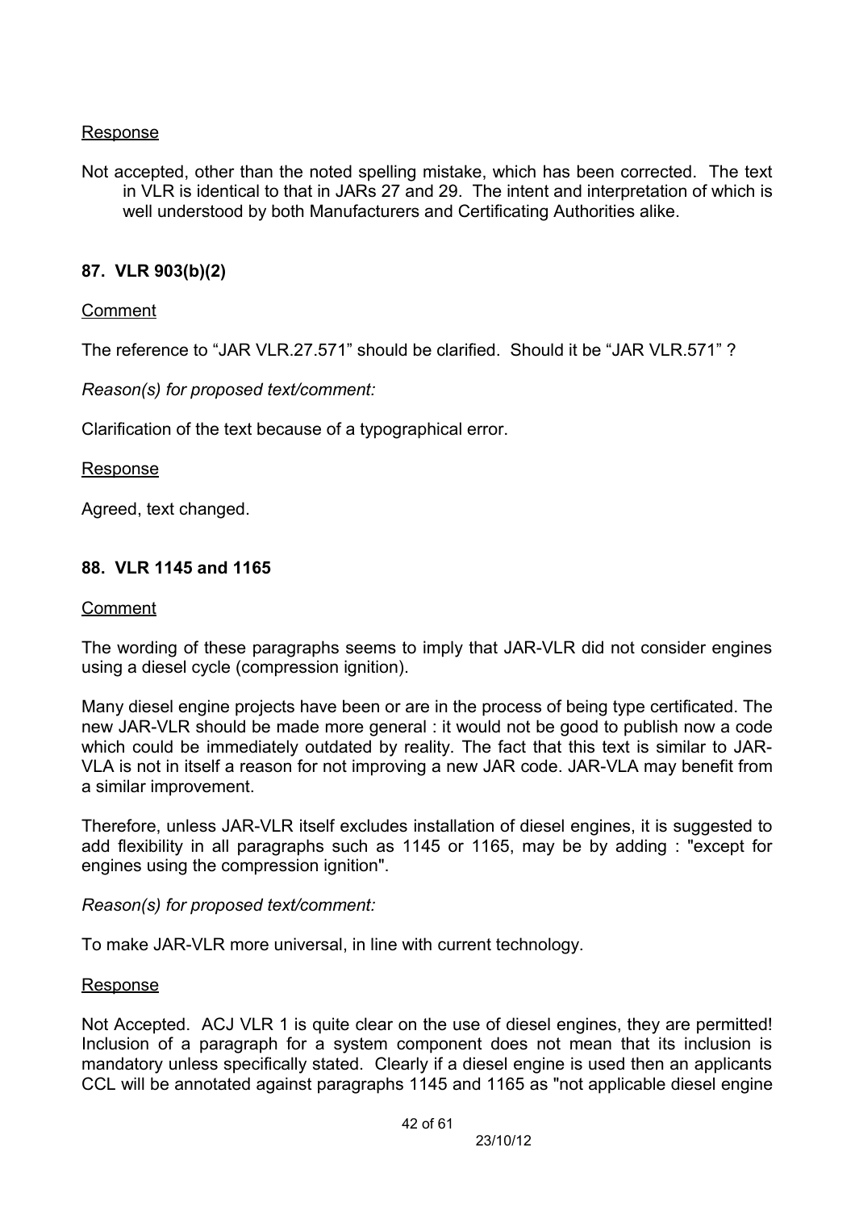Response

Not accepted, other than the noted spelling mistake, which has been corrected. The text in VLR is identical to that in JARs 27 and 29. The intent and interpretation of which is well understood by both Manufacturers and Certificating Authorities alike.

### 87. VLR 903(b)(2)

Comment

The reference to “JAR VLR.27.571” should be clarified. Should it be “JAR VLR.571” ?

*Reason(s) for proposed text/comment:*

Clarification of the text because of a typographical error.

Response

Agreed, text changed.

### 88. VLR 1145 and 1165

Comment

The wording of these paragraphs seems to imply that JAR-VLR did not consider engines using a diesel cycle (compression ignition).

Many diesel engine projects have been or are in the process of being type certificated. The new JAR-VLR should be made more general : it would not be good to publish now a code which could be immediately outdated by reality. The fact that this text is similar to JAR-VLA is not in itself a reason for not improving a new JAR code. JAR-VLA may benefit from a similar improvement.

Therefore, unless JAR-VLR itself excludes installation of diesel engines, it is suggested to add flexibility in all paragraphs such as 1145 or 1165, may be by adding : "except for engines using the compression ignition".

*Reason(s) for proposed text/comment:*

To make JAR-VLR more universal, in line with current technology.

Response

Not Accepted. ACJ VLR 1 is quite clear on the use of diesel engines, they are permitted! Inclusion of a paragraph for a system component does not mean that its inclusion is mandatory unless specifically stated. Clearly if a diesel engine is used then an applicants CCL will be annotated against paragraphs 1145 and 1165 as "not applicable diesel engine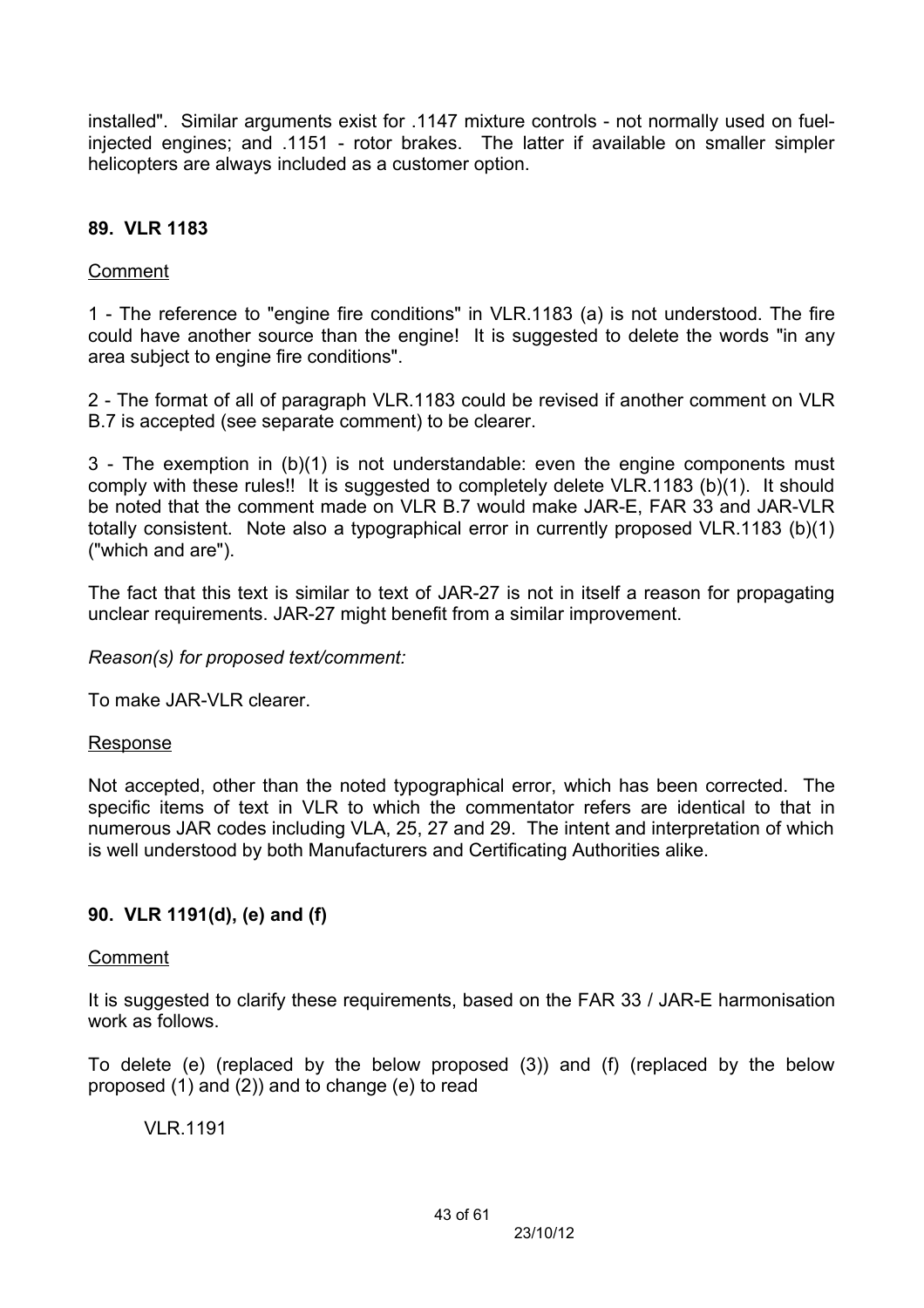installed". Similar arguments exist for .1147 mixture controls - not normally used on fuel-injected engines; and .1151 - rotor brakes. The latter if available on smaller simpler helicopters are always included as a customer option.

### 89. VLR 1183

Comment

1 - The reference to "engine fire conditions" in VLR.1183 (a) is not understood. The fire could have another source than the engine! It is suggested to delete the words "in any area subject to engine fire conditions".

2 - The format of all of paragraph VLR.1183 could be revised if another comment on VLR B.7 is accepted (see separate comment) to be clearer.

3 - The exemption in (b)(1) is not understandable: even the engine components must comply with these rules!! It is suggested to completely delete VLR.1183 (b)(1). It should be noted that the comment made on VLR B.7 would make JAR-E, FAR 33 and JAR-VLR totally consistent. Note also a typographical error in currently proposed VLR.1183 (b)(1) ("which and are").

The fact that this text is similar to text of JAR-27 is not in itself a reason for propagating unclear requirements. JAR-27 might benefit from a similar improvement.

*Reason(s) for proposed text/comment:*

To make JAR-VLR clearer.

Response

Not accepted, other than the noted typographical error, which has been corrected. The specific items of text in VLR to which the commentator refers are identical to that in numerous JAR codes including VLA, 25, 27 and 29. The intent and interpretation of which is well understood by both Manufacturers and Certificating Authorities alike.

### 90. VLR 1191(d), (e) and (f)

Comment

It is suggested to clarify these requirements, based on the FAR 33 / JAR-E harmonisation work as follows.

To delete (e) (replaced by the below proposed (3)) and (f) (replaced by the below proposed (1) and (2)) and to change (e) to read

VLR.1191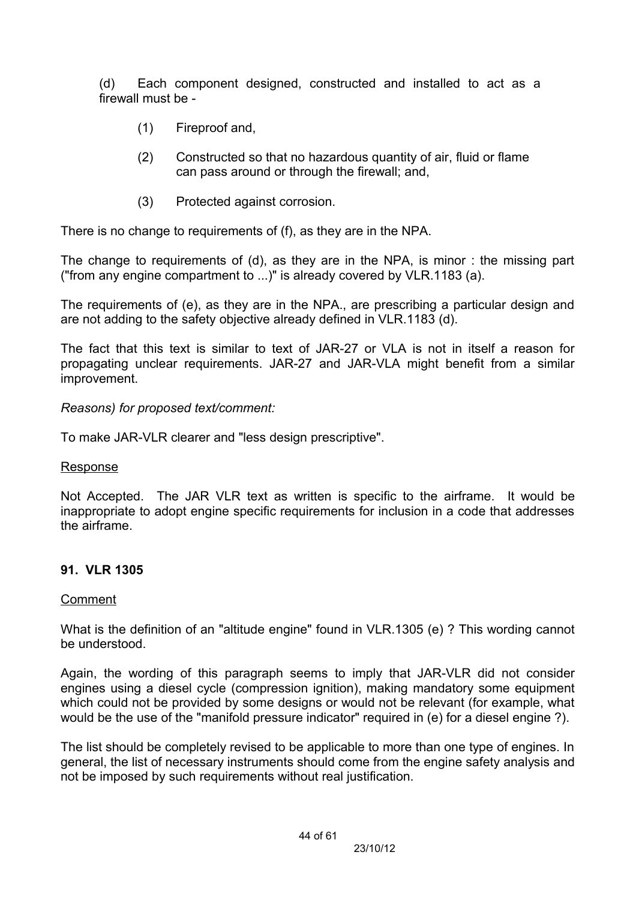(d) Each component designed, constructed and installed to act as a firewall must be -

(1) Fireproof and,

(2) Constructed so that no hazardous quantity of air, fluid or flame can pass around or through the firewall; and,

(3) Protected against corrosion.

There is no change to requirements of (f), as they are in the NPA.

The change to requirements of (d), as they are in the NPA, is minor : the missing part ("from any engine compartment to ...)" is already covered by VLR.1183 (a).

The requirements of (e), as they are in the NPA., are prescribing a particular design and are not adding to the safety objective already defined in VLR.1183 (d).

The fact that this text is similar to text of JAR-27 or VLA is not in itself a reason for propagating unclear requirements. JAR-27 and JAR-VLA might benefit from a similar improvement.

*Reasons) for proposed text/comment:*

To make JAR-VLR clearer and "less design prescriptive".

Response

Not Accepted. The JAR VLR text as written is specific to the airframe. It would be inappropriate to adopt engine specific requirements for inclusion in a code that addresses the airframe.

### 91. VLR 1305

Comment

What is the definition of an "altitude engine" found in VLR.1305 (e) ? This wording cannot be understood.

Again, the wording of this paragraph seems to imply that JAR-VLR did not consider engines using a diesel cycle (compression ignition), making mandatory some equipment which could not be provided by some designs or would not be relevant (for example, what would be the use of the "manifold pressure indicator" required in (e) for a diesel engine ?).

The list should be completely revised to be applicable to more than one type of engines. In general, the list of necessary instruments should come from the engine safety analysis and not be imposed by such requirements without real justification.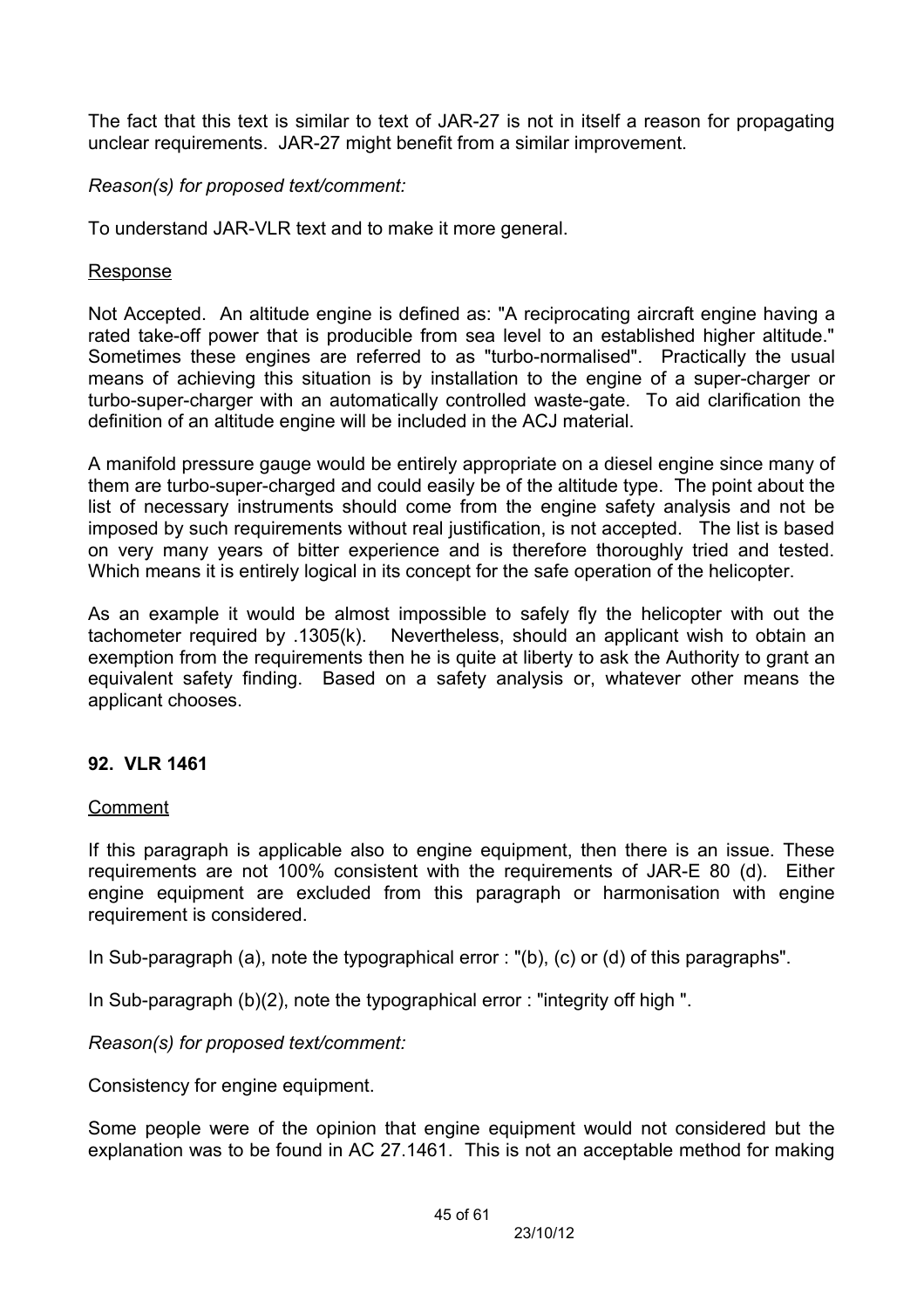The fact that this text is similar to text of JAR-27 is not in itself a reason for propagating unclear requirements. JAR-27 might benefit from a similar improvement.

*Reason(s) for proposed text/comment:*

To understand JAR-VLR text and to make it more general.

Response

Not Accepted. An altitude engine is defined as: "A reciprocating aircraft engine having a rated take-off power that is producible from sea level to an established higher altitude." Sometimes these engines are referred to as "turbo-normalised". Practically the usual means of achieving this situation is by installation to the engine of a super-charger or turbo-super-charger with an automatically controlled waste-gate. To aid clarification the definition of an altitude engine will be included in the ACJ material.

A manifold pressure gauge would be entirely appropriate on a diesel engine since many of them are turbo-super-charged and could easily be of the altitude type. The point about the list of necessary instruments should come from the engine safety analysis and not be imposed by such requirements without real justification, is not accepted. The list is based on very many years of bitter experience and is therefore thoroughly tried and tested. Which means it is entirely logical in its concept for the safe operation of the helicopter.

As an example it would be almost impossible to safely fly the helicopter with out the tachometer required by .1305(k). Nevertheless, should an applicant wish to obtain an exemption from the requirements then he is quite at liberty to ask the Authority to grant an equivalent safety finding. Based on a safety analysis or, whatever other means the applicant chooses.

### 92. VLR 1461

Comment

If this paragraph is applicable also to engine equipment, then there is an issue. These requirements are not 100% consistent with the requirements of JAR-E 80 (d). Either engine equipment are excluded from this paragraph or harmonisation with engine requirement is considered.

In Sub-paragraph (a), note the typographical error : "(b), (c) or (d) of this paragraphs".

In Sub-paragraph (b)(2), note the typographical error : "integrity off high ".

*Reason(s) for proposed text/comment:*

Consistency for engine equipment.

Some people were of the opinion that engine equipment would not considered but the explanation was to be found in AC 27.1461. This is not an acceptable method for making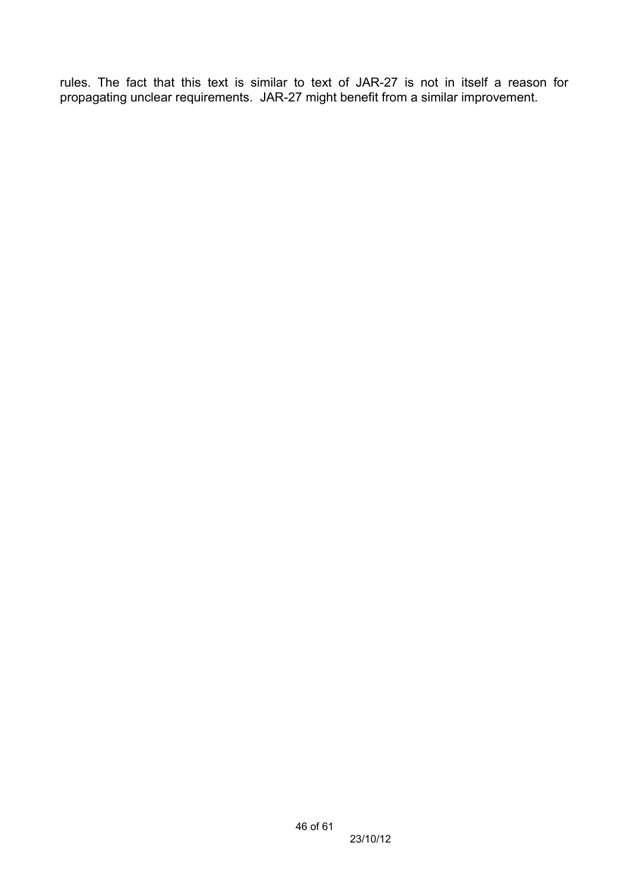rules. The fact that this text is similar to text of JAR-27 is not in itself a reason for propagating unclear requirements. JAR-27 might benefit from a similar improvement.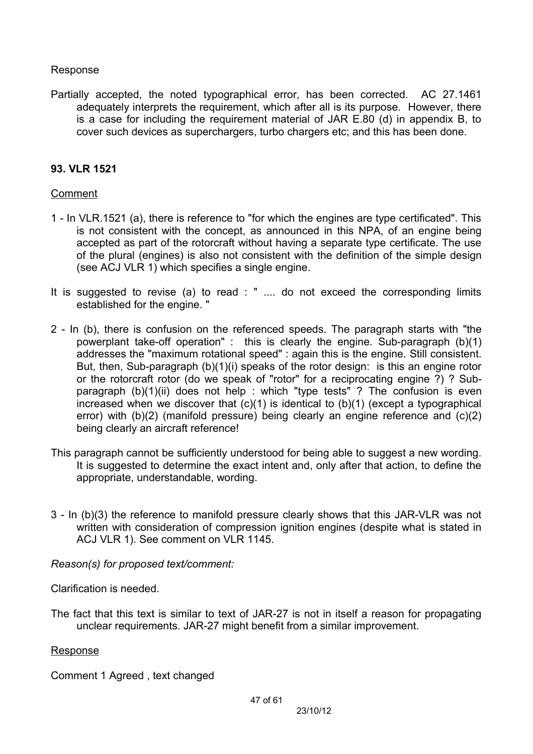Response

Partially accepted, the noted typographical error, has been corrected. AC 27.1461 adequately interprets the requirement, which after all is its purpose. However, there is a case for including the requirement material of JAR E.80 (d) in appendix B, to cover such devices as superchargers, turbo chargers etc; and this has been done.

**93. VLR 1521**

Comment

1 - In VLR.1521 (a), there is reference to "for which the engines are type certificated". This is not consistent with the concept, as announced in this NPA, of an engine being accepted as part of the rotorcraft without having a separate type certificate. The use of the plural (engines) is also not consistent with the definition of the simple design (see ACJ VLR 1) which specifies a single engine.

It is suggested to revise (a) to read : " .... do not exceed the corresponding limits established for the engine. "

2 - In (b), there is confusion on the referenced speeds. The paragraph starts with "the powerplant take-off operation" : this is clearly the engine. Sub-paragraph (b)(1) addresses the "maximum rotational speed" : again this is the engine. Still consistent. But, then, Sub-paragraph (b)(1)(i) speaks of the rotor design: is this an engine rotor or the rotorcraft rotor (do we speak of "rotor" for a reciprocating engine ?) ? Sub-paragraph (b)(1)(ii) does not help : which "type tests" ? The confusion is even increased when we discover that (c)(1) is identical to (b)(1) (except a typographical error) with (b)(2) (manifold pressure) being clearly an engine reference and (c)(2) being clearly an aircraft reference!

This paragraph cannot be sufficiently understood for being able to suggest a new wording. It is suggested to determine the exact intent and, only after that action, to define the appropriate, understandable, wording.

3 - In (b)(3) the reference to manifold pressure clearly shows that this JAR-VLR was not written with consideration of compression ignition engines (despite what is stated in ACJ VLR 1). See comment on VLR 1145.

*Reason(s) for proposed text/comment:*

Clarification is needed.

The fact that this text is similar to text of JAR-27 is not in itself a reason for propagating unclear requirements. JAR-27 might benefit from a similar improvement.

Response

Comment 1 Agreed , text changed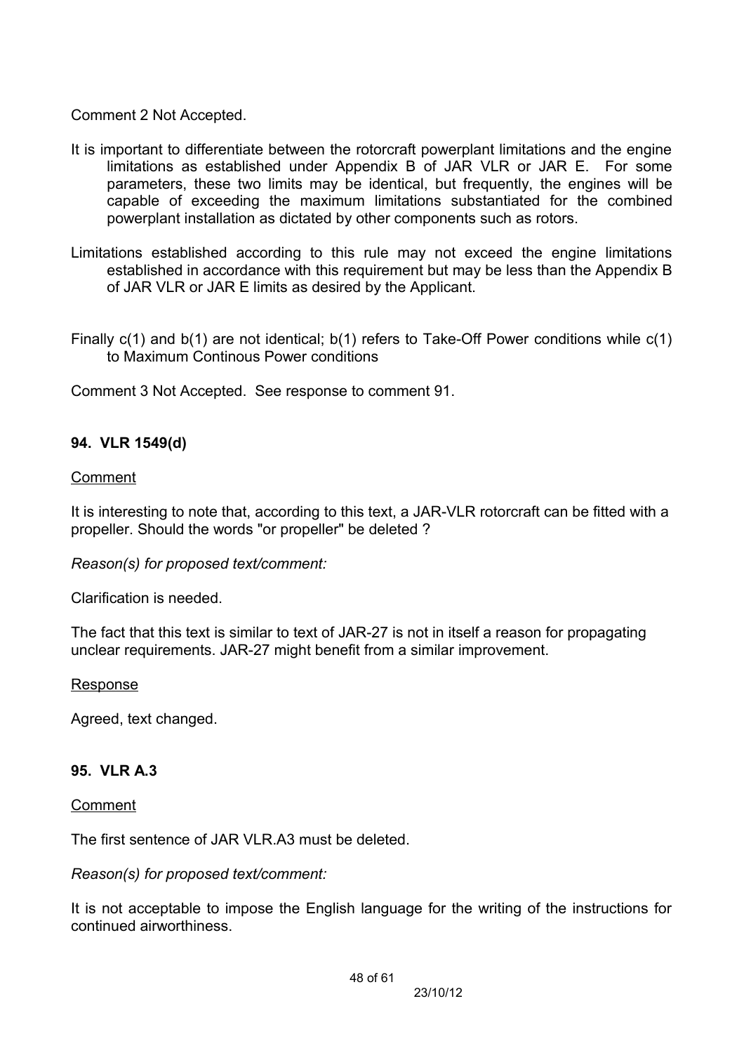Comment 2 Not Accepted.

It is important to differentiate between the rotorcraft powerplant limitations and the engine limitations as established under Appendix B of JAR VLR or JAR E. For some parameters, these two limits may be identical, but frequently, the engines will be capable of exceeding the maximum limitations substantiated for the combined powerplant installation as dictated by other components such as rotors.

Limitations established according to this rule may not exceed the engine limitations established in accordance with this requirement but may be less than the Appendix B of JAR VLR or JAR E limits as desired by the Applicant.

Finally c(1) and b(1) are not identical; b(1) refers to Take-Off Power conditions while c(1) to Maximum Continous Power conditions

Comment 3 Not Accepted. See response to comment 91.

### 94. VLR 1549(d)

Comment

It is interesting to note that, according to this text, a JAR-VLR rotorcraft can be fitted with a propeller. Should the words "or propeller" be deleted ?

*Reason(s) for proposed text/comment:*

Clarification is needed.

The fact that this text is similar to text of JAR-27 is not in itself a reason for propagating unclear requirements. JAR-27 might benefit from a similar improvement.

Response

Agreed, text changed.

### 95. VLR A.3

Comment

The first sentence of JAR VLR.A3 must be deleted.

*Reason(s) for proposed text/comment:*

It is not acceptable to impose the English language for the writing of the instructions for continued airworthiness.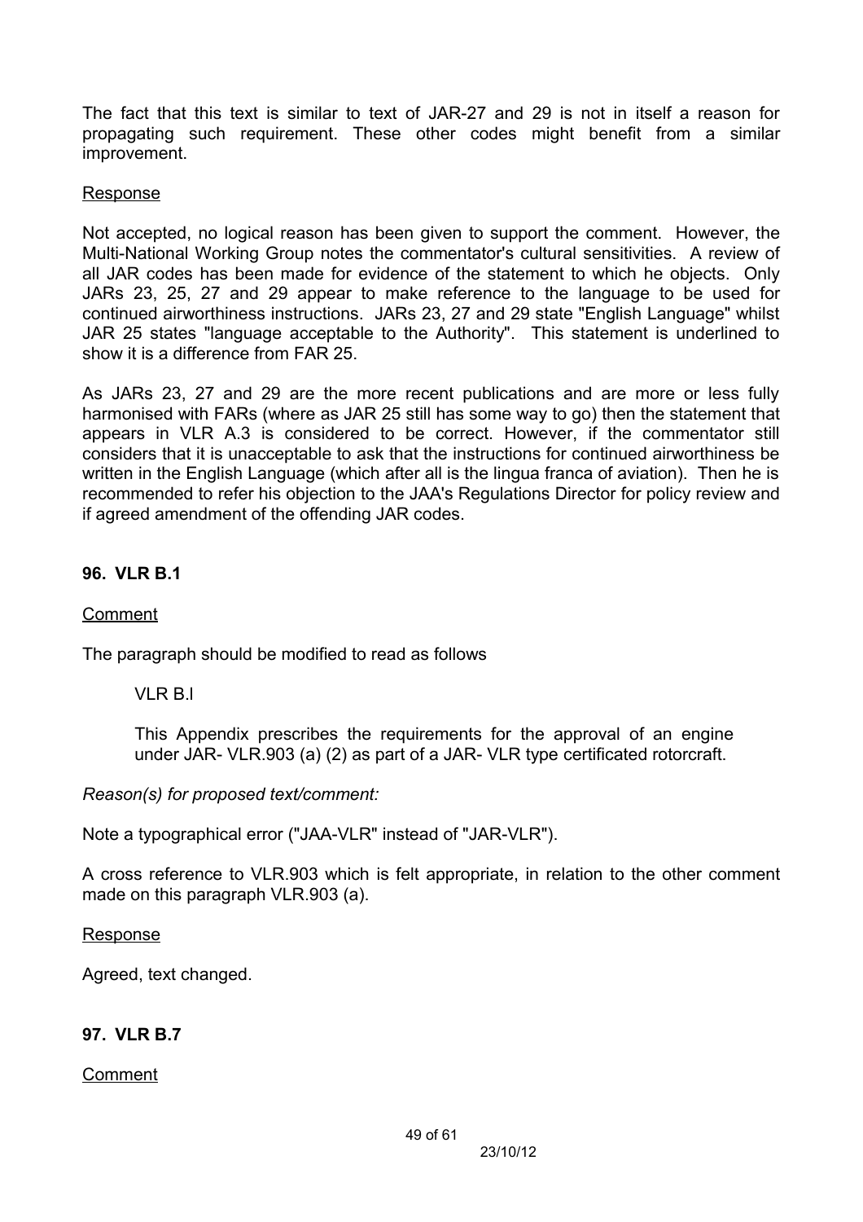The fact that this text is similar to text of JAR-27 and 29 is not in itself a reason for propagating such requirement. These other codes might benefit from a similar improvement.

Response

Not accepted, no logical reason has been given to support the comment. However, the Multi-National Working Group notes the commentator's cultural sensitivities. A review of all JAR codes has been made for evidence of the statement to which he objects. Only JARs 23, 25, 27 and 29 appear to make reference to the language to be used for continued airworthiness instructions. JARs 23, 27 and 29 state "English Language" whilst JAR 25 states "language acceptable to the Authority". This statement is underlined to show it is a difference from FAR 25.

As JARs 23, 27 and 29 are the more recent publications and are more or less fully harmonised with FARs (where as JAR 25 still has some way to go) then the statement that appears in VLR A.3 is considered to be correct. However, if the commentator still considers that it is unacceptable to ask that the instructions for continued airworthiness be written in the English Language (which after all is the lingua franca of aviation). Then he is recommended to refer his objection to the JAA's Regulations Director for policy review and if agreed amendment of the offending JAR codes.

## 96. VLR B.1

Comment

The paragraph should be modified to read as follows

> VLR B.l
>
> This Appendix prescribes the requirements for the approval of an engine under JAR- VLR.903 (a) (2) as part of a JAR- VLR type certificated rotorcraft.

*Reason(s) for proposed text/comment:*

Note a typographical error ("JAA-VLR" instead of "JAR-VLR").

A cross reference to VLR.903 which is felt appropriate, in relation to the other comment made on this paragraph VLR.903 (a).

Response

Agreed, text changed.

## 97. VLR B.7

Comment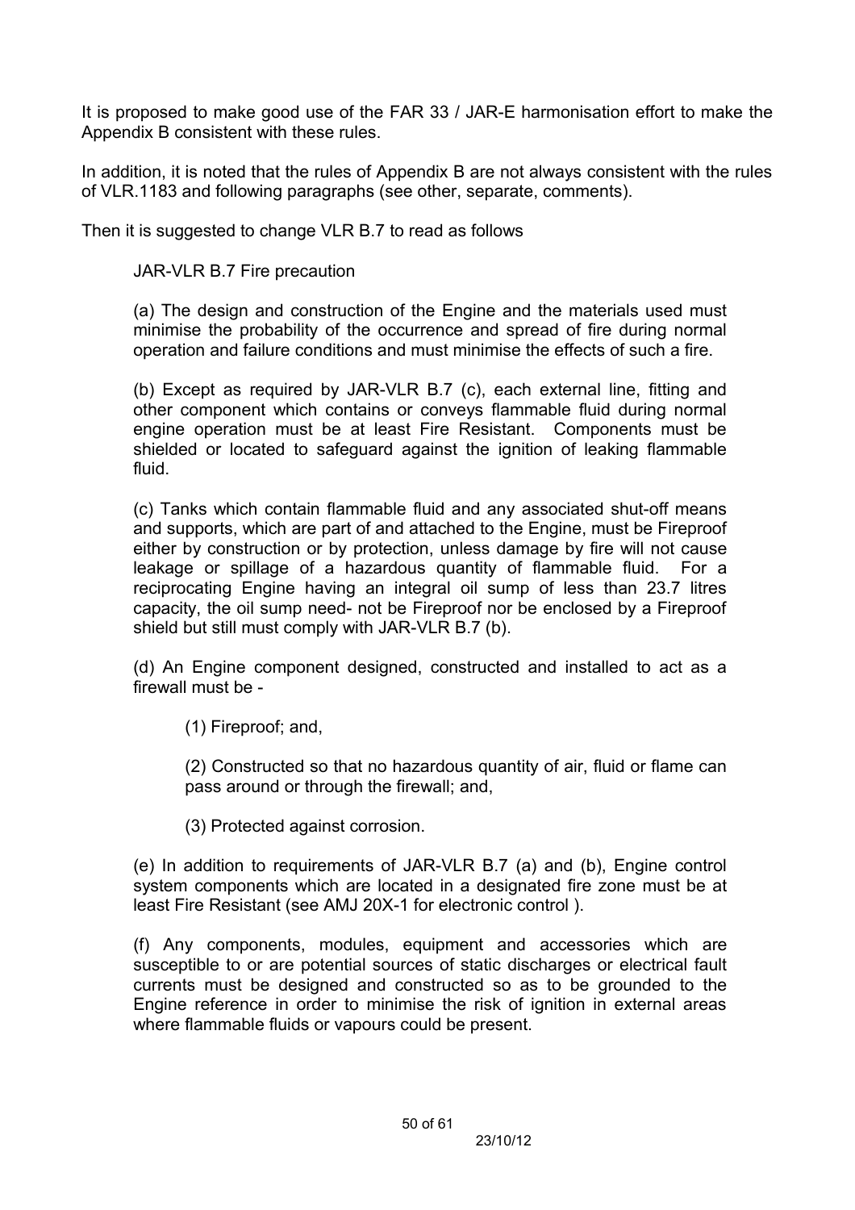It is proposed to make good use of the FAR 33 / JAR-E harmonisation effort to make the Appendix B consistent with these rules.

In addition, it is noted that the rules of Appendix B are not always consistent with the rules of VLR.1183 and following paragraphs (see other, separate, comments).

Then it is suggested to change VLR B.7 to read as follows

> JAR-VLR B.7 Fire precaution
>
> (a) The design and construction of the Engine and the materials used must minimise the probability of the occurrence and spread of fire during normal operation and failure conditions and must minimise the effects of such a fire.
>
> (b) Except as required by JAR-VLR B.7 (c), each external line, fitting and other component which contains or conveys flammable fluid during normal engine operation must be at least Fire Resistant. Components must be shielded or located to safeguard against the ignition of leaking flammable fluid.
>
> (c) Tanks which contain flammable fluid and any associated shut-off means and supports, which are part of and attached to the Engine, must be Fireproof either by construction or by protection, unless damage by fire will not cause leakage or spillage of a hazardous quantity of flammable fluid. For a reciprocating Engine having an integral oil sump of less than 23.7 litres capacity, the oil sump need- not be Fireproof nor be enclosed by a Fireproof shield but still must comply with JAR-VLR B.7 (b).
>
> (d) An Engine component designed, constructed and installed to act as a firewall must be -
>
> > (1) Fireproof; and,
> >
> > (2) Constructed so that no hazardous quantity of air, fluid or flame can pass around or through the firewall; and,
> >
> > (3) Protected against corrosion.
>
> (e) In addition to requirements of JAR-VLR B.7 (a) and (b), Engine control system components which are located in a designated fire zone must be at least Fire Resistant (see AMJ 20X-1 for electronic control ).
>
> (f) Any components, modules, equipment and accessories which are susceptible to or are potential sources of static discharges or electrical fault currents must be designed and constructed so as to be grounded to the Engine reference in order to minimise the risk of ignition in external areas where flammable fluids or vapours could be present.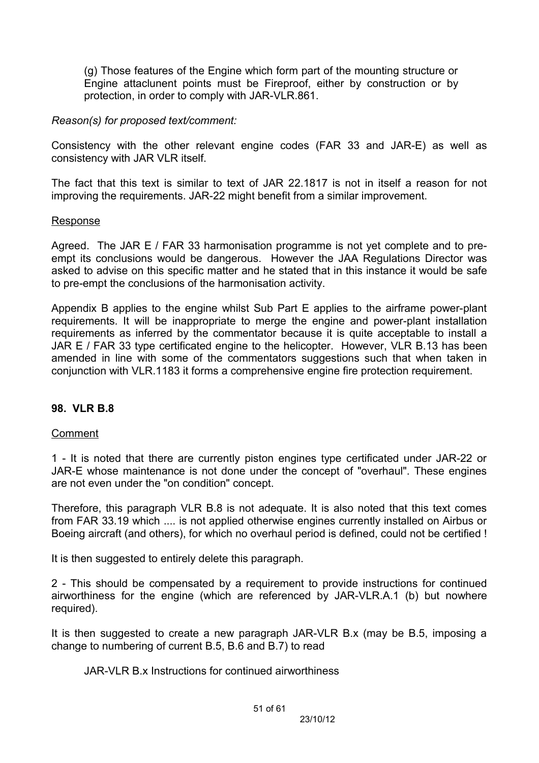(g) Those features of the Engine which form part of the mounting structure or Engine attaclunent points must be Fireproof, either by construction or by protection, in order to comply with JAR-VLR.861.

*Reason(s) for proposed text/comment:*

Consistency with the other relevant engine codes (FAR 33 and JAR-E) as well as consistency with JAR VLR itself.

The fact that this text is similar to text of JAR 22.1817 is not in itself a reason for not improving the requirements. JAR-22 might benefit from a similar improvement.

Response

Agreed. The JAR E / FAR 33 harmonisation programme is not yet complete and to pre-empt its conclusions would be dangerous. However the JAA Regulations Director was asked to advise on this specific matter and he stated that in this instance it would be safe to pre-empt the conclusions of the harmonisation activity.

Appendix B applies to the engine whilst Sub Part E applies to the airframe power-plant requirements. It will be inappropriate to merge the engine and power-plant installation requirements as inferred by the commentator because it is quite acceptable to install a JAR E / FAR 33 type certificated engine to the helicopter. However, VLR B.13 has been amended in line with some of the commentators suggestions such that when taken in conjunction with VLR.1183 it forms a comprehensive engine fire protection requirement.

### 98. VLR B.8

Comment

1 - It is noted that there are currently piston engines type certificated under JAR-22 or JAR-E whose maintenance is not done under the concept of "overhaul". These engines are not even under the "on condition" concept.

Therefore, this paragraph VLR B.8 is not adequate. It is also noted that this text comes from FAR 33.19 which .... is not applied otherwise engines currently installed on Airbus or Boeing aircraft (and others), for which no overhaul period is defined, could not be certified !

It is then suggested to entirely delete this paragraph.

2 - This should be compensated by a requirement to provide instructions for continued airworthiness for the engine (which are referenced by JAR-VLR.A.1 (b) but nowhere required).

It is then suggested to create a new paragraph JAR-VLR B.x (may be B.5, imposing a change to numbering of current B.5, B.6 and B.7) to read

JAR-VLR B.x Instructions for continued airworthiness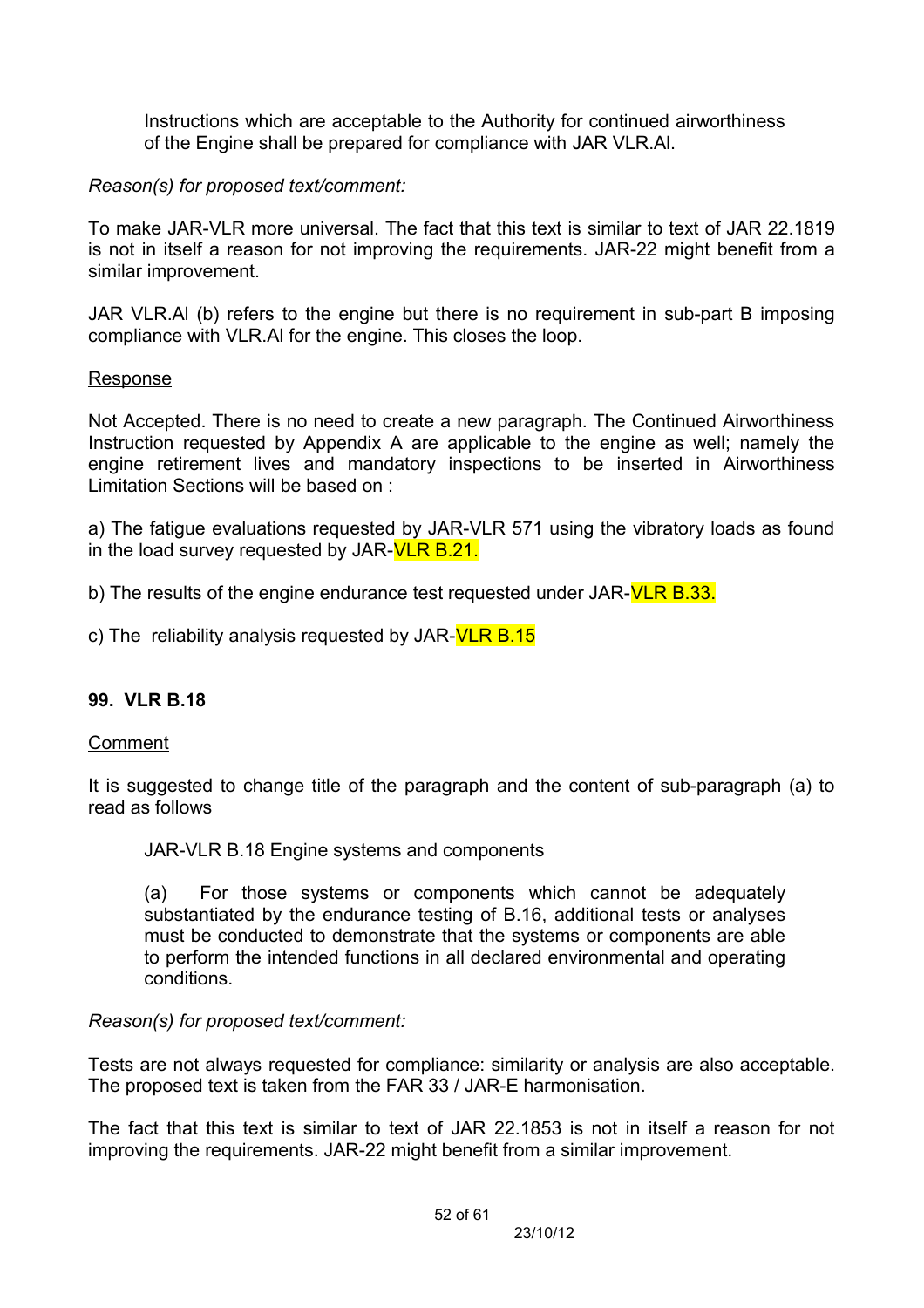Instructions which are acceptable to the Authority for continued airworthiness of the Engine shall be prepared for compliance with JAR VLR.Al.

*Reason(s) for proposed text/comment:*

To make JAR-VLR more universal. The fact that this text is similar to text of JAR 22.1819 is not in itself a reason for not improving the requirements. JAR-22 might benefit from a similar improvement.

JAR VLR.Al (b) refers to the engine but there is no requirement in sub-part B imposing compliance with VLR.Al for the engine. This closes the loop.

Response

Not Accepted. There is no need to create a new paragraph. The Continued Airworthiness Instruction requested by Appendix A are applicable to the engine as well; namely the engine retirement lives and mandatory inspections to be inserted in Airworthiness Limitation Sections will be based on :

a) The fatigue evaluations requested by JAR-VLR 571 using the vibratory loads as found in the load survey requested by JAR-VLR B.21.

b) The results of the engine endurance test requested under JAR-VLR B.33.

c) The reliability analysis requested by JAR-VLR B.15

**99. VLR B.18**

Comment

It is suggested to change title of the paragraph and the content of sub-paragraph (a) to read as follows

JAR-VLR B.18 Engine systems and components

(a) For those systems or components which cannot be adequately substantiated by the endurance testing of B.16, additional tests or analyses must be conducted to demonstrate that the systems or components are able to perform the intended functions in all declared environmental and operating conditions.

*Reason(s) for proposed text/comment:*

Tests are not always requested for compliance: similarity or analysis are also acceptable. The proposed text is taken from the FAR 33 / JAR-E harmonisation.

The fact that this text is similar to text of JAR 22.1853 is not in itself a reason for not improving the requirements. JAR-22 might benefit from a similar improvement.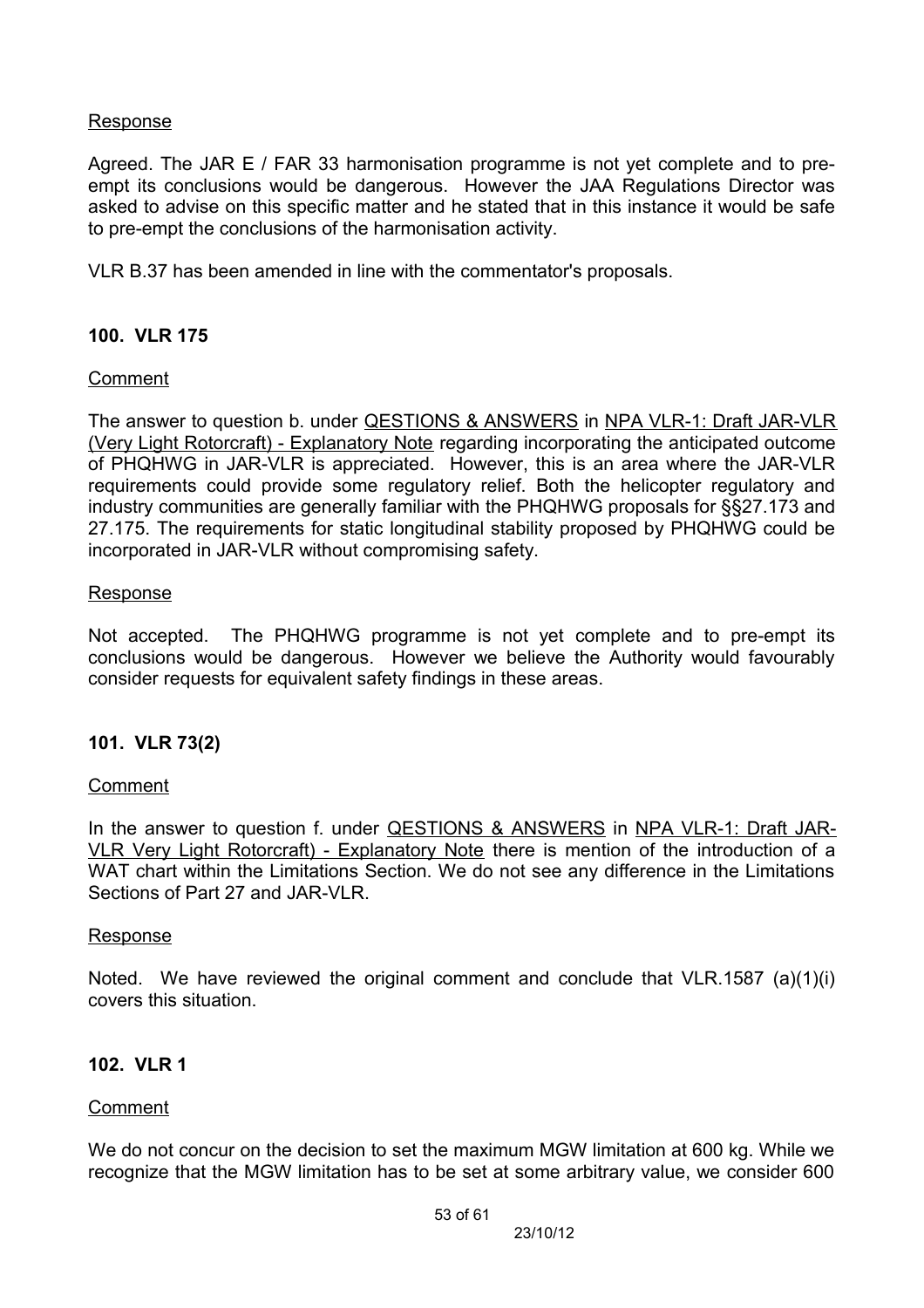Response

Agreed. The JAR E / FAR 33 harmonisation programme is not yet complete and to pre-empt its conclusions would be dangerous. However the JAA Regulations Director was asked to advise on this specific matter and he stated that in this instance it would be safe to pre-empt the conclusions of the harmonisation activity.

VLR B.37 has been amended in line with the commentator's proposals.

**100. VLR 175**

Comment

The answer to question b. under QESTIONS & ANSWERS in NPA VLR-1: Draft JAR-VLR (Very Light Rotorcraft) - Explanatory Note regarding incorporating the anticipated outcome of PHQHWG in JAR-VLR is appreciated. However, this is an area where the JAR-VLR requirements could provide some regulatory relief. Both the helicopter regulatory and industry communities are generally familiar with the PHQHWG proposals for §§27.173 and 27.175. The requirements for static longitudinal stability proposed by PHQHWG could be incorporated in JAR-VLR without compromising safety.

Response

Not accepted. The PHQHWG programme is not yet complete and to pre-empt its conclusions would be dangerous. However we believe the Authority would favourably consider requests for equivalent safety findings in these areas.

**101. VLR 73(2)**

Comment

In the answer to question f. under QESTIONS & ANSWERS in NPA VLR-1: Draft JAR-VLR Very Light Rotorcraft) - Explanatory Note there is mention of the introduction of a WAT chart within the Limitations Section. We do not see any difference in the Limitations Sections of Part 27 and JAR-VLR.

Response

Noted. We have reviewed the original comment and conclude that VLR.1587 (a)(1)(i) covers this situation.

**102. VLR 1**

Comment

We do not concur on the decision to set the maximum MGW limitation at 600 kg. While we recognize that the MGW limitation has to be set at some arbitrary value, we consider 600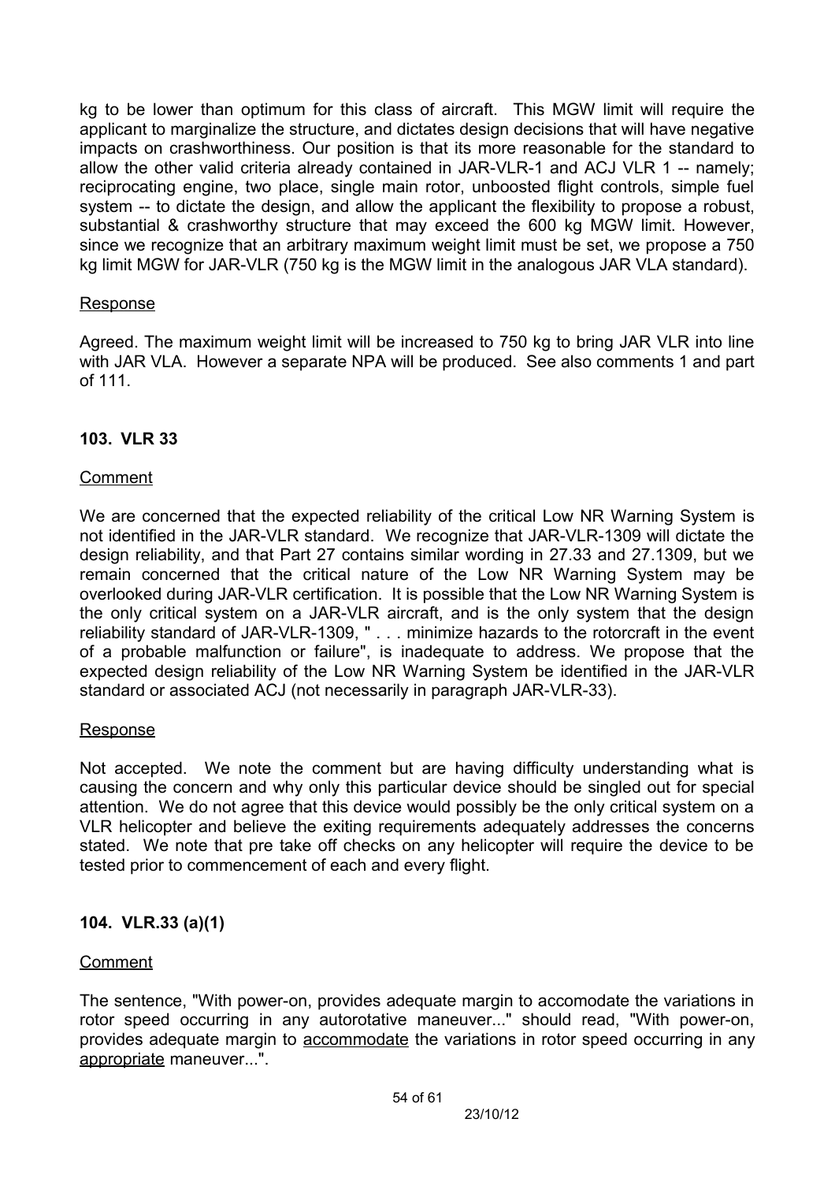kg to be lower than optimum for this class of aircraft. This MGW limit will require the applicant to marginalize the structure, and dictates design decisions that will have negative impacts on crashworthiness. Our position is that its more reasonable for the standard to allow the other valid criteria already contained in JAR-VLR-1 and ACJ VLR 1 -- namely; reciprocating engine, two place, single main rotor, unboosted flight controls, simple fuel system -- to dictate the design, and allow the applicant the flexibility to propose a robust, substantial & crashworthy structure that may exceed the 600 kg MGW limit. However, since we recognize that an arbitrary maximum weight limit must be set, we propose a 750 kg limit MGW for JAR-VLR (750 kg is the MGW limit in the analogous JAR VLA standard).

Response

Agreed. The maximum weight limit will be increased to 750 kg to bring JAR VLR into line with JAR VLA. However a separate NPA will be produced. See also comments 1 and part of 111.

**103. VLR 33**

Comment

We are concerned that the expected reliability of the critical Low NR Warning System is not identified in the JAR-VLR standard. We recognize that JAR-VLR-1309 will dictate the design reliability, and that Part 27 contains similar wording in 27.33 and 27.1309, but we remain concerned that the critical nature of the Low NR Warning System may be overlooked during JAR-VLR certification. It is possible that the Low NR Warning System is the only critical system on a JAR-VLR aircraft, and is the only system that the design reliability standard of JAR-VLR-1309, " . . . minimize hazards to the rotorcraft in the event of a probable malfunction or failure", is inadequate to address. We propose that the expected design reliability of the Low NR Warning System be identified in the JAR-VLR standard or associated ACJ (not necessarily in paragraph JAR-VLR-33).

Response

Not accepted. We note the comment but are having difficulty understanding what is causing the concern and why only this particular device should be singled out for special attention. We do not agree that this device would possibly be the only critical system on a VLR helicopter and believe the exiting requirements adequately addresses the concerns stated. We note that pre take off checks on any helicopter will require the device to be tested prior to commencement of each and every flight.

**104. VLR.33 (a)(1)**

Comment

The sentence, "With power-on, provides adequate margin to accomodate the variations in rotor speed occurring in any autorotative maneuver..." should read, "With power-on, provides adequate margin to accommodate the variations in rotor speed occurring in any appropriate maneuver...".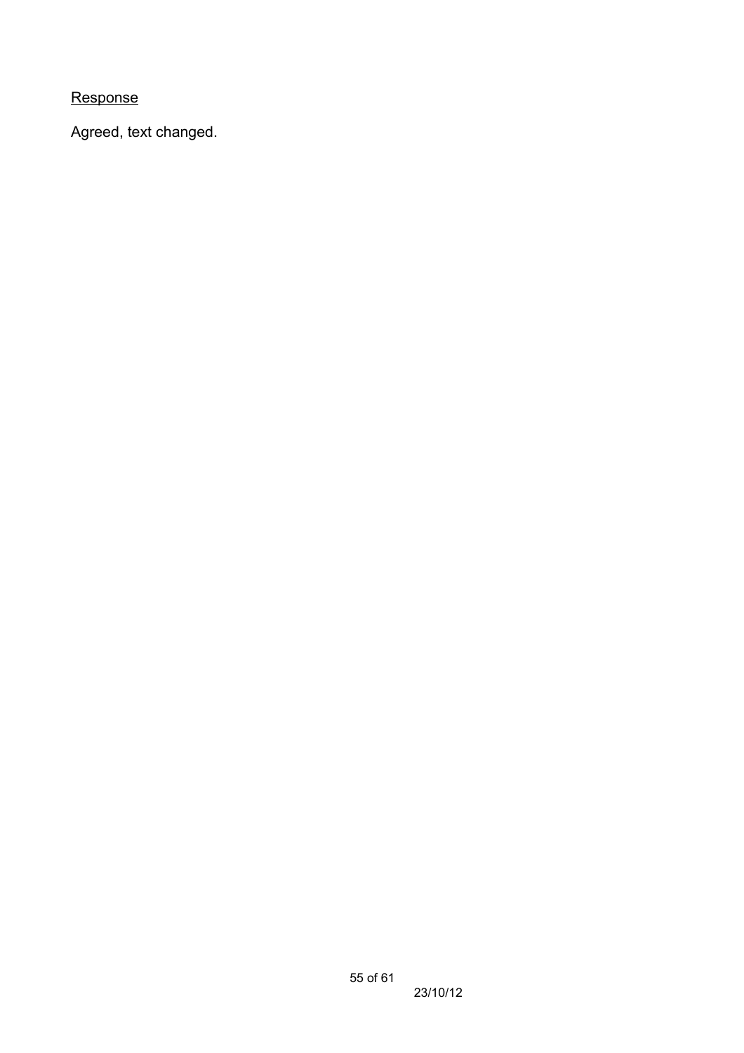<u>Response</u>

Agreed, text changed.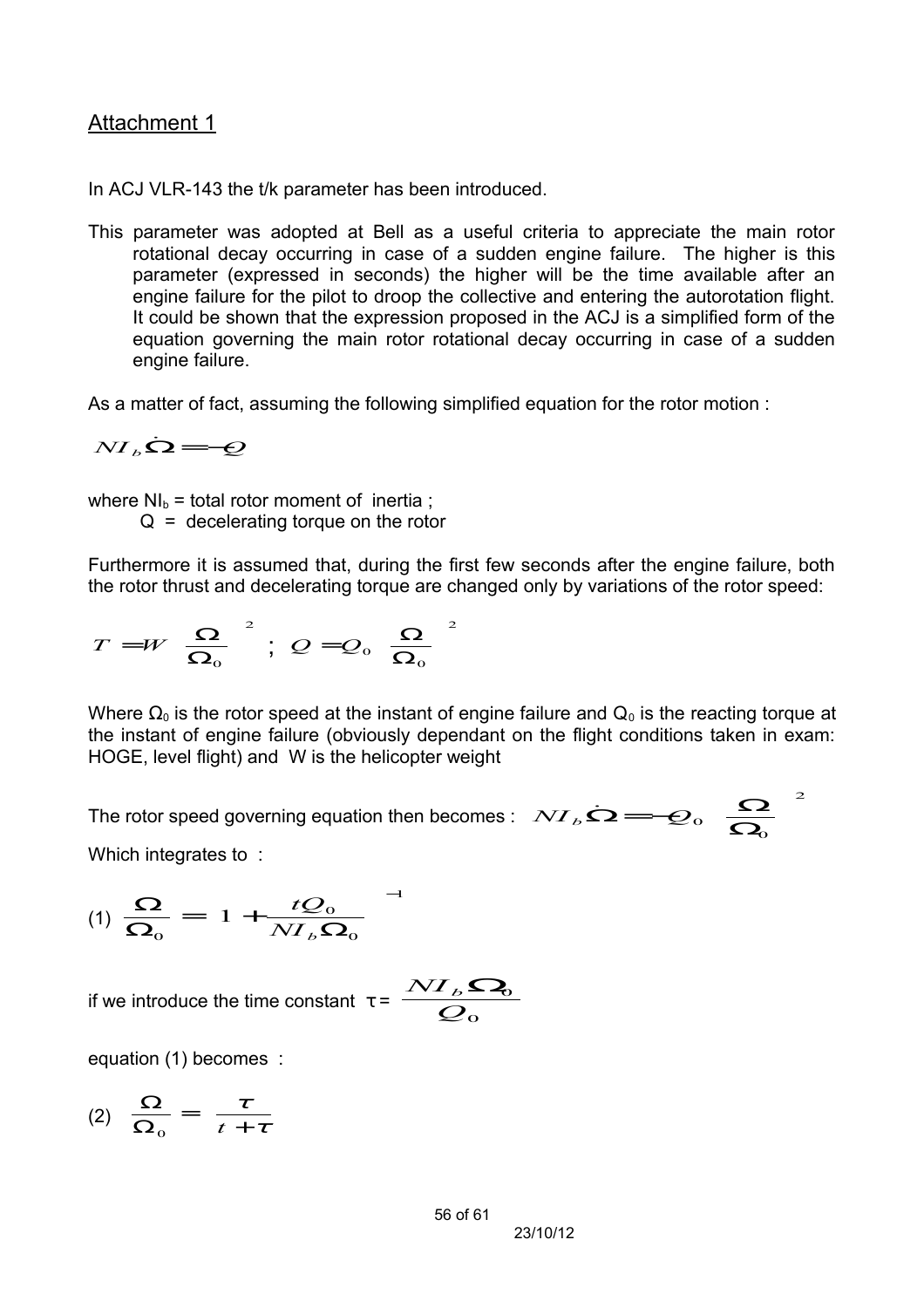## Attachment 1

In ACJ VLR-143 the t/k parameter has been introduced.

This parameter was adopted at Bell as a useful criteria to appreciate the main rotor rotational decay occurring in case of a sudden engine failure. The higher is this parameter (expressed in seconds) the higher will be the time available after an engine failure for the pilot to droop the collective and entering the autorotation flight. It could be shown that the expression proposed in the ACJ is a simplified form of the equation governing the main rotor rotational decay occurring in case of a sudden engine failure.

As a matter of fact, assuming the following simplified equation for the rotor motion :

$$NI_b \dot{\Omega} = -Q$$

where $NI_b$ = total rotor moment of inertia ;
Q = decelerating torque on the rotor

Furthermore it is assumed that, during the first few seconds after the engine failure, both the rotor thrust and decelerating torque are changed only by variations of the rotor speed:

$$T = W \left( \frac{\Omega}{\Omega_0} \right)^2 \; ; \; Q = Q_0 \left( \frac{\Omega}{\Omega_0} \right)^2$$

Where $\Omega_0$ is the rotor speed at the instant of engine failure and $Q_0$ is the reacting torque at the instant of engine failure (obviously dependant on the flight conditions taken in exam: HOGE, level flight) and W is the helicopter weight

The rotor speed governing equation then becomes : $NI_b \dot{\Omega} = -Q_0 \left( \frac{\Omega}{\Omega_0} \right)^2$

Which integrates to :

$$(1) \quad \frac{\Omega}{\Omega_0} = \left( 1 + \frac{tQ_0}{NI_b \Omega_0} \right)^{-1}$$

if we introduce the time constant $\tau = \frac{NI_b \Omega_0}{Q_0}$

equation (1) becomes :

$$(2) \quad \frac{\Omega}{\Omega_0} = \frac{\tau}{t + \tau}$$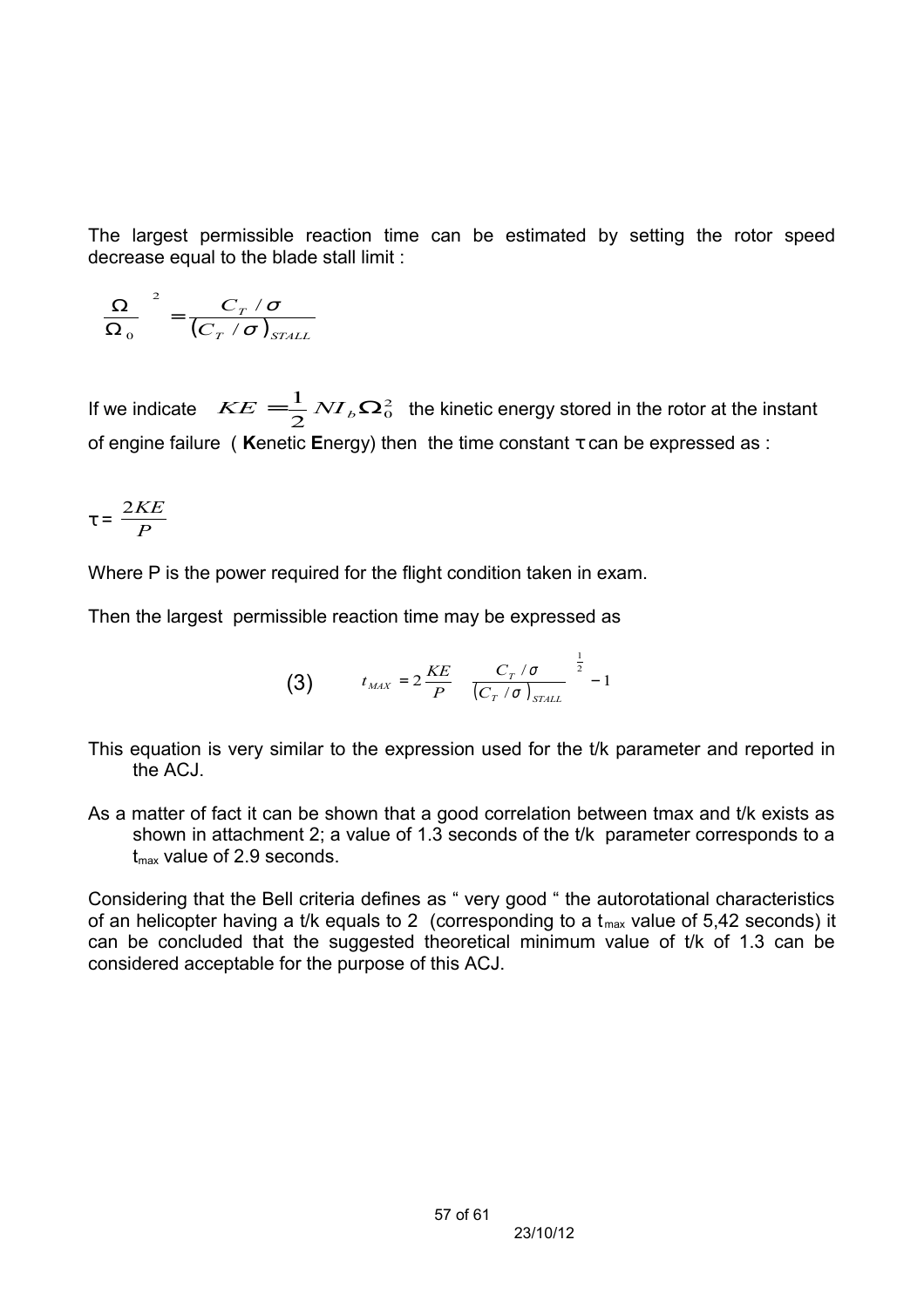The largest permissible reaction time can be estimated by setting the rotor speed decrease equal to the blade stall limit :

$$\left(\frac{\Omega}{\Omega_0}\right)^2 = \frac{C_T/\sigma}{(C_T/\sigma)_{STALL}}$$

If we indicate $KE = \frac{1}{2} N I_b \Omega_0^2$ the kinetic energy stored in the rotor at the instant of engine failure ( **K**enetic **E**nergy) then the time constant τ can be expressed as :

$$\tau = \frac{2KE}{P}$$

Where P is the power required for the flight condition taken in exam.

Then the largest permissible reaction time may be expressed as

$$(3) \qquad t_{MAX} = 2\frac{KE}{P}\left[\left(\frac{C_T/\sigma}{(C_T/\sigma)_{STALL}}\right)^{\frac{1}{2}} - 1\right]$$

This equation is very similar to the expression used for the t/k parameter and reported in the ACJ.

As a matter of fact it can be shown that a good correlation between tmax and t/k exists as shown in attachment 2; a value of 1.3 seconds of the t/k parameter corresponds to a $t_{max}$ value of 2.9 seconds.

Considering that the Bell criteria defines as " very good " the autorotational characteristics of an helicopter having a t/k equals to 2 (corresponding to a $t_{max}$ value of 5,42 seconds) it can be concluded that the suggested theoretical minimum value of t/k of 1.3 can be considered acceptable for the purpose of this ACJ.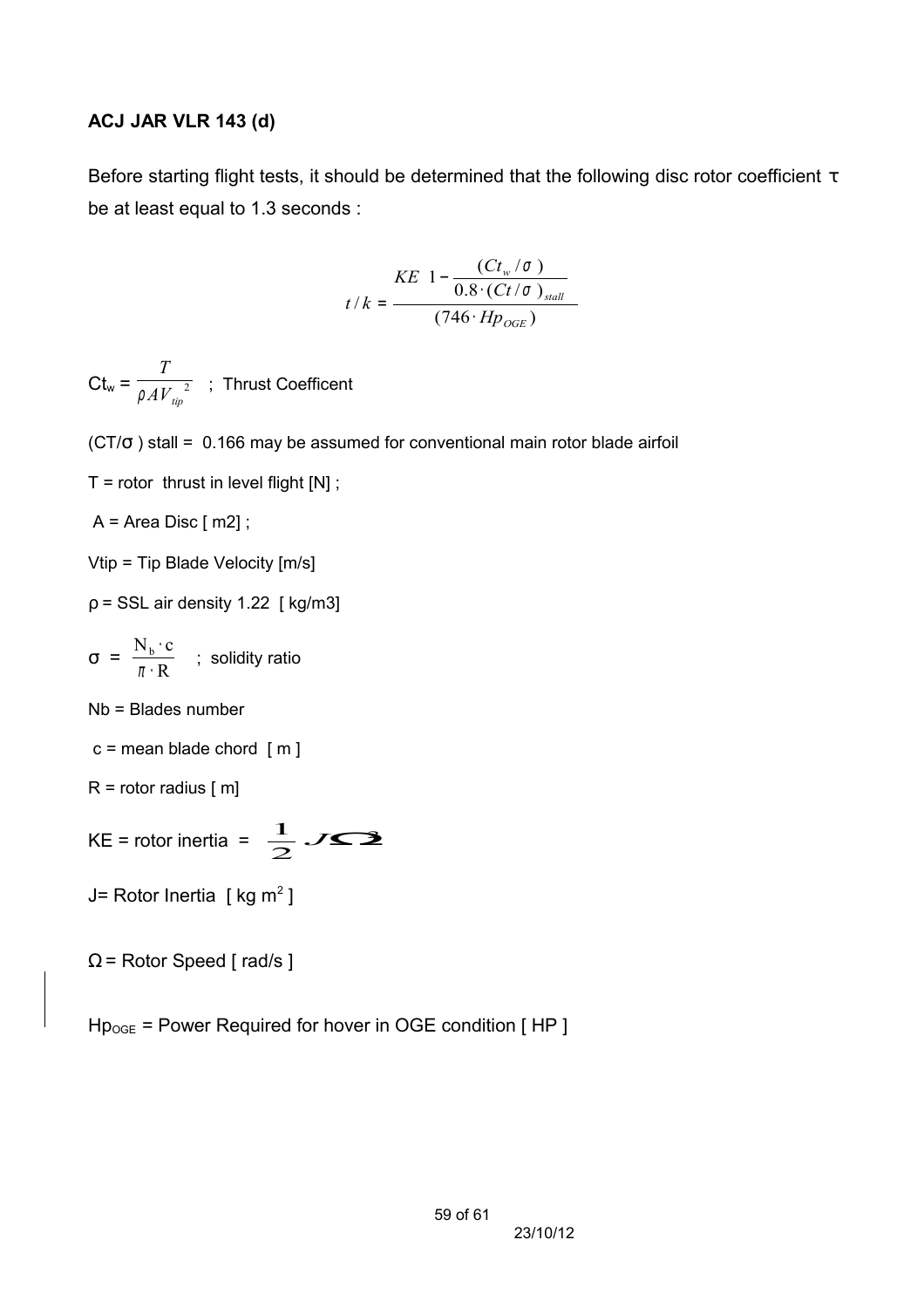**ACJ JAR VLR 143 (d)**

Before starting flight tests, it should be determined that the following disc rotor coefficient τ be at least equal to 1.3 seconds :

$$t/k = \frac{KE\left(1 - \frac{(Ct_w/\sigma)}{0.8\cdot(Ct/\sigma)_{stall}}\right)}{(746\cdot Hp_{OGE})}$$

$Ct_w = \frac{T}{\rho A V_{tip}^{\ 2}}$ ; Thrust Coefficent

$(CT/\sigma)$ stall = 0.166 may be assumed for conventional main rotor blade airfoil

T = rotor thrust in level flight [N] ;

A = Area Disc [ m2] ;

Vtip = Tip Blade Velocity [m/s]

ρ = SSL air density 1.22 [ kg/m3]

$\sigma = \frac{N_b \cdot c}{\pi \cdot R}$ ; solidity ratio

Nb = Blades number

c = mean blade chord [ m ]

R = rotor radius [ m]

KE = rotor inertia = $\frac{1}{2} J\Omega^2$

J= Rotor Inertia [ kg m$^2$ ]

Ω = Rotor Speed [ rad/s ]

$Hp_{OGE}$ = Power Required for hover in OGE condition [ HP ]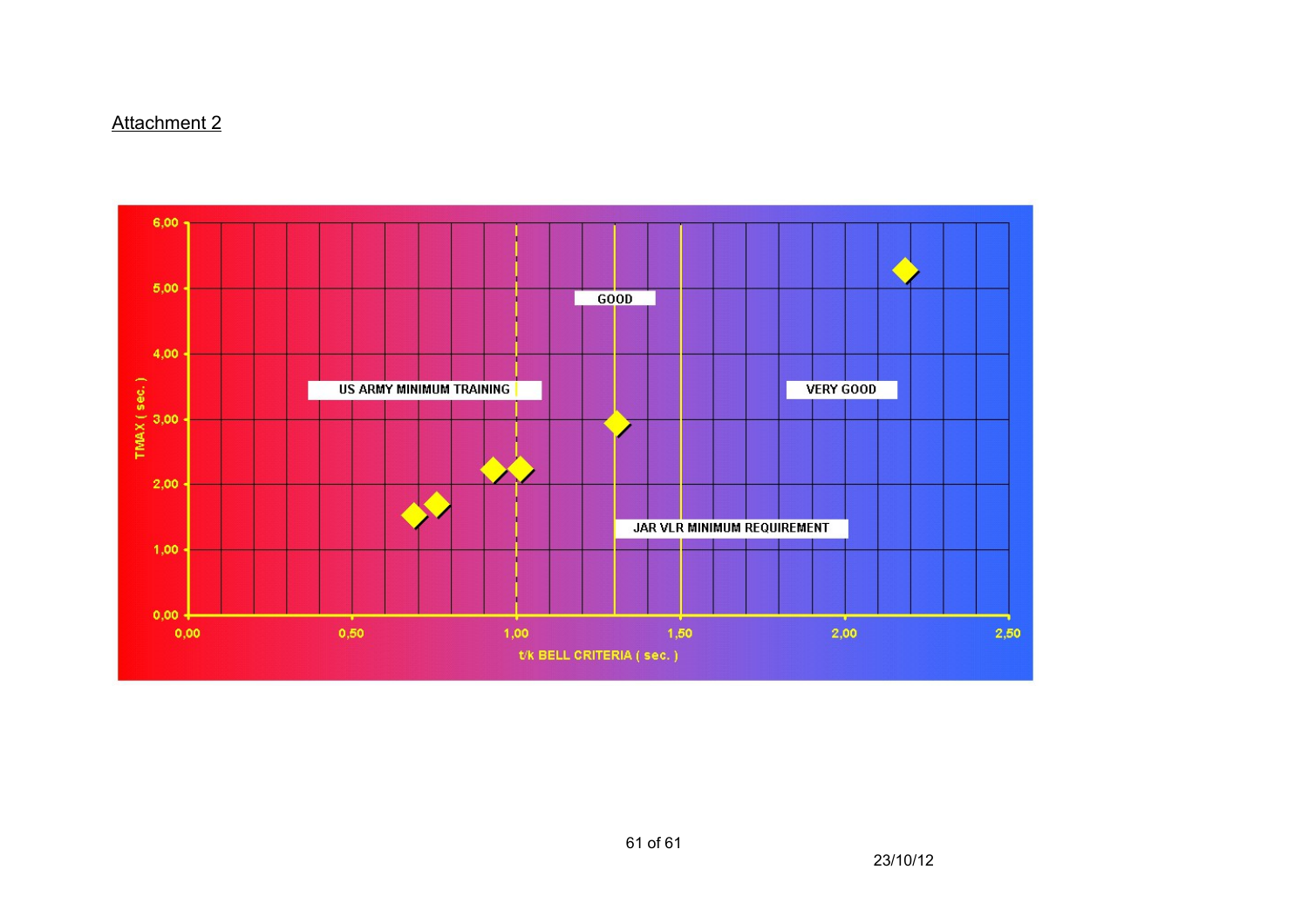Attachment 2

6,00
5,00
4,00
3,00
2,00
1,00
0,00

TMAX ( sec. )

0,00
0,50
1,00
1,50
2,00
2,50

t/k BELL CRITERIA ( sec. )

GOOD

US ARMY MINIMUM TRAINING

VERY GOOD

JAR VLR MINIMUM REQUIREMENT

23/10/12